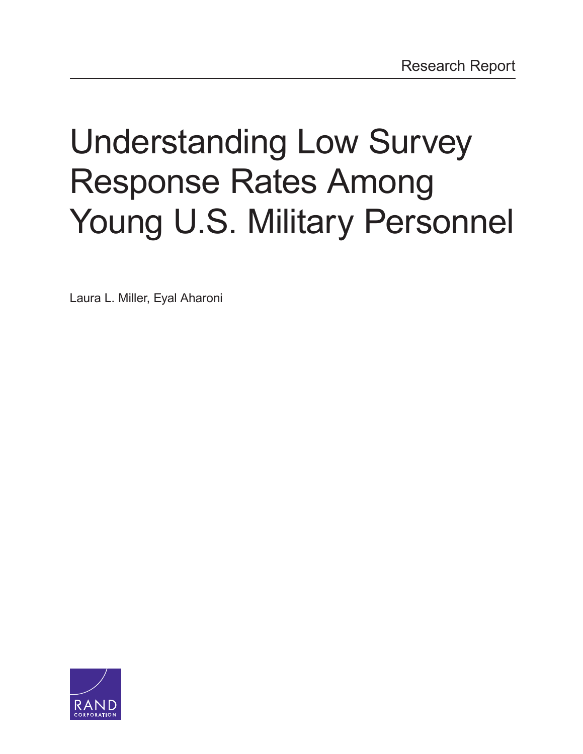Research Report

# Understanding Low Survey Response Rates Among Young U.S. Military Personnel

Laura L. Miller, Eyal Aharoni

RAND CORPORATION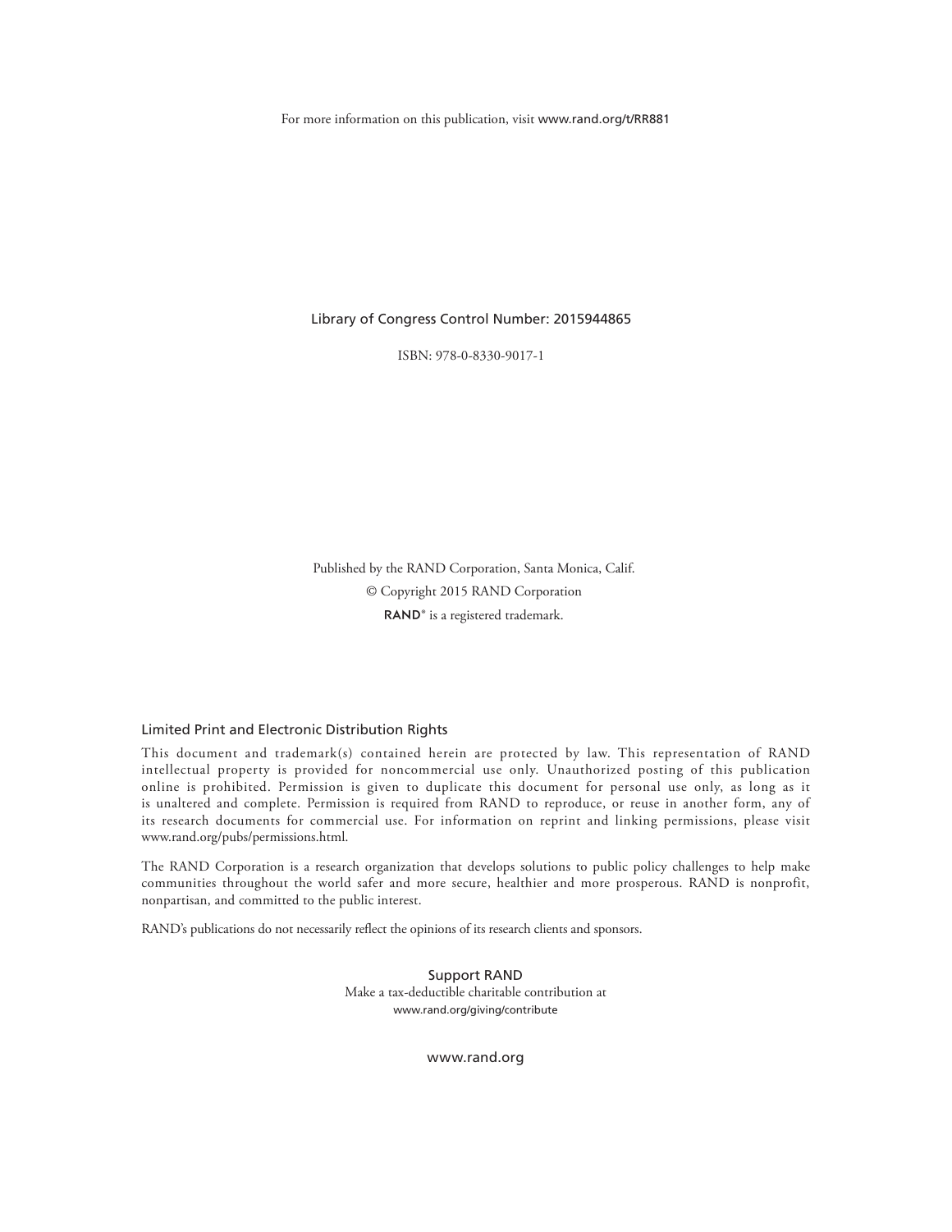For more information on this publication, visit www.rand.org/t/RR881

Library of Congress Control Number: 2015944865

ISBN: 978-0-8330-9017-1

Published by the RAND Corporation, Santa Monica, Calif.

© Copyright 2015 RAND Corporation

RAND® is a registered trademark.

## Limited Print and Electronic Distribution Rights

This document and trademark(s) contained herein are protected by law. This representation of RAND intellectual property is provided for noncommercial use only. Unauthorized posting of this publication online is prohibited. Permission is given to duplicate this document for personal use only, as long as it is unaltered and complete. Permission is required from RAND to reproduce, or reuse in another form, any of its research documents for commercial use. For information on reprint and linking permissions, please visit www.rand.org/pubs/permissions.html.

The RAND Corporation is a research organization that develops solutions to public policy challenges to help make communities throughout the world safer and more secure, healthier and more prosperous. RAND is nonprofit, nonpartisan, and committed to the public interest.

RAND's publications do not necessarily reflect the opinions of its research clients and sponsors.

Support RAND

Make a tax-deductible charitable contribution at
www.rand.org/giving/contribute

www.rand.org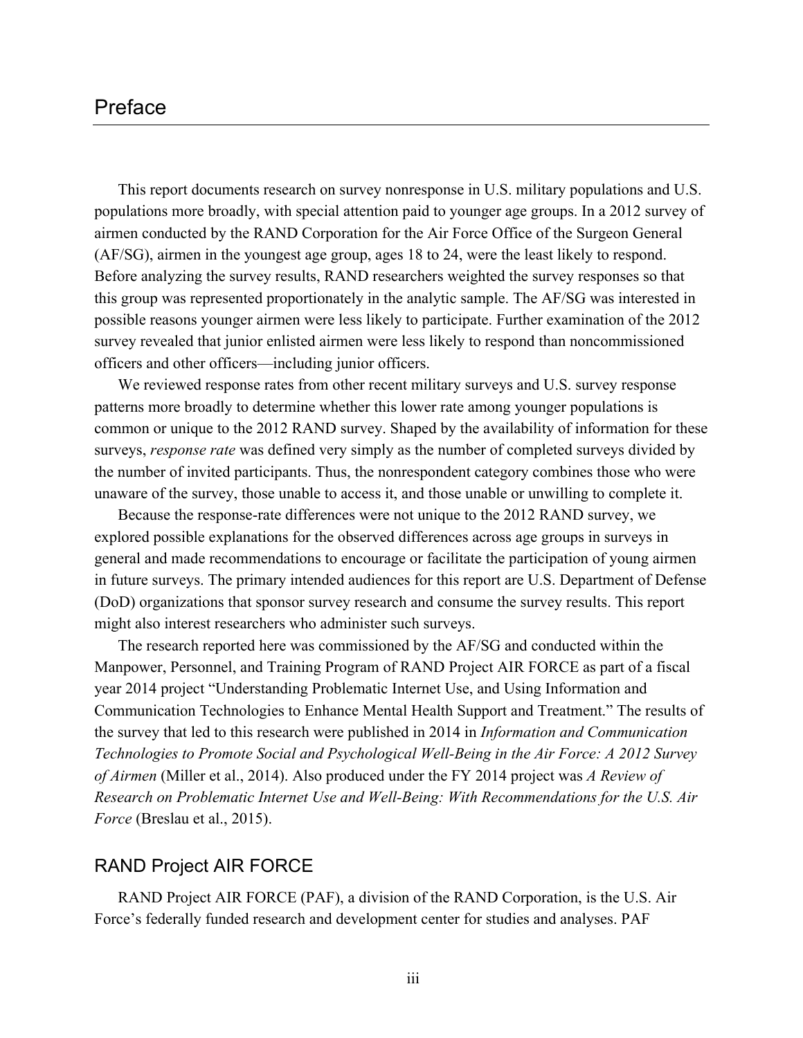# Preface

This report documents research on survey nonresponse in U.S. military populations and U.S. populations more broadly, with special attention paid to younger age groups. In a 2012 survey of airmen conducted by the RAND Corporation for the Air Force Office of the Surgeon General (AF/SG), airmen in the youngest age group, ages 18 to 24, were the least likely to respond. Before analyzing the survey results, RAND researchers weighted the survey responses so that this group was represented proportionately in the analytic sample. The AF/SG was interested in possible reasons younger airmen were less likely to participate. Further examination of the 2012 survey revealed that junior enlisted airmen were less likely to respond than noncommissioned officers and other officers—including junior officers.

We reviewed response rates from other recent military surveys and U.S. survey response patterns more broadly to determine whether this lower rate among younger populations is common or unique to the 2012 RAND survey. Shaped by the availability of information for these surveys, *response rate* was defined very simply as the number of completed surveys divided by the number of invited participants. Thus, the nonrespondent category combines those who were unaware of the survey, those unable to access it, and those unable or unwilling to complete it.

Because the response-rate differences were not unique to the 2012 RAND survey, we explored possible explanations for the observed differences across age groups in surveys in general and made recommendations to encourage or facilitate the participation of young airmen in future surveys. The primary intended audiences for this report are U.S. Department of Defense (DoD) organizations that sponsor survey research and consume the survey results. This report might also interest researchers who administer such surveys.

The research reported here was commissioned by the AF/SG and conducted within the Manpower, Personnel, and Training Program of RAND Project AIR FORCE as part of a fiscal year 2014 project "Understanding Problematic Internet Use, and Using Information and Communication Technologies to Enhance Mental Health Support and Treatment." The results of the survey that led to this research were published in 2014 in *Information and Communication Technologies to Promote Social and Psychological Well-Being in the Air Force: A 2012 Survey of Airmen* (Miller et al., 2014). Also produced under the FY 2014 project was *A Review of Research on Problematic Internet Use and Well-Being: With Recommendations for the U.S. Air Force* (Breslau et al., 2015).

## RAND Project AIR FORCE

RAND Project AIR FORCE (PAF), a division of the RAND Corporation, is the U.S. Air Force's federally funded research and development center for studies and analyses. PAF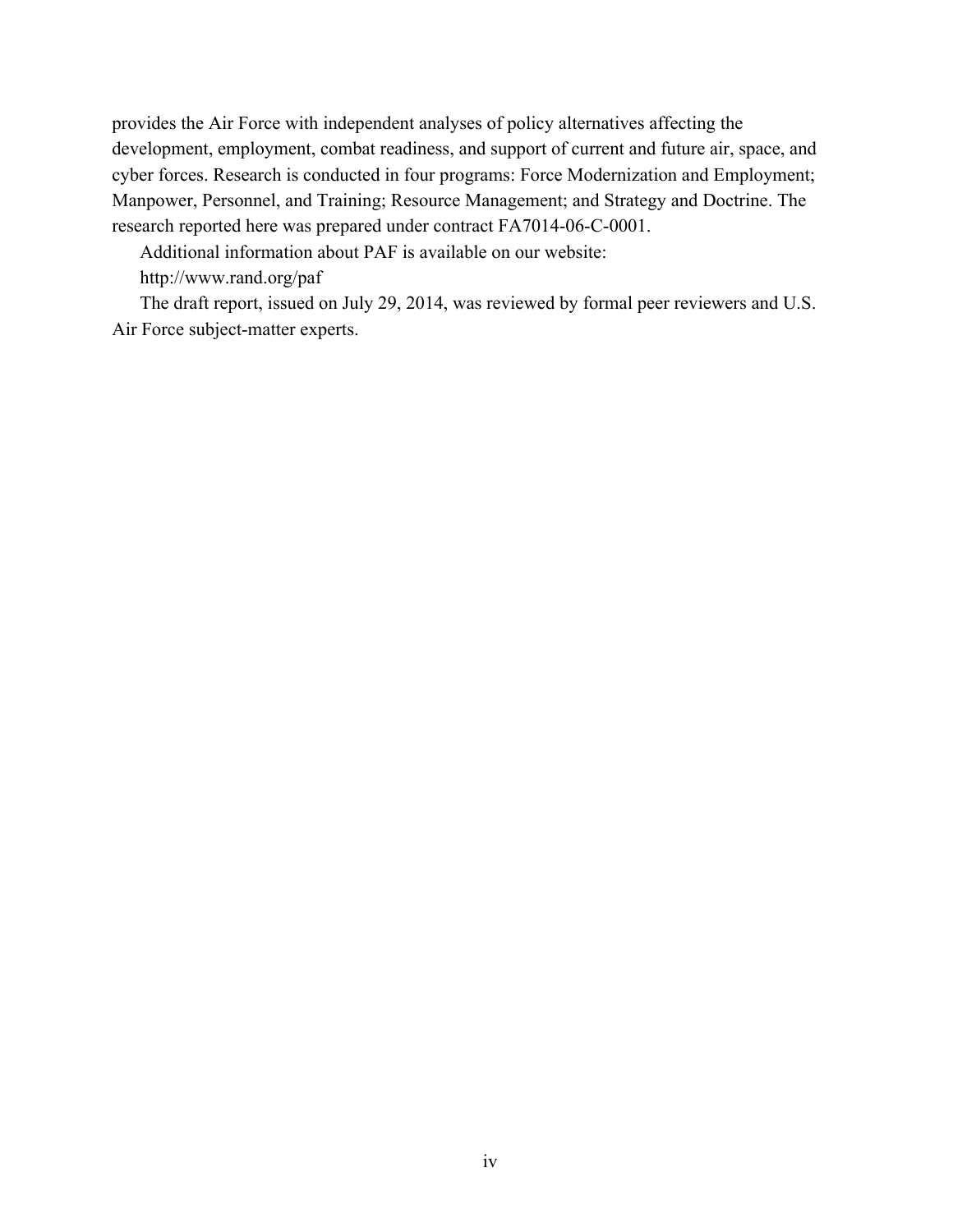provides the Air Force with independent analyses of policy alternatives affecting the development, employment, combat readiness, and support of current and future air, space, and cyber forces. Research is conducted in four programs: Force Modernization and Employment; Manpower, Personnel, and Training; Resource Management; and Strategy and Doctrine. The research reported here was prepared under contract FA7014-06-C-0001.

Additional information about PAF is available on our website:

http://www.rand.org/paf

The draft report, issued on July 29, 2014, was reviewed by formal peer reviewers and U.S. Air Force subject-matter experts.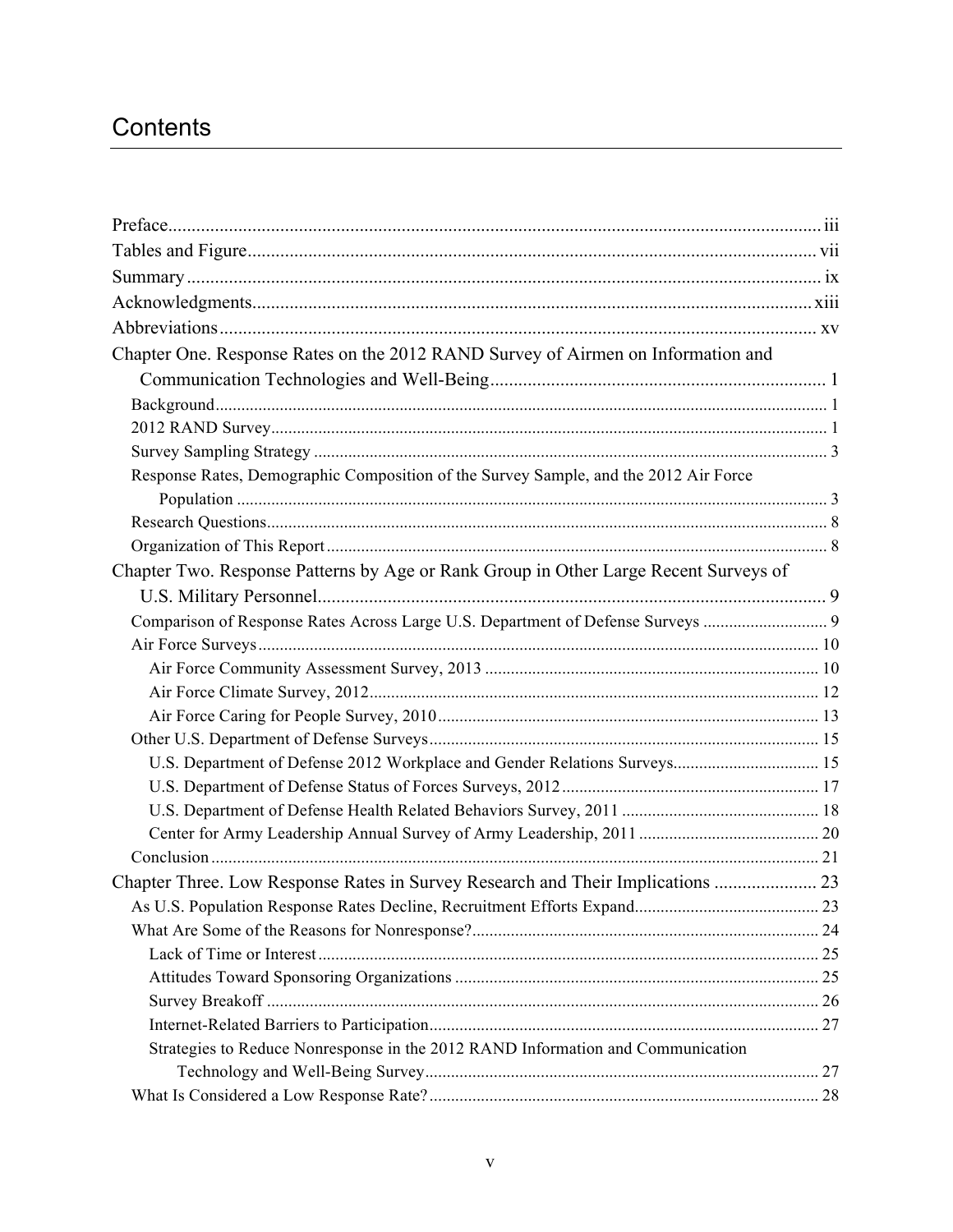# Contents

Preface ............ iii
Tables and Figure ............ vii
Summary ............ ix
Acknowledgments ............ xiii
Abbreviations ............ xv

Chapter One. Response Rates on the 2012 RAND Survey of Airmen on Information and Communication Technologies and Well-Being ............ 1
- Background ............ 1
- 2012 RAND Survey ............ 1
- Survey Sampling Strategy ............ 3
- Response Rates, Demographic Composition of the Survey Sample, and the 2012 Air Force Population ............ 3
- Research Questions ............ 8
- Organization of This Report ............ 8

Chapter Two. Response Patterns by Age or Rank Group in Other Large Recent Surveys of U.S. Military Personnel ............ 9
- Comparison of Response Rates Across Large U.S. Department of Defense Surveys ............ 9
- Air Force Surveys ............ 10
  - Air Force Community Assessment Survey, 2013 ............ 10
  - Air Force Climate Survey, 2012 ............ 12
  - Air Force Caring for People Survey, 2010 ............ 13
- Other U.S. Department of Defense Surveys ............ 15
  - U.S. Department of Defense 2012 Workplace and Gender Relations Surveys ............ 15
  - U.S. Department of Defense Status of Forces Surveys, 2012 ............ 17
  - U.S. Department of Defense Health Related Behaviors Survey, 2011 ............ 18
  - Center for Army Leadership Annual Survey of Army Leadership, 2011 ............ 20
- Conclusion ............ 21

Chapter Three. Low Response Rates in Survey Research and Their Implications ............ 23
- As U.S. Population Response Rates Decline, Recruitment Efforts Expand ............ 23
- What Are Some of the Reasons for Nonresponse? ............ 24
  - Lack of Time or Interest ............ 25
  - Attitudes Toward Sponsoring Organizations ............ 25
  - Survey Breakoff ............ 26
  - Internet-Related Barriers to Participation ............ 27
  - Strategies to Reduce Nonresponse in the 2012 RAND Information and Communication Technology and Well-Being Survey ............ 27
- What Is Considered a Low Response Rate? ............ 28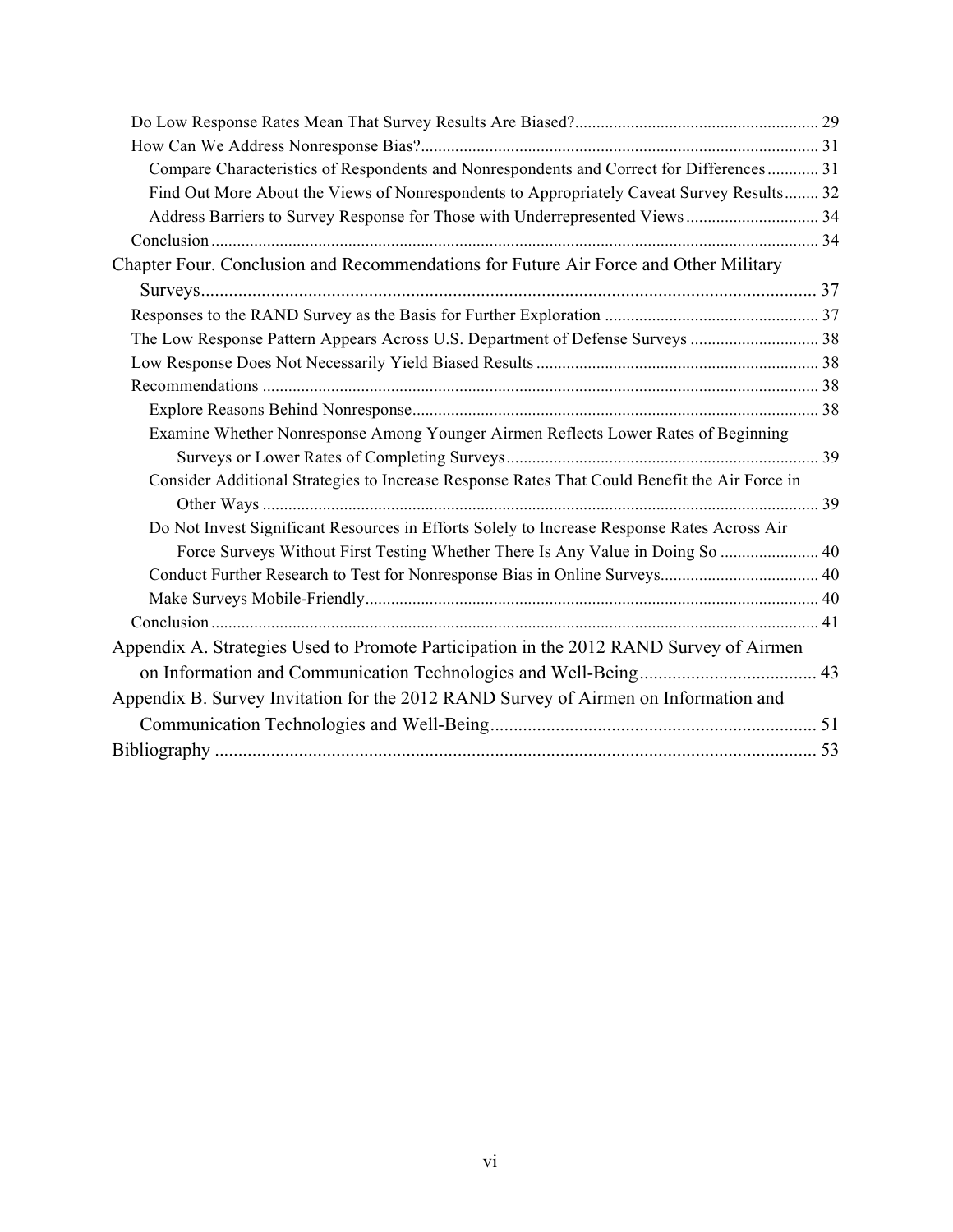- Do Low Response Rates Mean That Survey Results Are Biased? ... 29
- How Can We Address Nonresponse Bias? ... 31
  - Compare Characteristics of Respondents and Nonrespondents and Correct for Differences ... 31
  - Find Out More About the Views of Nonrespondents to Appropriately Caveat Survey Results ... 32
  - Address Barriers to Survey Response for Those with Underrepresented Views ... 34
- Conclusion ... 34

Chapter Four. Conclusion and Recommendations for Future Air Force and Other Military Surveys ... 37

- Responses to the RAND Survey as the Basis for Further Exploration ... 37
- The Low Response Pattern Appears Across U.S. Department of Defense Surveys ... 38
- Low Response Does Not Necessarily Yield Biased Results ... 38
- Recommendations ... 38
  - Explore Reasons Behind Nonresponse ... 38
  - Examine Whether Nonresponse Among Younger Airmen Reflects Lower Rates of Beginning Surveys or Lower Rates of Completing Surveys ... 39
  - Consider Additional Strategies to Increase Response Rates That Could Benefit the Air Force in Other Ways ... 39
  - Do Not Invest Significant Resources in Efforts Solely to Increase Response Rates Across Air Force Surveys Without First Testing Whether There Is Any Value in Doing So ... 40
  - Conduct Further Research to Test for Nonresponse Bias in Online Surveys ... 40
  - Make Surveys Mobile-Friendly ... 40
- Conclusion ... 41

Appendix A. Strategies Used to Promote Participation in the 2012 RAND Survey of Airmen on Information and Communication Technologies and Well-Being ... 43

Appendix B. Survey Invitation for the 2012 RAND Survey of Airmen on Information and Communication Technologies and Well-Being ... 51

Bibliography ... 53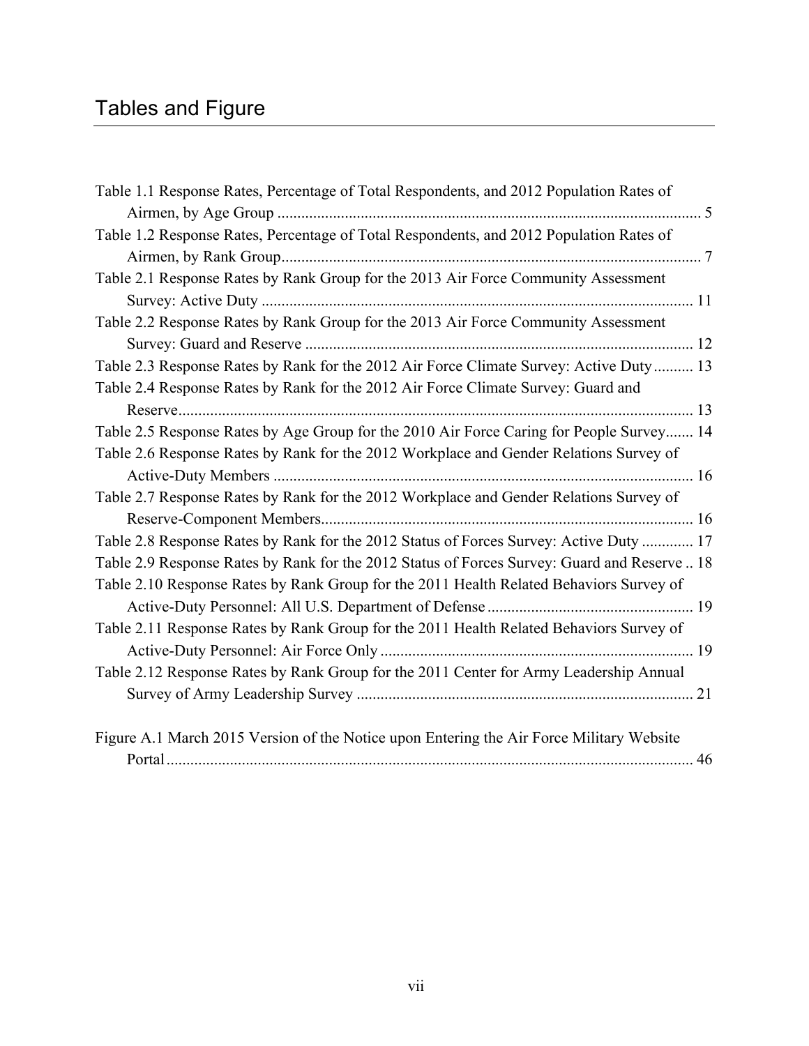# Tables and Figure

Table 1.1 Response Rates, Percentage of Total Respondents, and 2012 Population Rates of Airmen, by Age Group ........................................................................................................ 5

Table 1.2 Response Rates, Percentage of Total Respondents, and 2012 Population Rates of Airmen, by Rank Group........................................................................................................ 7

Table 2.1 Response Rates by Rank Group for the 2013 Air Force Community Assessment Survey: Active Duty ........................................................................................................ 11

Table 2.2 Response Rates by Rank Group for the 2013 Air Force Community Assessment Survey: Guard and Reserve ................................................................................................ 12

Table 2.3 Response Rates by Rank for the 2012 Air Force Climate Survey: Active Duty .......... 13

Table 2.4 Response Rates by Rank for the 2012 Air Force Climate Survey: Guard and Reserve................................................................................................................................ 13

Table 2.5 Response Rates by Age Group for the 2010 Air Force Caring for People Survey....... 14

Table 2.6 Response Rates by Rank for the 2012 Workplace and Gender Relations Survey of Active-Duty Members ........................................................................................................ 16

Table 2.7 Response Rates by Rank for the 2012 Workplace and Gender Relations Survey of Reserve-Component Members............................................................................................ 16

Table 2.8 Response Rates by Rank for the 2012 Status of Forces Survey: Active Duty ............. 17

Table 2.9 Response Rates by Rank for the 2012 Status of Forces Survey: Guard and Reserve .. 18

Table 2.10 Response Rates by Rank Group for the 2011 Health Related Behaviors Survey of Active-Duty Personnel: All U.S. Department of Defense ................................................... 19

Table 2.11 Response Rates by Rank Group for the 2011 Health Related Behaviors Survey of Active-Duty Personnel: Air Force Only .............................................................................. 19

Table 2.12 Response Rates by Rank Group for the 2011 Center for Army Leadership Annual Survey of Army Leadership Survey .................................................................................... 21

Figure A.1 March 2015 Version of the Notice upon Entering the Air Force Military Website Portal ................................................................................................................................... 46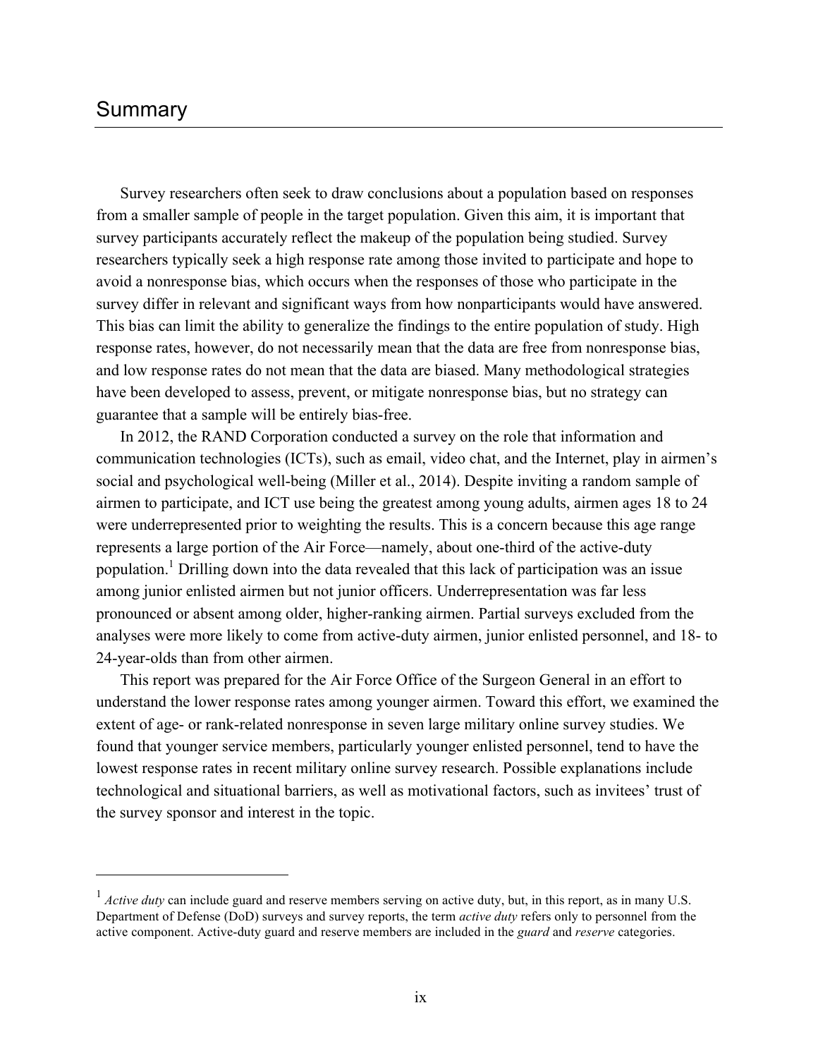# Summary

Survey researchers often seek to draw conclusions about a population based on responses from a smaller sample of people in the target population. Given this aim, it is important that survey participants accurately reflect the makeup of the population being studied. Survey researchers typically seek a high response rate among those invited to participate and hope to avoid a nonresponse bias, which occurs when the responses of those who participate in the survey differ in relevant and significant ways from how nonparticipants would have answered. This bias can limit the ability to generalize the findings to the entire population of study. High response rates, however, do not necessarily mean that the data are free from nonresponse bias, and low response rates do not mean that the data are biased. Many methodological strategies have been developed to assess, prevent, or mitigate nonresponse bias, but no strategy can guarantee that a sample will be entirely bias-free.

In 2012, the RAND Corporation conducted a survey on the role that information and communication technologies (ICTs), such as email, video chat, and the Internet, play in airmen's social and psychological well-being (Miller et al., 2014). Despite inviting a random sample of airmen to participate, and ICT use being the greatest among young adults, airmen ages 18 to 24 were underrepresented prior to weighting the results. This is a concern because this age range represents a large portion of the Air Force—namely, about one-third of the active-duty population.[1] Drilling down into the data revealed that this lack of participation was an issue among junior enlisted airmen but not junior officers. Underrepresentation was far less pronounced or absent among older, higher-ranking airmen. Partial surveys excluded from the analyses were more likely to come from active-duty airmen, junior enlisted personnel, and 18- to 24-year-olds than from other airmen.

This report was prepared for the Air Force Office of the Surgeon General in an effort to understand the lower response rates among younger airmen. Toward this effort, we examined the extent of age- or rank-related nonresponse in seven large military online survey studies. We found that younger service members, particularly younger enlisted personnel, tend to have the lowest response rates in recent military online survey research. Possible explanations include technological and situational barriers, as well as motivational factors, such as invitees' trust of the survey sponsor and interest in the topic.

---

[1] *Active duty* can include guard and reserve members serving on active duty, but, in this report, as in many U.S. Department of Defense (DoD) surveys and survey reports, the term *active duty* refers only to personnel from the active component. Active-duty guard and reserve members are included in the *guard* and *reserve* categories.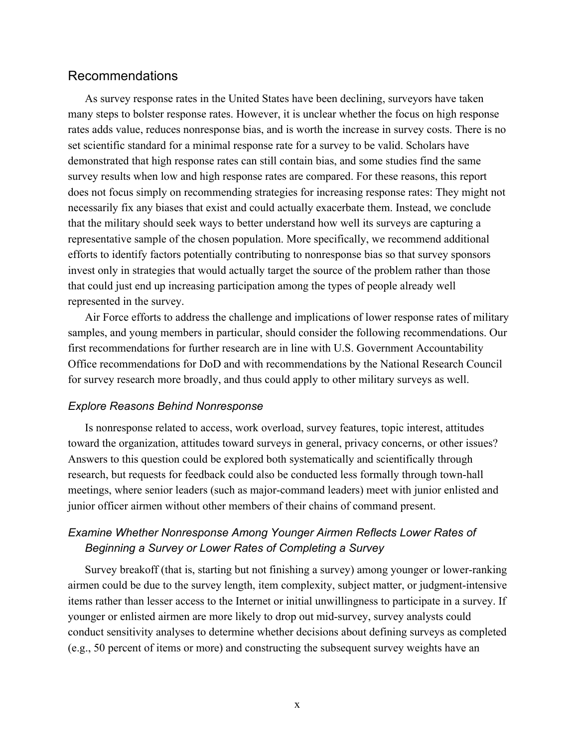## Recommendations

As survey response rates in the United States have been declining, surveyors have taken many steps to bolster response rates. However, it is unclear whether the focus on high response rates adds value, reduces nonresponse bias, and is worth the increase in survey costs. There is no set scientific standard for a minimal response rate for a survey to be valid. Scholars have demonstrated that high response rates can still contain bias, and some studies find the same survey results when low and high response rates are compared. For these reasons, this report does not focus simply on recommending strategies for increasing response rates: They might not necessarily fix any biases that exist and could actually exacerbate them. Instead, we conclude that the military should seek ways to better understand how well its surveys are capturing a representative sample of the chosen population. More specifically, we recommend additional efforts to identify factors potentially contributing to nonresponse bias so that survey sponsors invest only in strategies that would actually target the source of the problem rather than those that could just end up increasing participation among the types of people already well represented in the survey.

Air Force efforts to address the challenge and implications of lower response rates of military samples, and young members in particular, should consider the following recommendations. Our first recommendations for further research are in line with U.S. Government Accountability Office recommendations for DoD and with recommendations by the National Research Council for survey research more broadly, and thus could apply to other military surveys as well.

### *Explore Reasons Behind Nonresponse*

Is nonresponse related to access, work overload, survey features, topic interest, attitudes toward the organization, attitudes toward surveys in general, privacy concerns, or other issues? Answers to this question could be explored both systematically and scientifically through research, but requests for feedback could also be conducted less formally through town-hall meetings, where senior leaders (such as major-command leaders) meet with junior enlisted and junior officer airmen without other members of their chains of command present.

### *Examine Whether Nonresponse Among Younger Airmen Reflects Lower Rates of Beginning a Survey or Lower Rates of Completing a Survey*

Survey breakoff (that is, starting but not finishing a survey) among younger or lower-ranking airmen could be due to the survey length, item complexity, subject matter, or judgment-intensive items rather than lesser access to the Internet or initial unwillingness to participate in a survey. If younger or enlisted airmen are more likely to drop out mid-survey, survey analysts could conduct sensitivity analyses to determine whether decisions about defining surveys as completed (e.g., 50 percent of items or more) and constructing the subsequent survey weights have an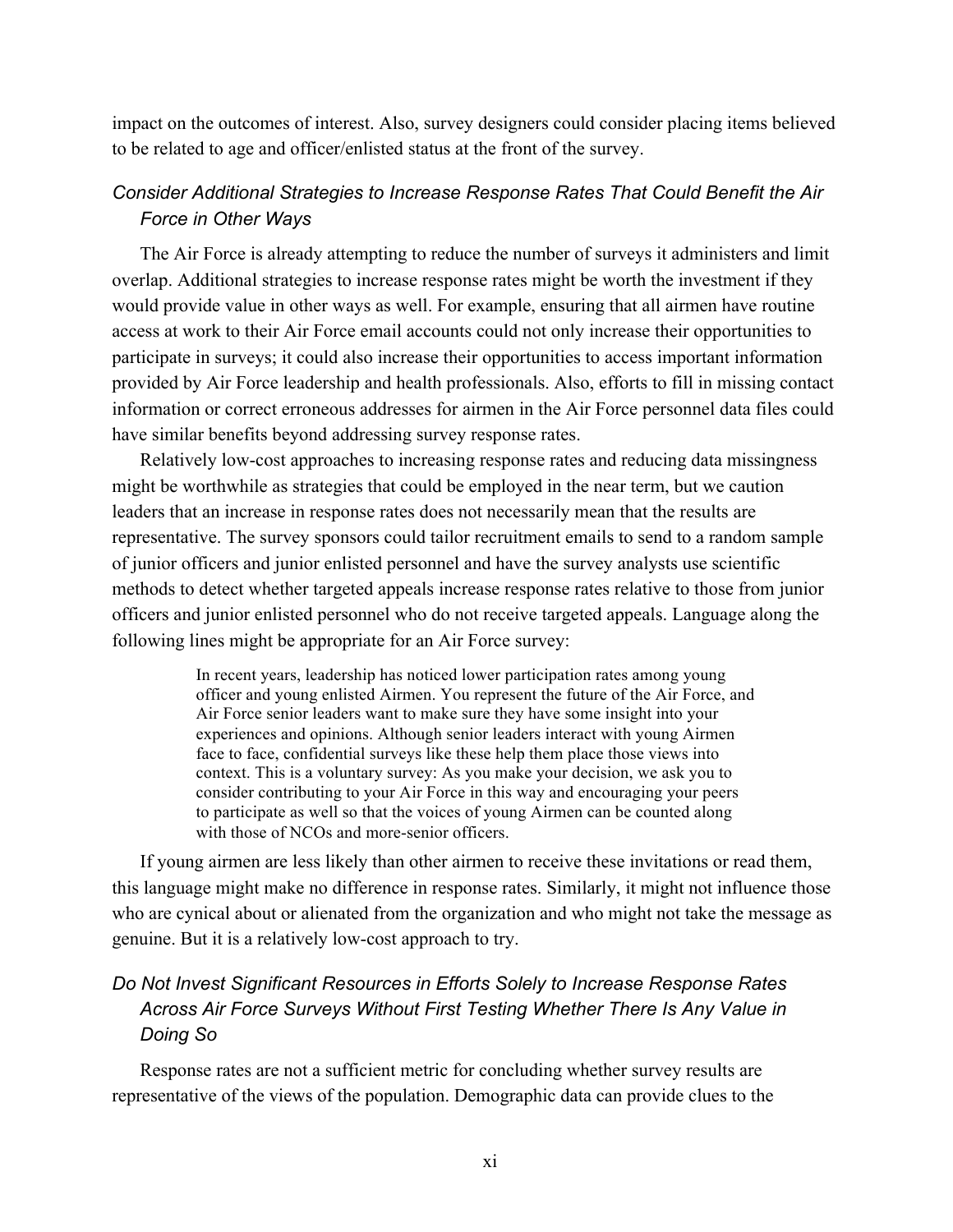impact on the outcomes of interest. Also, survey designers could consider placing items believed to be related to age and officer/enlisted status at the front of the survey.

### *Consider Additional Strategies to Increase Response Rates That Could Benefit the Air Force in Other Ways*

The Air Force is already attempting to reduce the number of surveys it administers and limit overlap. Additional strategies to increase response rates might be worth the investment if they would provide value in other ways as well. For example, ensuring that all airmen have routine access at work to their Air Force email accounts could not only increase their opportunities to participate in surveys; it could also increase their opportunities to access important information provided by Air Force leadership and health professionals. Also, efforts to fill in missing contact information or correct erroneous addresses for airmen in the Air Force personnel data files could have similar benefits beyond addressing survey response rates.

Relatively low-cost approaches to increasing response rates and reducing data missingness might be worthwhile as strategies that could be employed in the near term, but we caution leaders that an increase in response rates does not necessarily mean that the results are representative. The survey sponsors could tailor recruitment emails to send to a random sample of junior officers and junior enlisted personnel and have the survey analysts use scientific methods to detect whether targeted appeals increase response rates relative to those from junior officers and junior enlisted personnel who do not receive targeted appeals. Language along the following lines might be appropriate for an Air Force survey:

> In recent years, leadership has noticed lower participation rates among young officer and young enlisted Airmen. You represent the future of the Air Force, and Air Force senior leaders want to make sure they have some insight into your experiences and opinions. Although senior leaders interact with young Airmen face to face, confidential surveys like these help them place those views into context. This is a voluntary survey: As you make your decision, we ask you to consider contributing to your Air Force in this way and encouraging your peers to participate as well so that the voices of young Airmen can be counted along with those of NCOs and more-senior officers.

If young airmen are less likely than other airmen to receive these invitations or read them, this language might make no difference in response rates. Similarly, it might not influence those who are cynical about or alienated from the organization and who might not take the message as genuine. But it is a relatively low-cost approach to try.

### *Do Not Invest Significant Resources in Efforts Solely to Increase Response Rates Across Air Force Surveys Without First Testing Whether There Is Any Value in Doing So*

Response rates are not a sufficient metric for concluding whether survey results are representative of the views of the population. Demographic data can provide clues to the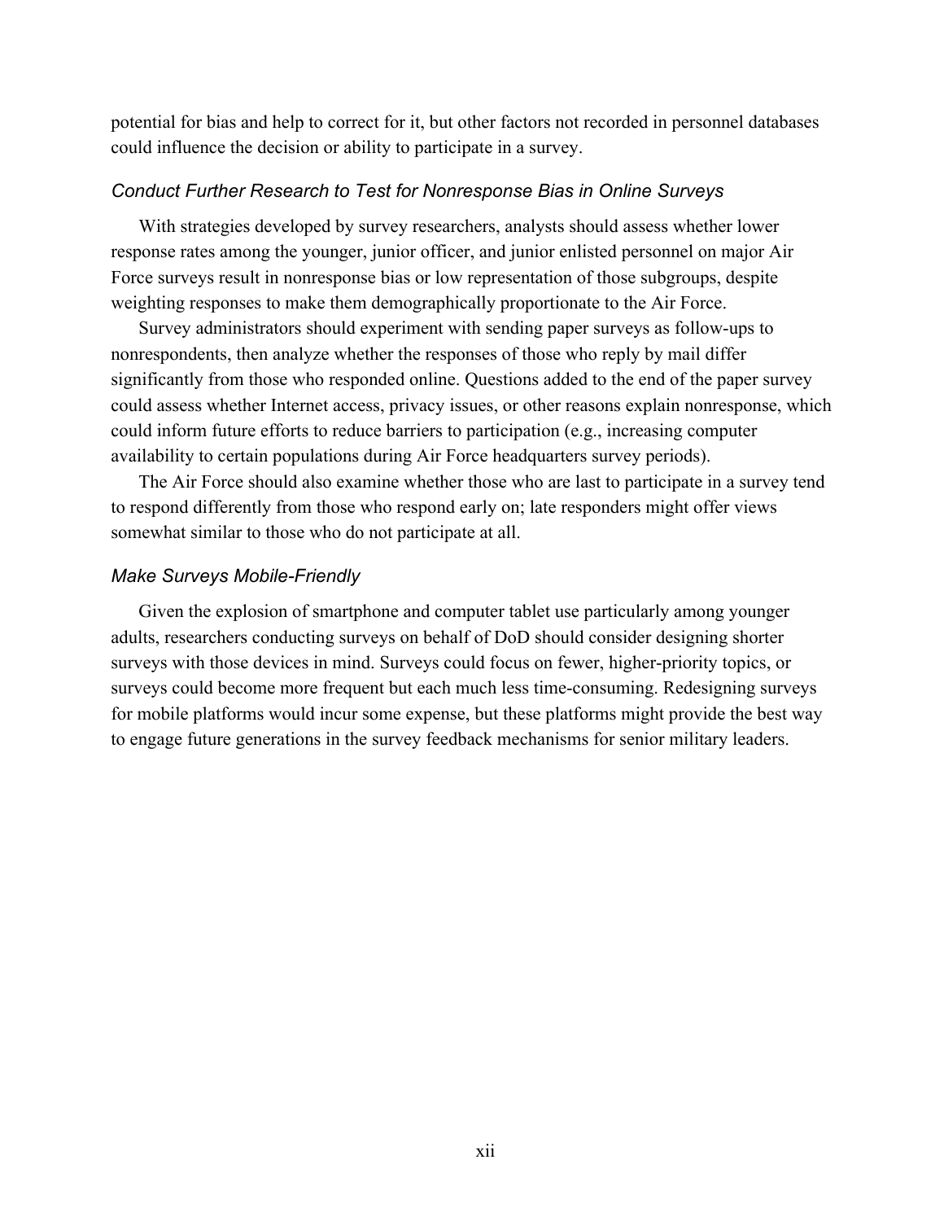potential for bias and help to correct for it, but other factors not recorded in personnel databases could influence the decision or ability to participate in a survey.

### *Conduct Further Research to Test for Nonresponse Bias in Online Surveys*

With strategies developed by survey researchers, analysts should assess whether lower response rates among the younger, junior officer, and junior enlisted personnel on major Air Force surveys result in nonresponse bias or low representation of those subgroups, despite weighting responses to make them demographically proportionate to the Air Force.

Survey administrators should experiment with sending paper surveys as follow-ups to nonrespondents, then analyze whether the responses of those who reply by mail differ significantly from those who responded online. Questions added to the end of the paper survey could assess whether Internet access, privacy issues, or other reasons explain nonresponse, which could inform future efforts to reduce barriers to participation (e.g., increasing computer availability to certain populations during Air Force headquarters survey periods).

The Air Force should also examine whether those who are last to participate in a survey tend to respond differently from those who respond early on; late responders might offer views somewhat similar to those who do not participate at all.

### *Make Surveys Mobile-Friendly*

Given the explosion of smartphone and computer tablet use particularly among younger adults, researchers conducting surveys on behalf of DoD should consider designing shorter surveys with those devices in mind. Surveys could focus on fewer, higher-priority topics, or surveys could become more frequent but each much less time-consuming. Redesigning surveys for mobile platforms would incur some expense, but these platforms might provide the best way to engage future generations in the survey feedback mechanisms for senior military leaders.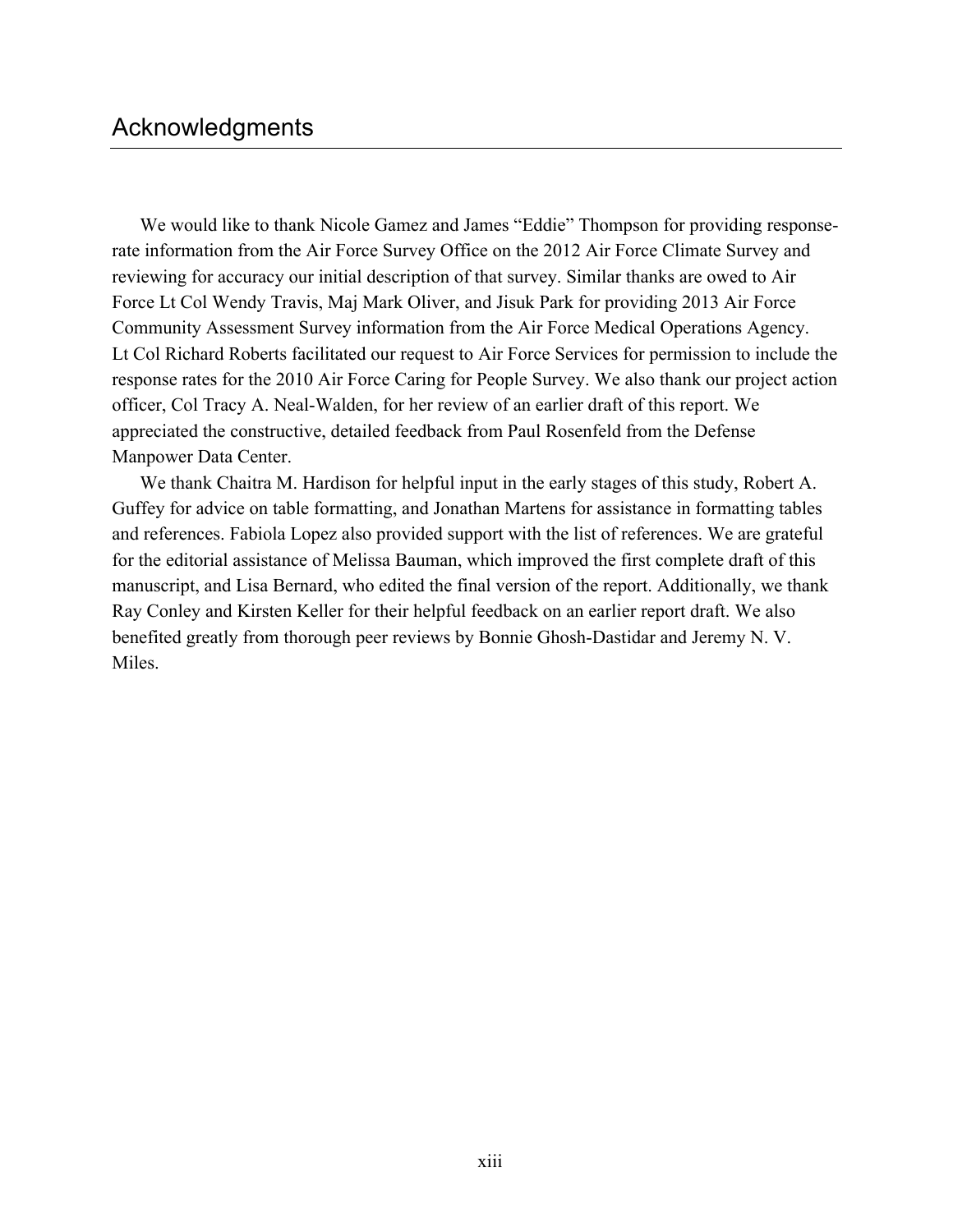# Acknowledgments

We would like to thank Nicole Gamez and James "Eddie" Thompson for providing response-rate information from the Air Force Survey Office on the 2012 Air Force Climate Survey and reviewing for accuracy our initial description of that survey. Similar thanks are owed to Air Force Lt Col Wendy Travis, Maj Mark Oliver, and Jisuk Park for providing 2013 Air Force Community Assessment Survey information from the Air Force Medical Operations Agency. Lt Col Richard Roberts facilitated our request to Air Force Services for permission to include the response rates for the 2010 Air Force Caring for People Survey. We also thank our project action officer, Col Tracy A. Neal-Walden, for her review of an earlier draft of this report. We appreciated the constructive, detailed feedback from Paul Rosenfeld from the Defense Manpower Data Center.

We thank Chaitra M. Hardison for helpful input in the early stages of this study, Robert A. Guffey for advice on table formatting, and Jonathan Martens for assistance in formatting tables and references. Fabiola Lopez also provided support with the list of references. We are grateful for the editorial assistance of Melissa Bauman, which improved the first complete draft of this manuscript, and Lisa Bernard, who edited the final version of the report. Additionally, we thank Ray Conley and Kirsten Keller for their helpful feedback on an earlier report draft. We also benefited greatly from thorough peer reviews by Bonnie Ghosh-Dastidar and Jeremy N. V. Miles.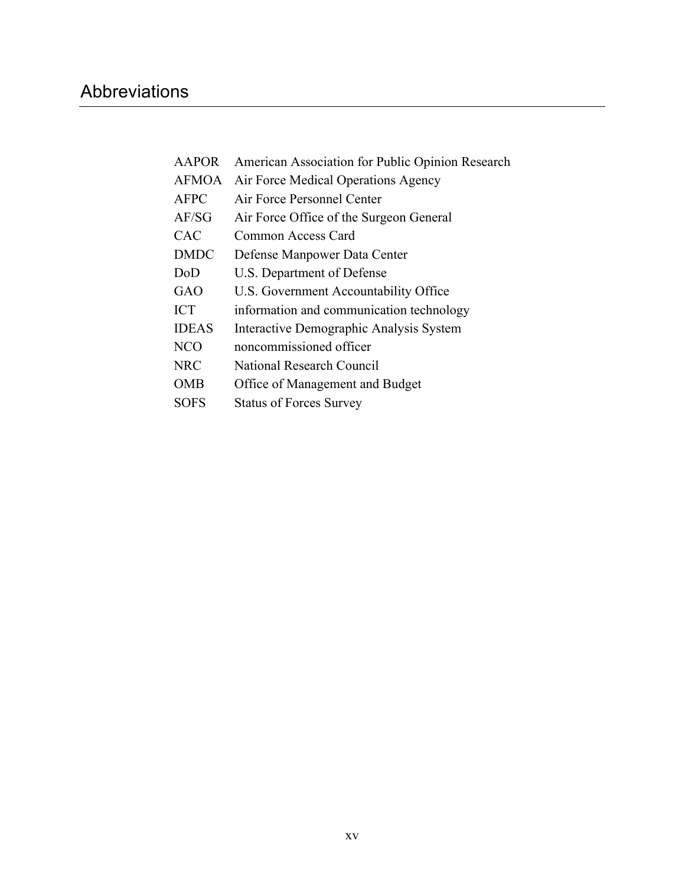# Abbreviations

| | |
|---|---|
| AAPOR | American Association for Public Opinion Research |
| AFMOA | Air Force Medical Operations Agency |
| AFPC | Air Force Personnel Center |
| AF/SG | Air Force Office of the Surgeon General |
| CAC | Common Access Card |
| DMDC | Defense Manpower Data Center |
| DoD | U.S. Department of Defense |
| GAO | U.S. Government Accountability Office |
| ICT | information and communication technology |
| IDEAS | Interactive Demographic Analysis System |
| NCO | noncommissioned officer |
| NRC | National Research Council |
| OMB | Office of Management and Budget |
| SOFS | Status of Forces Survey |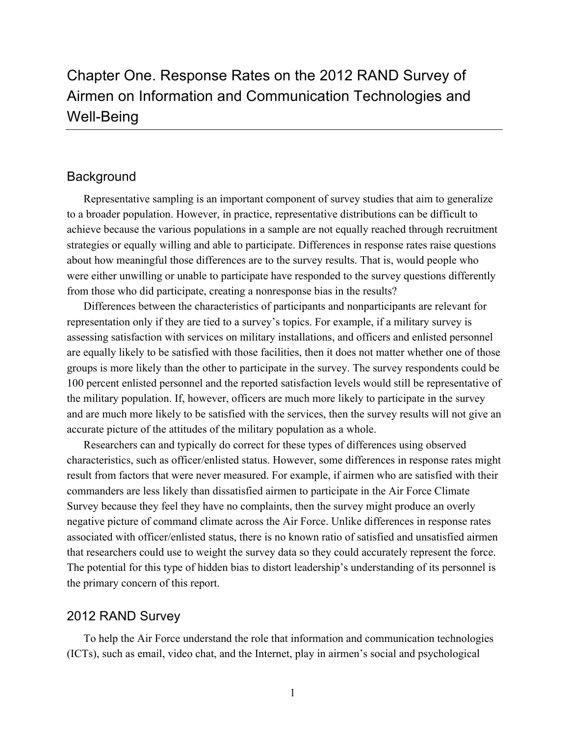# Chapter One. Response Rates on the 2012 RAND Survey of Airmen on Information and Communication Technologies and Well-Being

## Background

Representative sampling is an important component of survey studies that aim to generalize to a broader population. However, in practice, representative distributions can be difficult to achieve because the various populations in a sample are not equally reached through recruitment strategies or equally willing and able to participate. Differences in response rates raise questions about how meaningful those differences are to the survey results. That is, would people who were either unwilling or unable to participate have responded to the survey questions differently from those who did participate, creating a nonresponse bias in the results?

Differences between the characteristics of participants and nonparticipants are relevant for representation only if they are tied to a survey's topics. For example, if a military survey is assessing satisfaction with services on military installations, and officers and enlisted personnel are equally likely to be satisfied with those facilities, then it does not matter whether one of those groups is more likely than the other to participate in the survey. The survey respondents could be 100 percent enlisted personnel and the reported satisfaction levels would still be representative of the military population. If, however, officers are much more likely to participate in the survey and are much more likely to be satisfied with the services, then the survey results will not give an accurate picture of the attitudes of the military population as a whole.

Researchers can and typically do correct for these types of differences using observed characteristics, such as officer/enlisted status. However, some differences in response rates might result from factors that were never measured. For example, if airmen who are satisfied with their commanders are less likely than dissatisfied airmen to participate in the Air Force Climate Survey because they feel they have no complaints, then the survey might produce an overly negative picture of command climate across the Air Force. Unlike differences in response rates associated with officer/enlisted status, there is no known ratio of satisfied and unsatisfied airmen that researchers could use to weight the survey data so they could accurately represent the force. The potential for this type of hidden bias to distort leadership's understanding of its personnel is the primary concern of this report.

## 2012 RAND Survey

To help the Air Force understand the role that information and communication technologies (ICTs), such as email, video chat, and the Internet, play in airmen's social and psychological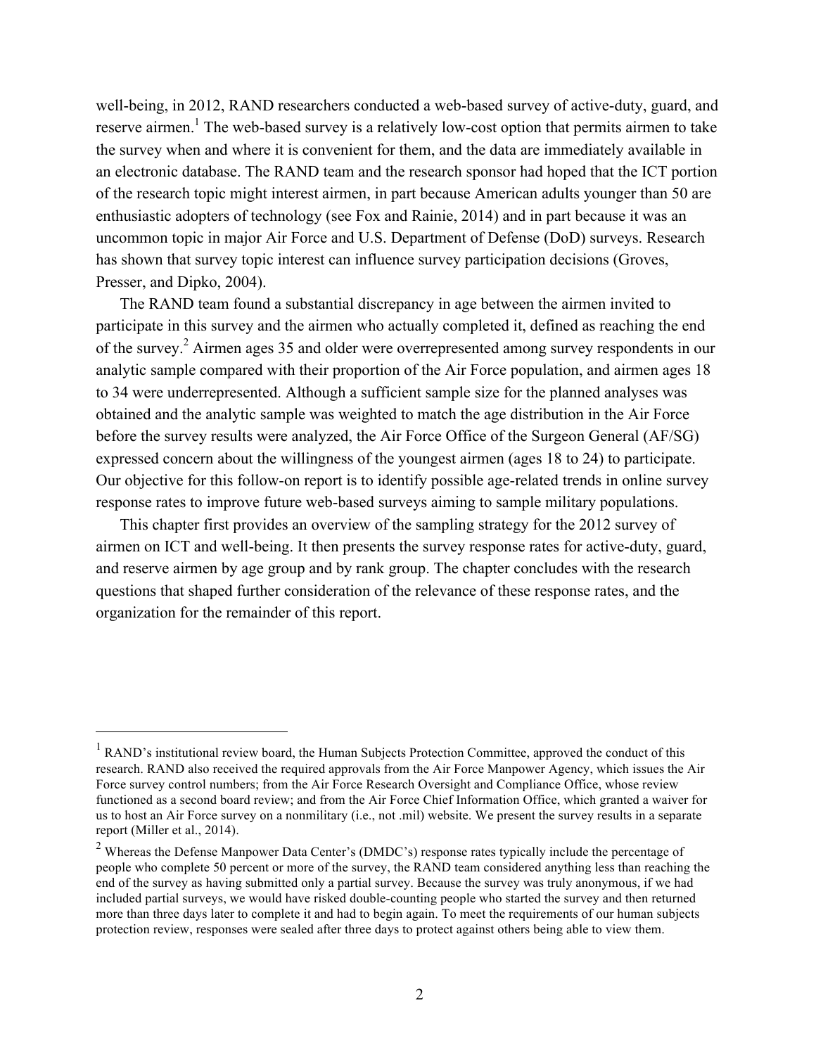well-being, in 2012, RAND researchers conducted a web-based survey of active-duty, guard, and reserve airmen.[1] The web-based survey is a relatively low-cost option that permits airmen to take the survey when and where it is convenient for them, and the data are immediately available in an electronic database. The RAND team and the research sponsor had hoped that the ICT portion of the research topic might interest airmen, in part because American adults younger than 50 are enthusiastic adopters of technology (see Fox and Rainie, 2014) and in part because it was an uncommon topic in major Air Force and U.S. Department of Defense (DoD) surveys. Research has shown that survey topic interest can influence survey participation decisions (Groves, Presser, and Dipko, 2004).

The RAND team found a substantial discrepancy in age between the airmen invited to participate in this survey and the airmen who actually completed it, defined as reaching the end of the survey.[2] Airmen ages 35 and older were overrepresented among survey respondents in our analytic sample compared with their proportion of the Air Force population, and airmen ages 18 to 34 were underrepresented. Although a sufficient sample size for the planned analyses was obtained and the analytic sample was weighted to match the age distribution in the Air Force before the survey results were analyzed, the Air Force Office of the Surgeon General (AF/SG) expressed concern about the willingness of the youngest airmen (ages 18 to 24) to participate. Our objective for this follow-on report is to identify possible age-related trends in online survey response rates to improve future web-based surveys aiming to sample military populations.

This chapter first provides an overview of the sampling strategy for the 2012 survey of airmen on ICT and well-being. It then presents the survey response rates for active-duty, guard, and reserve airmen by age group and by rank group. The chapter concludes with the research questions that shaped further consideration of the relevance of these response rates, and the organization for the remainder of this report.

---

[1] RAND's institutional review board, the Human Subjects Protection Committee, approved the conduct of this research. RAND also received the required approvals from the Air Force Manpower Agency, which issues the Air Force survey control numbers; from the Air Force Research Oversight and Compliance Office, whose review functioned as a second board review; and from the Air Force Chief Information Office, which granted a waiver for us to host an Air Force survey on a nonmilitary (i.e., not .mil) website. We present the survey results in a separate report (Miller et al., 2014).

[2] Whereas the Defense Manpower Data Center's (DMDC's) response rates typically include the percentage of people who complete 50 percent or more of the survey, the RAND team considered anything less than reaching the end of the survey as having submitted only a partial survey. Because the survey was truly anonymous, if we had included partial surveys, we would have risked double-counting people who started the survey and then returned more than three days later to complete it and had to begin again. To meet the requirements of our human subjects protection review, responses were sealed after three days to protect against others being able to view them.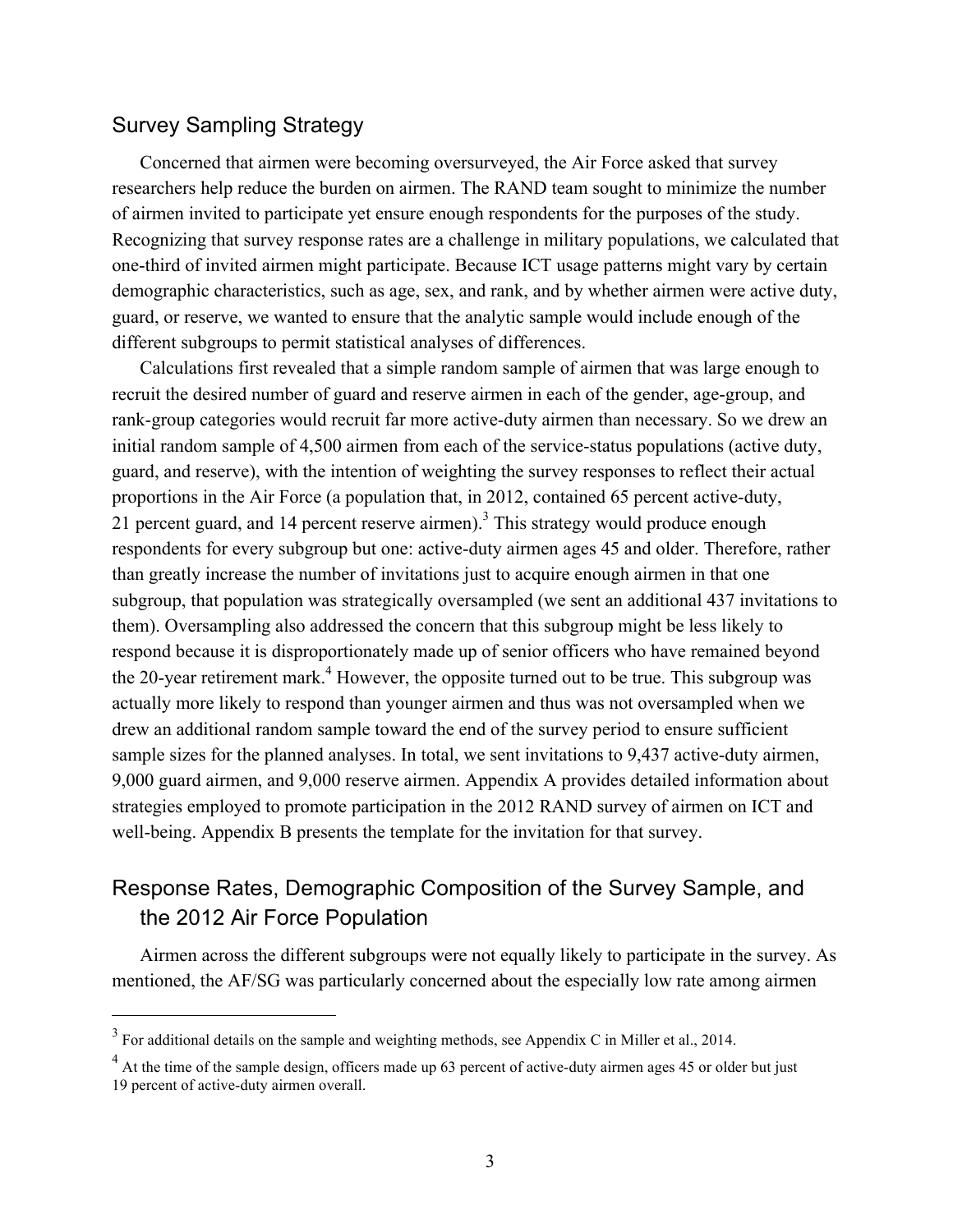## Survey Sampling Strategy

Concerned that airmen were becoming oversurveyed, the Air Force asked that survey researchers help reduce the burden on airmen. The RAND team sought to minimize the number of airmen invited to participate yet ensure enough respondents for the purposes of the study. Recognizing that survey response rates are a challenge in military populations, we calculated that one-third of invited airmen might participate. Because ICT usage patterns might vary by certain demographic characteristics, such as age, sex, and rank, and by whether airmen were active duty, guard, or reserve, we wanted to ensure that the analytic sample would include enough of the different subgroups to permit statistical analyses of differences.

Calculations first revealed that a simple random sample of airmen that was large enough to recruit the desired number of guard and reserve airmen in each of the gender, age-group, and rank-group categories would recruit far more active-duty airmen than necessary. So we drew an initial random sample of 4,500 airmen from each of the service-status populations (active duty, guard, and reserve), with the intention of weighting the survey responses to reflect their actual proportions in the Air Force (a population that, in 2012, contained 65 percent active-duty, 21 percent guard, and 14 percent reserve airmen).[3] This strategy would produce enough respondents for every subgroup but one: active-duty airmen ages 45 and older. Therefore, rather than greatly increase the number of invitations just to acquire enough airmen in that one subgroup, that population was strategically oversampled (we sent an additional 437 invitations to them). Oversampling also addressed the concern that this subgroup might be less likely to respond because it is disproportionately made up of senior officers who have remained beyond the 20-year retirement mark.[4] However, the opposite turned out to be true. This subgroup was actually more likely to respond than younger airmen and thus was not oversampled when we drew an additional random sample toward the end of the survey period to ensure sufficient sample sizes for the planned analyses. In total, we sent invitations to 9,437 active-duty airmen, 9,000 guard airmen, and 9,000 reserve airmen. Appendix A provides detailed information about strategies employed to promote participation in the 2012 RAND survey of airmen on ICT and well-being. Appendix B presents the template for the invitation for that survey.

## Response Rates, Demographic Composition of the Survey Sample, and the 2012 Air Force Population

Airmen across the different subgroups were not equally likely to participate in the survey. As mentioned, the AF/SG was particularly concerned about the especially low rate among airmen

---

[3] For additional details on the sample and weighting methods, see Appendix C in Miller et al., 2014.

[4] At the time of the sample design, officers made up 63 percent of active-duty airmen ages 45 or older but just 19 percent of active-duty airmen overall.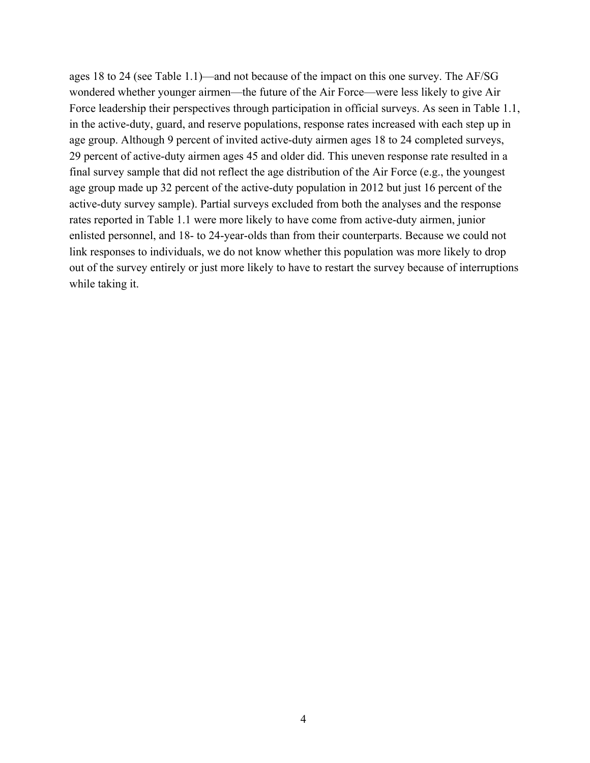ages 18 to 24 (see Table 1.1)—and not because of the impact on this one survey. The AF/SG wondered whether younger airmen—the future of the Air Force—were less likely to give Air Force leadership their perspectives through participation in official surveys. As seen in Table 1.1, in the active-duty, guard, and reserve populations, response rates increased with each step up in age group. Although 9 percent of invited active-duty airmen ages 18 to 24 completed surveys, 29 percent of active-duty airmen ages 45 and older did. This uneven response rate resulted in a final survey sample that did not reflect the age distribution of the Air Force (e.g., the youngest age group made up 32 percent of the active-duty population in 2012 but just 16 percent of the active-duty survey sample). Partial surveys excluded from both the analyses and the response rates reported in Table 1.1 were more likely to have come from active-duty airmen, junior enlisted personnel, and 18- to 24-year-olds than from their counterparts. Because we could not link responses to individuals, we do not know whether this population was more likely to drop out of the survey entirely or just more likely to have to restart the survey because of interruptions while taking it.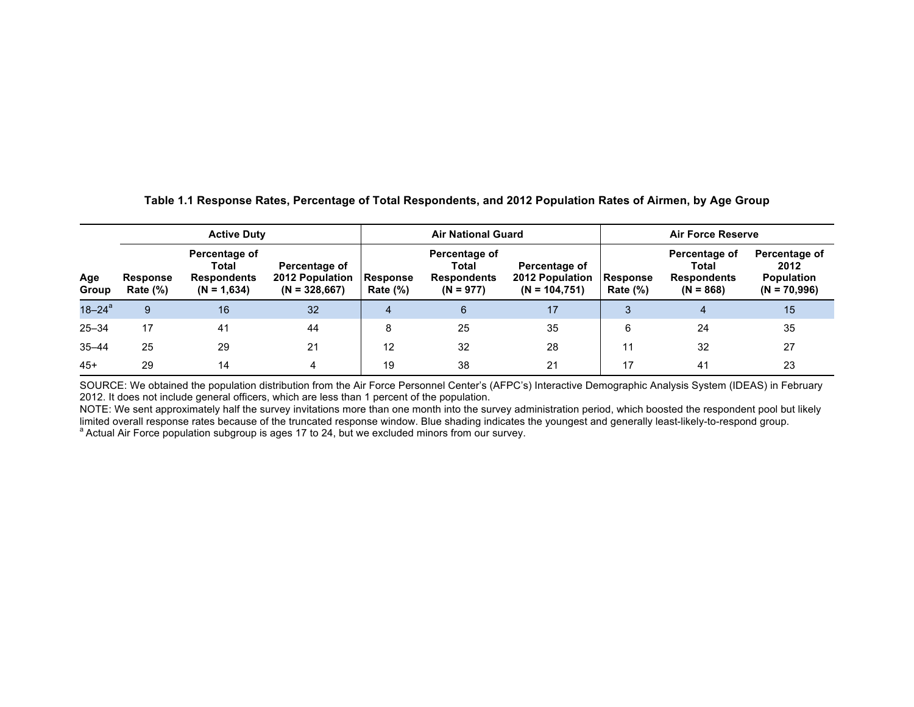**Table 1.1 Response Rates, Percentage of Total Respondents, and 2012 Population Rates of Airmen, by Age Group**

| | Active Duty | | | Air National Guard | | | Air Force Reserve | | |
|---|---|---|---|---|---|---|---|---|---|
| Age Group | Response Rate (%) | Percentage of Total Respondents (N = 1,634) | Percentage of 2012 Population (N = 328,667) | Response Rate (%) | Percentage of Total Respondents (N = 977) | Percentage of 2012 Population (N = 104,751) | Response Rate (%) | Percentage of Total Respondents (N = 868) | Percentage of 2012 Population (N = 70,996) |
| 18–24[a] | 9 | 16 | 32 | 4 | 6 | 17 | 3 | 4 | 15 |
| 25–34 | 17 | 41 | 44 | 8 | 25 | 35 | 6 | 24 | 35 |
| 35–44 | 25 | 29 | 21 | 12 | 32 | 28 | 11 | 32 | 27 |
| 45+ | 29 | 14 | 4 | 19 | 38 | 21 | 17 | 41 | 23 |

SOURCE: We obtained the population distribution from the Air Force Personnel Center's (AFPC's) Interactive Demographic Analysis System (IDEAS) in February 2012. It does not include general officers, which are less than 1 percent of the population.

NOTE: We sent approximately half the survey invitations more than one month into the survey administration period, which boosted the respondent pool but likely limited overall response rates because of the truncated response window. Blue shading indicates the youngest and generally least-likely-to-respond group.

[a] Actual Air Force population subgroup is ages 17 to 24, but we excluded minors from our survey.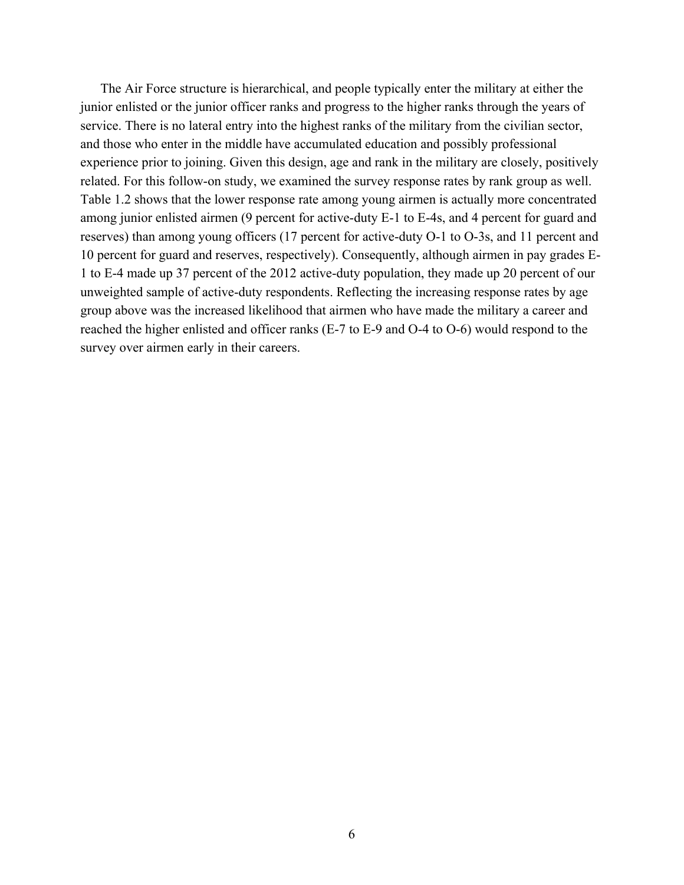The Air Force structure is hierarchical, and people typically enter the military at either the junior enlisted or the junior officer ranks and progress to the higher ranks through the years of service. There is no lateral entry into the highest ranks of the military from the civilian sector, and those who enter in the middle have accumulated education and possibly professional experience prior to joining. Given this design, age and rank in the military are closely, positively related. For this follow-on study, we examined the survey response rates by rank group as well. Table 1.2 shows that the lower response rate among young airmen is actually more concentrated among junior enlisted airmen (9 percent for active-duty E-1 to E-4s, and 4 percent for guard and reserves) than among young officers (17 percent for active-duty O-1 to O-3s, and 11 percent and 10 percent for guard and reserves, respectively). Consequently, although airmen in pay grades E-1 to E-4 made up 37 percent of the 2012 active-duty population, they made up 20 percent of our unweighted sample of active-duty respondents. Reflecting the increasing response rates by age group above was the increased likelihood that airmen who have made the military a career and reached the higher enlisted and officer ranks (E-7 to E-9 and O-4 to O-6) would respond to the survey over airmen early in their careers.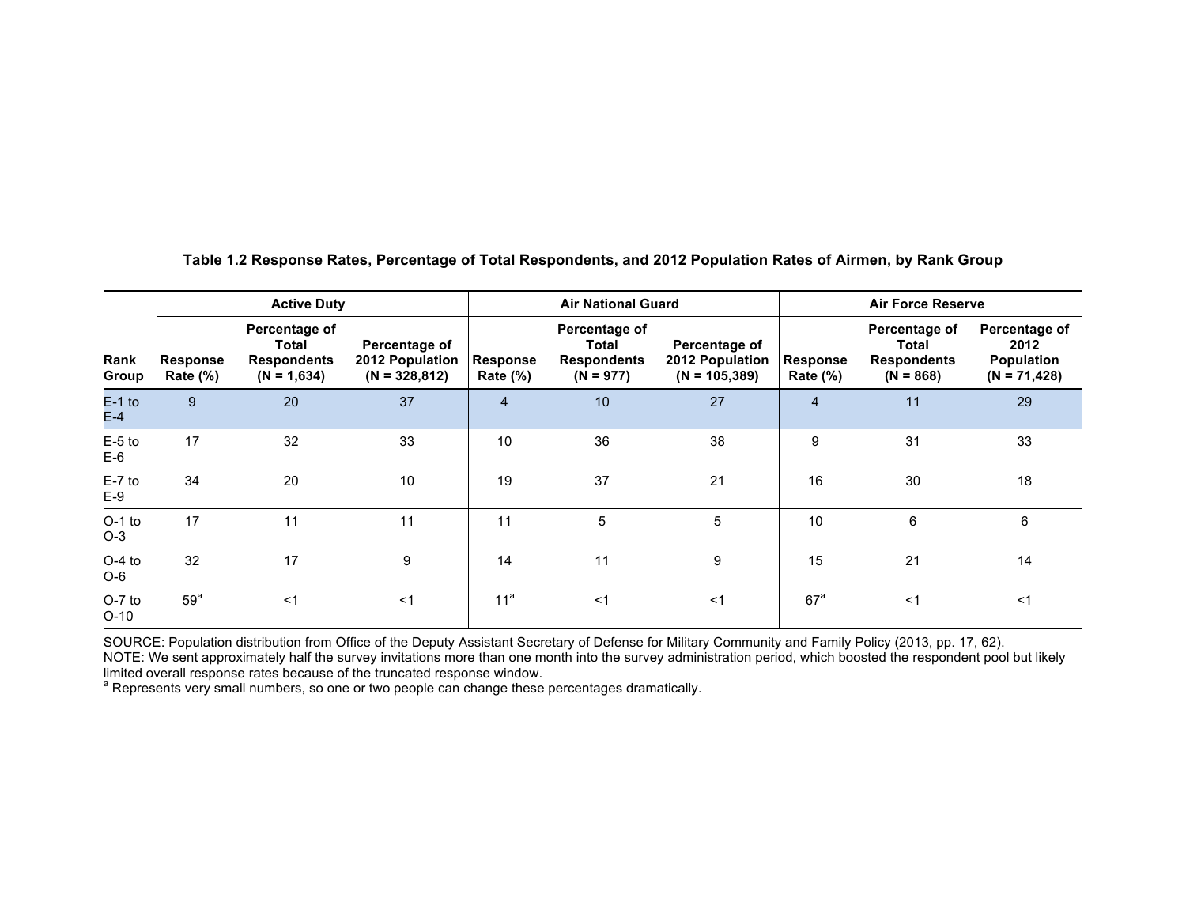**Table 1.2 Response Rates, Percentage of Total Respondents, and 2012 Population Rates of Airmen, by Rank Group**

| | Active Duty | | | Air National Guard | | | Air Force Reserve | | |
|---|---|---|---|---|---|---|---|---|---|
| Rank Group | Response Rate (%) | Percentage of Total Respondents (N = 1,634) | Percentage of 2012 Population (N = 328,812) | Response Rate (%) | Percentage of Total Respondents (N = 977) | Percentage of 2012 Population (N = 105,389) | Response Rate (%) | Percentage of Total Respondents (N = 868) | Percentage of 2012 Population (N = 71,428) |
| E-1 to E-4 | 9 | 20 | 37 | 4 | 10 | 27 | 4 | 11 | 29 |
| E-5 to E-6 | 17 | 32 | 33 | 10 | 36 | 38 | 9 | 31 | 33 |
| E-7 to E-9 | 34 | 20 | 10 | 19 | 37 | 21 | 16 | 30 | 18 |
| O-1 to O-3 | 17 | 11 | 11 | 11 | 5 | 5 | 10 | 6 | 6 |
| O-4 to O-6 | 32 | 17 | 9 | 14 | 11 | 9 | 15 | 21 | 14 |
| O-7 to O-10 | 59[a] | <1 | <1 | 11[a] | <1 | <1 | 67[a] | <1 | <1 |

SOURCE: Population distribution from Office of the Deputy Assistant Secretary of Defense for Military Community and Family Policy (2013, pp. 17, 62).

NOTE: We sent approximately half the survey invitations more than one month into the survey administration period, which boosted the respondent pool but likely limited overall response rates because of the truncated response window.

[a] Represents very small numbers, so one or two people can change these percentages dramatically.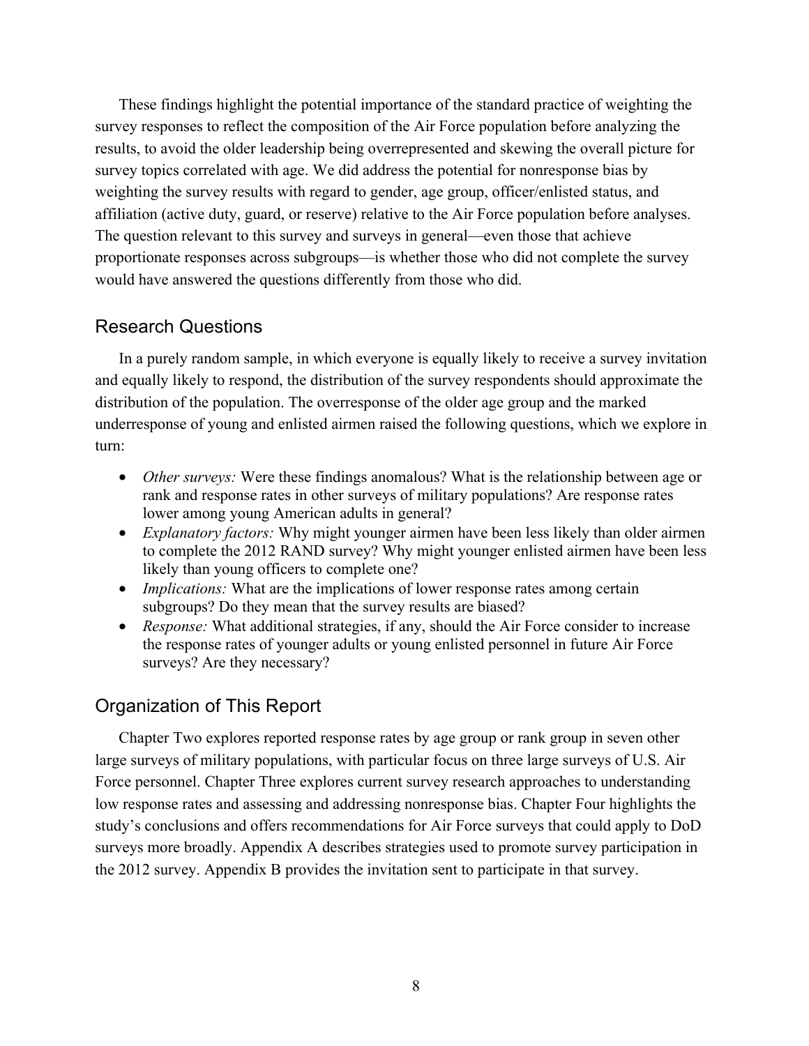These findings highlight the potential importance of the standard practice of weighting the survey responses to reflect the composition of the Air Force population before analyzing the results, to avoid the older leadership being overrepresented and skewing the overall picture for survey topics correlated with age. We did address the potential for nonresponse bias by weighting the survey results with regard to gender, age group, officer/enlisted status, and affiliation (active duty, guard, or reserve) relative to the Air Force population before analyses. The question relevant to this survey and surveys in general—even those that achieve proportionate responses across subgroups—is whether those who did not complete the survey would have answered the questions differently from those who did.

## Research Questions

In a purely random sample, in which everyone is equally likely to receive a survey invitation and equally likely to respond, the distribution of the survey respondents should approximate the distribution of the population. The overresponse of the older age group and the marked underresponse of young and enlisted airmen raised the following questions, which we explore in turn:

- *Other surveys:* Were these findings anomalous? What is the relationship between age or rank and response rates in other surveys of military populations? Are response rates lower among young American adults in general?
- *Explanatory factors:* Why might younger airmen have been less likely than older airmen to complete the 2012 RAND survey? Why might younger enlisted airmen have been less likely than young officers to complete one?
- *Implications:* What are the implications of lower response rates among certain subgroups? Do they mean that the survey results are biased?
- *Response:* What additional strategies, if any, should the Air Force consider to increase the response rates of younger adults or young enlisted personnel in future Air Force surveys? Are they necessary?

## Organization of This Report

Chapter Two explores reported response rates by age group or rank group in seven other large surveys of military populations, with particular focus on three large surveys of U.S. Air Force personnel. Chapter Three explores current survey research approaches to understanding low response rates and assessing and addressing nonresponse bias. Chapter Four highlights the study's conclusions and offers recommendations for Air Force surveys that could apply to DoD surveys more broadly. Appendix A describes strategies used to promote survey participation in the 2012 survey. Appendix B provides the invitation sent to participate in that survey.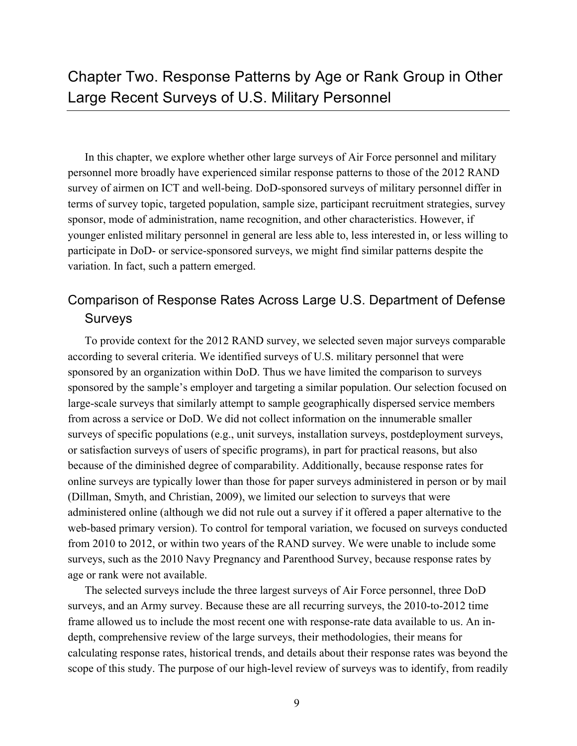# Chapter Two. Response Patterns by Age or Rank Group in Other Large Recent Surveys of U.S. Military Personnel

In this chapter, we explore whether other large surveys of Air Force personnel and military personnel more broadly have experienced similar response patterns to those of the 2012 RAND survey of airmen on ICT and well-being. DoD-sponsored surveys of military personnel differ in terms of survey topic, targeted population, sample size, participant recruitment strategies, survey sponsor, mode of administration, name recognition, and other characteristics. However, if younger enlisted military personnel in general are less able to, less interested in, or less willing to participate in DoD- or service-sponsored surveys, we might find similar patterns despite the variation. In fact, such a pattern emerged.

## Comparison of Response Rates Across Large U.S. Department of Defense Surveys

To provide context for the 2012 RAND survey, we selected seven major surveys comparable according to several criteria. We identified surveys of U.S. military personnel that were sponsored by an organization within DoD. Thus we have limited the comparison to surveys sponsored by the sample's employer and targeting a similar population. Our selection focused on large-scale surveys that similarly attempt to sample geographically dispersed service members from across a service or DoD. We did not collect information on the innumerable smaller surveys of specific populations (e.g., unit surveys, installation surveys, postdeployment surveys, or satisfaction surveys of users of specific programs), in part for practical reasons, but also because of the diminished degree of comparability. Additionally, because response rates for online surveys are typically lower than those for paper surveys administered in person or by mail (Dillman, Smyth, and Christian, 2009), we limited our selection to surveys that were administered online (although we did not rule out a survey if it offered a paper alternative to the web-based primary version). To control for temporal variation, we focused on surveys conducted from 2010 to 2012, or within two years of the RAND survey. We were unable to include some surveys, such as the 2010 Navy Pregnancy and Parenthood Survey, because response rates by age or rank were not available.

The selected surveys include the three largest surveys of Air Force personnel, three DoD surveys, and an Army survey. Because these are all recurring surveys, the 2010-to-2012 time frame allowed us to include the most recent one with response-rate data available to us. An in-depth, comprehensive review of the large surveys, their methodologies, their means for calculating response rates, historical trends, and details about their response rates was beyond the scope of this study. The purpose of our high-level review of surveys was to identify, from readily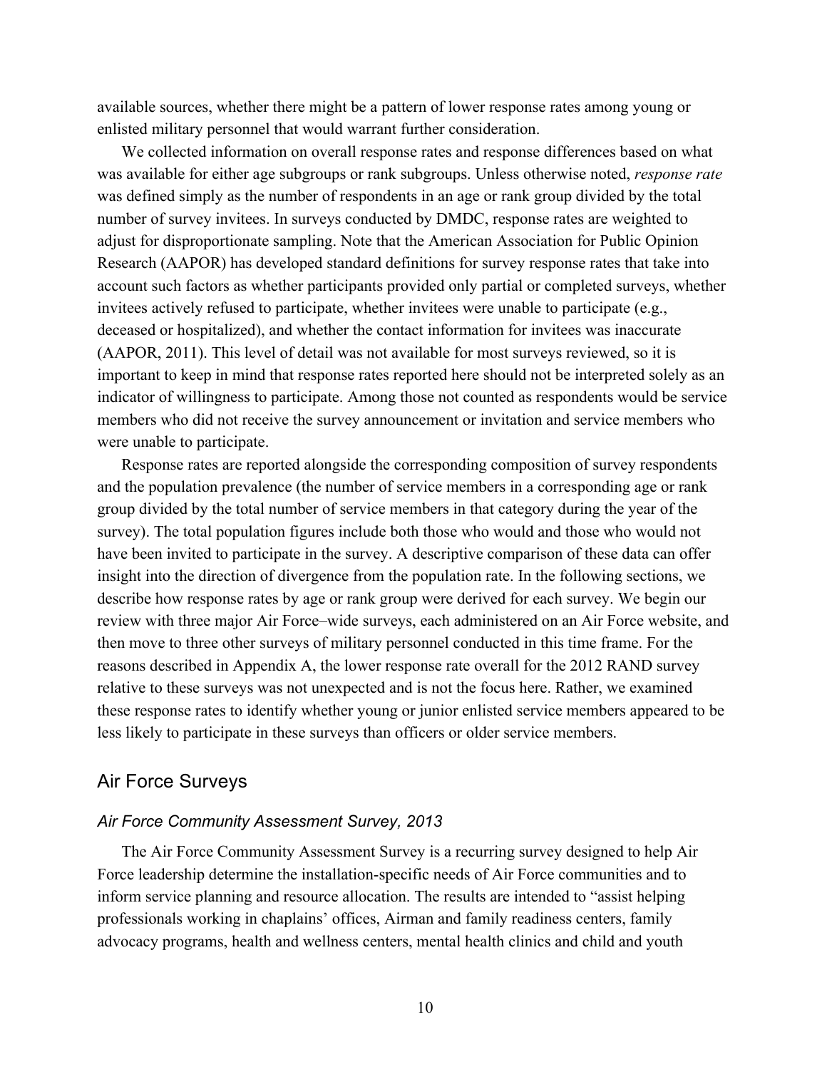available sources, whether there might be a pattern of lower response rates among young or enlisted military personnel that would warrant further consideration.

We collected information on overall response rates and response differences based on what was available for either age subgroups or rank subgroups. Unless otherwise noted, *response rate* was defined simply as the number of respondents in an age or rank group divided by the total number of survey invitees. In surveys conducted by DMDC, response rates are weighted to adjust for disproportionate sampling. Note that the American Association for Public Opinion Research (AAPOR) has developed standard definitions for survey response rates that take into account such factors as whether participants provided only partial or completed surveys, whether invitees actively refused to participate, whether invitees were unable to participate (e.g., deceased or hospitalized), and whether the contact information for invitees was inaccurate (AAPOR, 2011). This level of detail was not available for most surveys reviewed, so it is important to keep in mind that response rates reported here should not be interpreted solely as an indicator of willingness to participate. Among those not counted as respondents would be service members who did not receive the survey announcement or invitation and service members who were unable to participate.

Response rates are reported alongside the corresponding composition of survey respondents and the population prevalence (the number of service members in a corresponding age or rank group divided by the total number of service members in that category during the year of the survey). The total population figures include both those who would and those who would not have been invited to participate in the survey. A descriptive comparison of these data can offer insight into the direction of divergence from the population rate. In the following sections, we describe how response rates by age or rank group were derived for each survey. We begin our review with three major Air Force–wide surveys, each administered on an Air Force website, and then move to three other surveys of military personnel conducted in this time frame. For the reasons described in Appendix A, the lower response rate overall for the 2012 RAND survey relative to these surveys was not unexpected and is not the focus here. Rather, we examined these response rates to identify whether young or junior enlisted service members appeared to be less likely to participate in these surveys than officers or older service members.

## Air Force Surveys

### *Air Force Community Assessment Survey, 2013*

The Air Force Community Assessment Survey is a recurring survey designed to help Air Force leadership determine the installation-specific needs of Air Force communities and to inform service planning and resource allocation. The results are intended to "assist helping professionals working in chaplains' offices, Airman and family readiness centers, family advocacy programs, health and wellness centers, mental health clinics and child and youth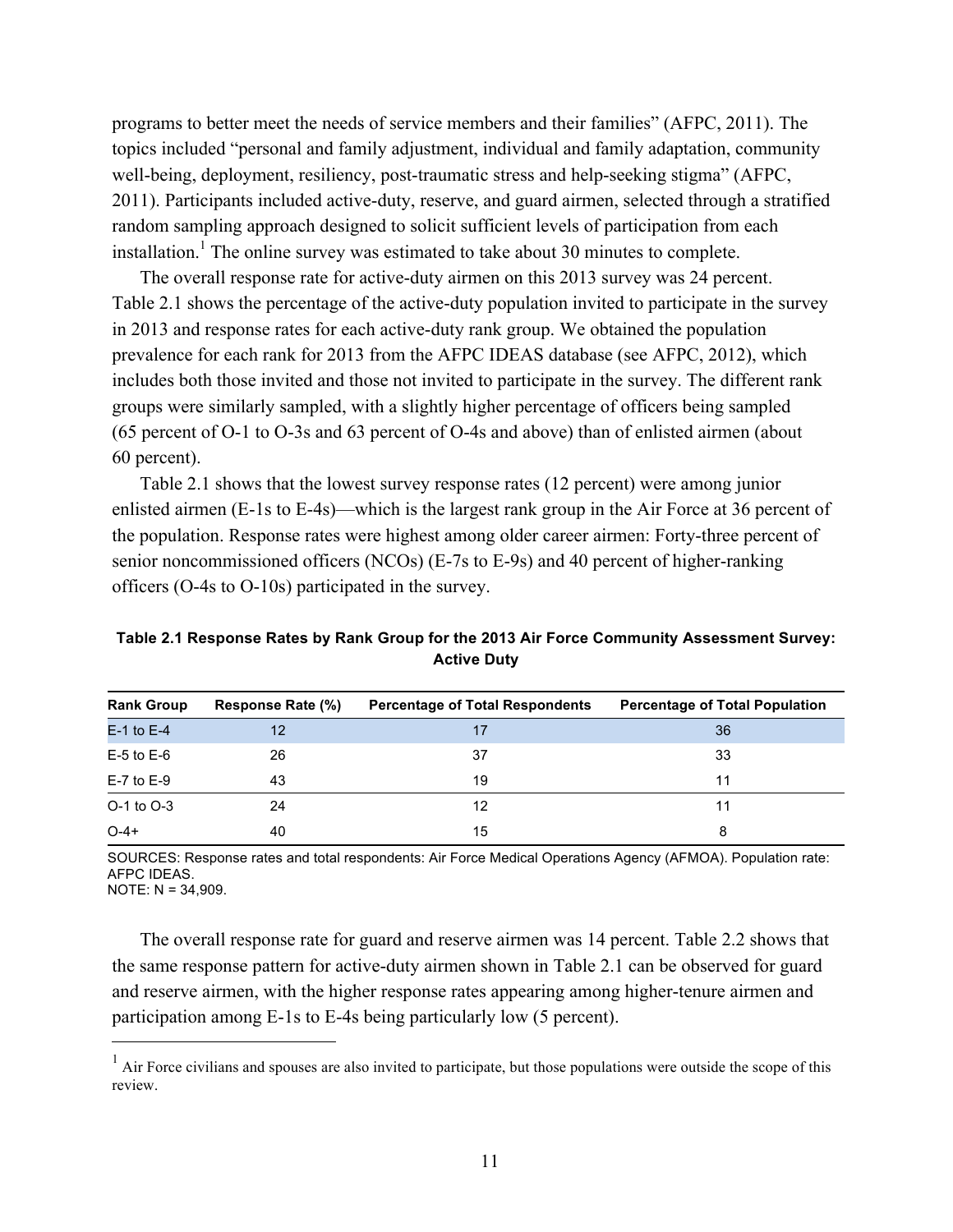programs to better meet the needs of service members and their families" (AFPC, 2011). The topics included "personal and family adjustment, individual and family adaptation, community well-being, deployment, resiliency, post-traumatic stress and help-seeking stigma" (AFPC, 2011). Participants included active-duty, reserve, and guard airmen, selected through a stratified random sampling approach designed to solicit sufficient levels of participation from each installation.[1] The online survey was estimated to take about 30 minutes to complete.

The overall response rate for active-duty airmen on this 2013 survey was 24 percent. Table 2.1 shows the percentage of the active-duty population invited to participate in the survey in 2013 and response rates for each active-duty rank group. We obtained the population prevalence for each rank for 2013 from the AFPC IDEAS database (see AFPC, 2012), which includes both those invited and those not invited to participate in the survey. The different rank groups were similarly sampled, with a slightly higher percentage of officers being sampled (65 percent of O-1 to O-3s and 63 percent of O-4s and above) than of enlisted airmen (about 60 percent).

Table 2.1 shows that the lowest survey response rates (12 percent) were among junior enlisted airmen (E-1s to E-4s)—which is the largest rank group in the Air Force at 36 percent of the population. Response rates were highest among older career airmen: Forty-three percent of senior noncommissioned officers (NCOs) (E-7s to E-9s) and 40 percent of higher-ranking officers (O-4s to O-10s) participated in the survey.

**Table 2.1 Response Rates by Rank Group for the 2013 Air Force Community Assessment Survey: Active Duty**

| Rank Group | Response Rate (%) | Percentage of Total Respondents | Percentage of Total Population |
|---|---|---|---|
| E-1 to E-4 | 12 | 17 | 36 |
| E-5 to E-6 | 26 | 37 | 33 |
| E-7 to E-9 | 43 | 19 | 11 |
| O-1 to O-3 | 24 | 12 | 11 |
| O-4+ | 40 | 15 | 8 |

SOURCES: Response rates and total respondents: Air Force Medical Operations Agency (AFMOA). Population rate: AFPC IDEAS.
NOTE: N = 34,909.

The overall response rate for guard and reserve airmen was 14 percent. Table 2.2 shows that the same response pattern for active-duty airmen shown in Table 2.1 can be observed for guard and reserve airmen, with the higher response rates appearing among higher-tenure airmen and participation among E-1s to E-4s being particularly low (5 percent).

[1] Air Force civilians and spouses are also invited to participate, but those populations were outside the scope of this review.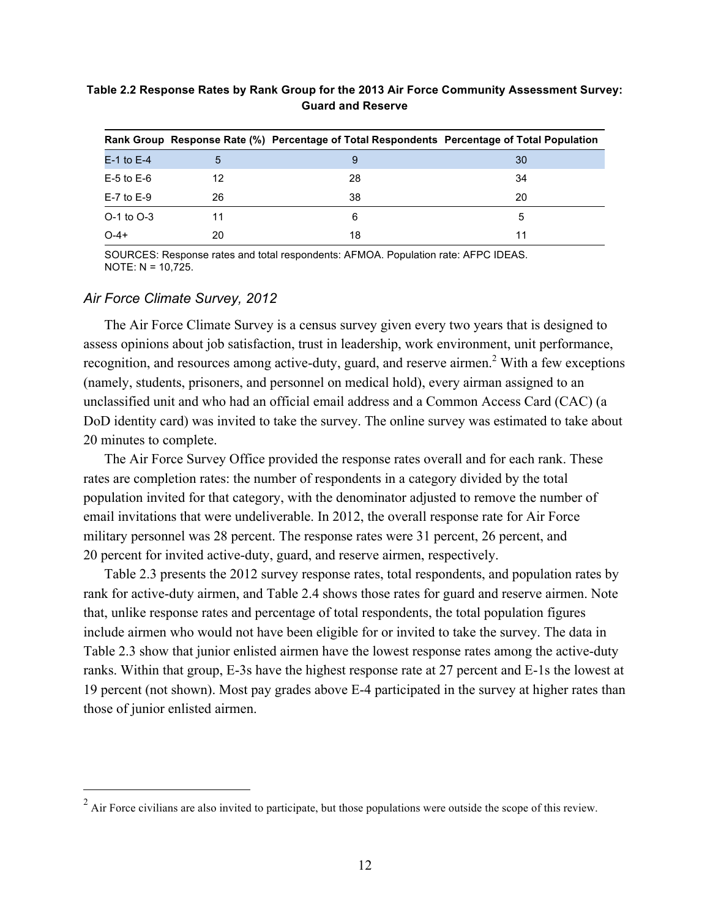**Table 2.2 Response Rates by Rank Group for the 2013 Air Force Community Assessment Survey: Guard and Reserve**

| Rank Group | Response Rate (%) | Percentage of Total Respondents | Percentage of Total Population |
|---|---|---|---|
| E-1 to E-4 | 5 | 9 | 30 |
| E-5 to E-6 | 12 | 28 | 34 |
| E-7 to E-9 | 26 | 38 | 20 |
| O-1 to O-3 | 11 | 6 | 5 |
| O-4+ | 20 | 18 | 11 |

SOURCES: Response rates and total respondents: AFMOA. Population rate: AFPC IDEAS.
NOTE: N = 10,725.

### *Air Force Climate Survey, 2012*

The Air Force Climate Survey is a census survey given every two years that is designed to assess opinions about job satisfaction, trust in leadership, work environment, unit performance, recognition, and resources among active-duty, guard, and reserve airmen.[2] With a few exceptions (namely, students, prisoners, and personnel on medical hold), every airman assigned to an unclassified unit and who had an official email address and a Common Access Card (CAC) (a DoD identity card) was invited to take the survey. The online survey was estimated to take about 20 minutes to complete.

The Air Force Survey Office provided the response rates overall and for each rank. These rates are completion rates: the number of respondents in a category divided by the total population invited for that category, with the denominator adjusted to remove the number of email invitations that were undeliverable. In 2012, the overall response rate for Air Force military personnel was 28 percent. The response rates were 31 percent, 26 percent, and 20 percent for invited active-duty, guard, and reserve airmen, respectively.

Table 2.3 presents the 2012 survey response rates, total respondents, and population rates by rank for active-duty airmen, and Table 2.4 shows those rates for guard and reserve airmen. Note that, unlike response rates and percentage of total respondents, the total population figures include airmen who would not have been eligible for or invited to take the survey. The data in Table 2.3 show that junior enlisted airmen have the lowest response rates among the active-duty ranks. Within that group, E-3s have the highest response rate at 27 percent and E-1s the lowest at 19 percent (not shown). Most pay grades above E-4 participated in the survey at higher rates than those of junior enlisted airmen.

[2] Air Force civilians are also invited to participate, but those populations were outside the scope of this review.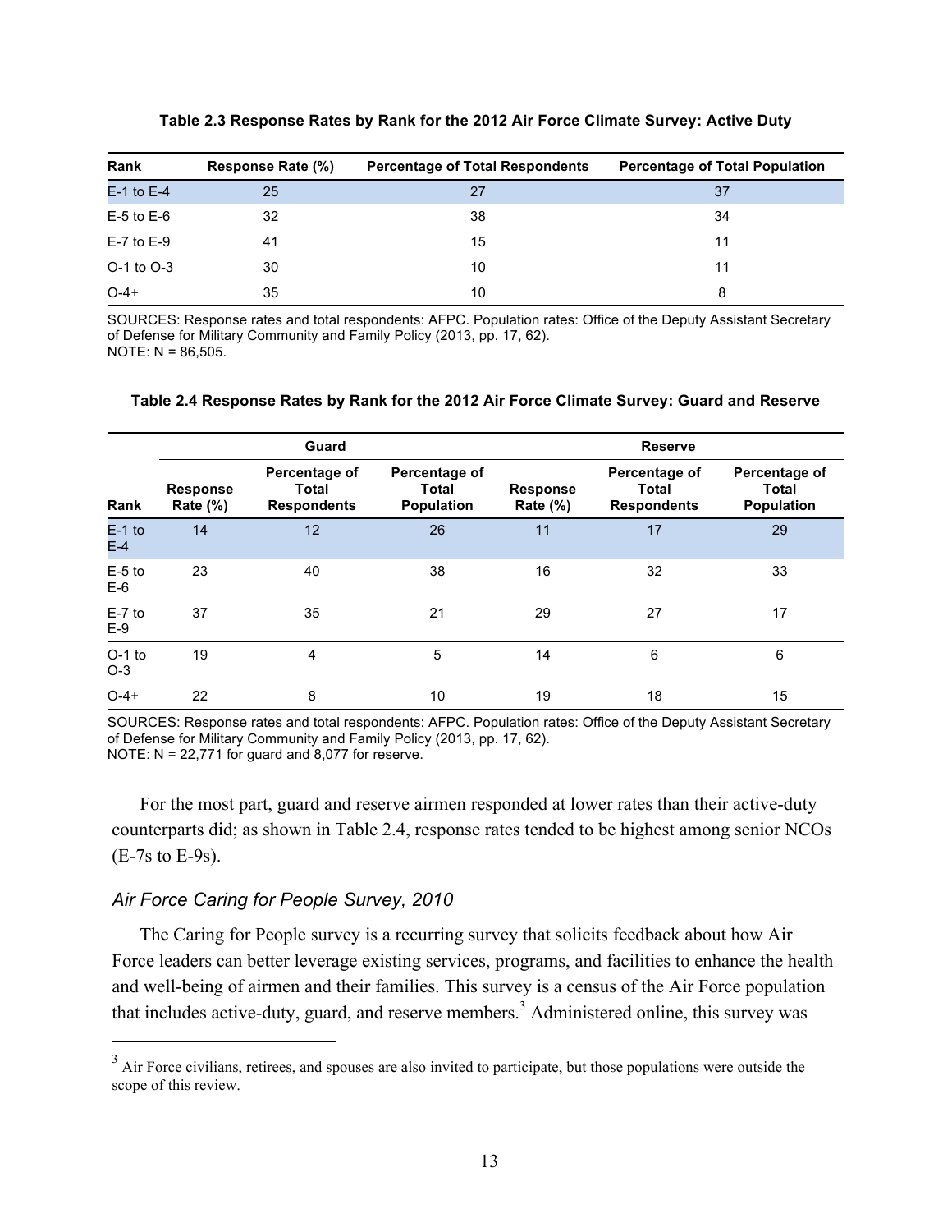**Table 2.3 Response Rates by Rank for the 2012 Air Force Climate Survey: Active Duty**

| Rank | Response Rate (%) | Percentage of Total Respondents | Percentage of Total Population |
|---|---|---|---|
| E-1 to E-4 | 25 | 27 | 37 |
| E-5 to E-6 | 32 | 38 | 34 |
| E-7 to E-9 | 41 | 15 | 11 |
| O-1 to O-3 | 30 | 10 | 11 |
| O-4+ | 35 | 10 | 8 |

SOURCES: Response rates and total respondents: AFPC. Population rates: Office of the Deputy Assistant Secretary of Defense for Military Community and Family Policy (2013, pp. 17, 62).
NOTE: N = 86,505.

**Table 2.4 Response Rates by Rank for the 2012 Air Force Climate Survey: Guard and Reserve**

| | Guard | | | Reserve | | |
|---|---|---|---|---|---|---|
| Rank | Response Rate (%) | Percentage of Total Respondents | Percentage of Total Population | Response Rate (%) | Percentage of Total Respondents | Percentage of Total Population |
| E-1 to E-4 | 14 | 12 | 26 | 11 | 17 | 29 |
| E-5 to E-6 | 23 | 40 | 38 | 16 | 32 | 33 |
| E-7 to E-9 | 37 | 35 | 21 | 29 | 27 | 17 |
| O-1 to O-3 | 19 | 4 | 5 | 14 | 6 | 6 |
| O-4+ | 22 | 8 | 10 | 19 | 18 | 15 |

SOURCES: Response rates and total respondents: AFPC. Population rates: Office of the Deputy Assistant Secretary of Defense for Military Community and Family Policy (2013, pp. 17, 62).
NOTE: N = 22,771 for guard and 8,077 for reserve.

For the most part, guard and reserve airmen responded at lower rates than their active-duty counterparts did; as shown in Table 2.4, response rates tended to be highest among senior NCOs (E-7s to E-9s).

### *Air Force Caring for People Survey, 2010*

The Caring for People survey is a recurring survey that solicits feedback about how Air Force leaders can better leverage existing services, programs, and facilities to enhance the health and well-being of airmen and their families. This survey is a census of the Air Force population that includes active-duty, guard, and reserve members.[3] Administered online, this survey was

[3] Air Force civilians, retirees, and spouses are also invited to participate, but those populations were outside the scope of this review.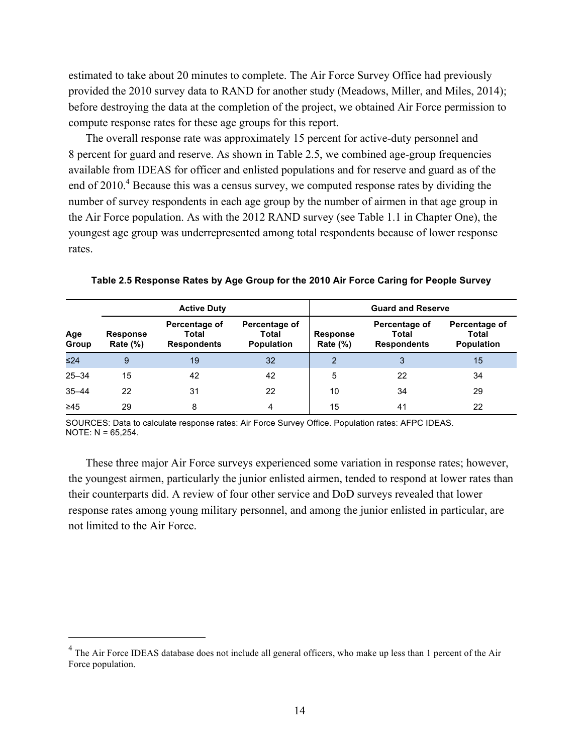estimated to take about 20 minutes to complete. The Air Force Survey Office had previously provided the 2010 survey data to RAND for another study (Meadows, Miller, and Miles, 2014); before destroying the data at the completion of the project, we obtained Air Force permission to compute response rates for these age groups for this report.

The overall response rate was approximately 15 percent for active-duty personnel and 8 percent for guard and reserve. As shown in Table 2.5, we combined age-group frequencies available from IDEAS for officer and enlisted populations and for reserve and guard as of the end of 2010.[4] Because this was a census survey, we computed response rates by dividing the number of survey respondents in each age group by the number of airmen in that age group in the Air Force population. As with the 2012 RAND survey (see Table 1.1 in Chapter One), the youngest age group was underrepresented among total respondents because of lower response rates.

**Table 2.5 Response Rates by Age Group for the 2010 Air Force Caring for People Survey**

| | Active Duty | | | Guard and Reserve | | |
|---|---|---|---|---|---|---|
| Age Group | Response Rate (%) | Percentage of Total Respondents | Percentage of Total Population | Response Rate (%) | Percentage of Total Respondents | Percentage of Total Population |
| ≤24 | 9 | 19 | 32 | 2 | 3 | 15 |
| 25–34 | 15 | 42 | 42 | 5 | 22 | 34 |
| 35–44 | 22 | 31 | 22 | 10 | 34 | 29 |
| ≥45 | 29 | 8 | 4 | 15 | 41 | 22 |

SOURCES: Data to calculate response rates: Air Force Survey Office. Population rates: AFPC IDEAS.
NOTE: N = 65,254.

These three major Air Force surveys experienced some variation in response rates; however, the youngest airmen, particularly the junior enlisted airmen, tended to respond at lower rates than their counterparts did. A review of four other service and DoD surveys revealed that lower response rates among young military personnel, and among the junior enlisted in particular, are not limited to the Air Force.

[4] The Air Force IDEAS database does not include all general officers, who make up less than 1 percent of the Air Force population.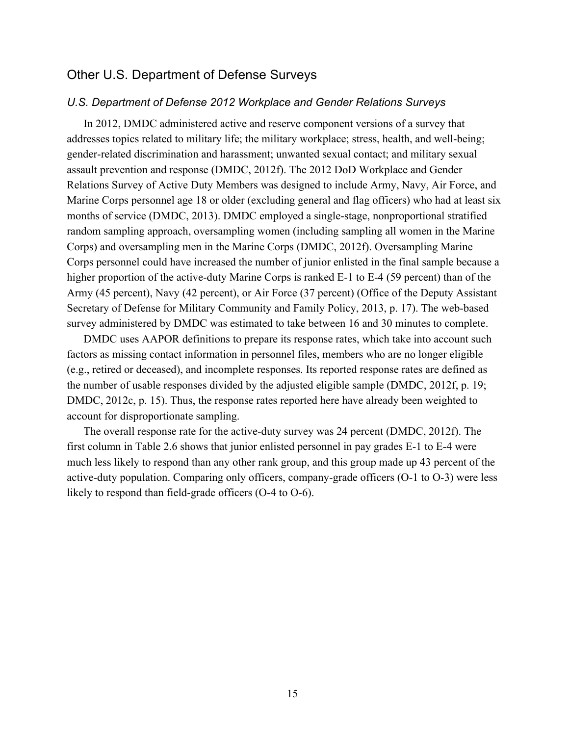## Other U.S. Department of Defense Surveys

### *U.S. Department of Defense 2012 Workplace and Gender Relations Surveys*

In 2012, DMDC administered active and reserve component versions of a survey that addresses topics related to military life; the military workplace; stress, health, and well-being; gender-related discrimination and harassment; unwanted sexual contact; and military sexual assault prevention and response (DMDC, 2012f). The 2012 DoD Workplace and Gender Relations Survey of Active Duty Members was designed to include Army, Navy, Air Force, and Marine Corps personnel age 18 or older (excluding general and flag officers) who had at least six months of service (DMDC, 2013). DMDC employed a single-stage, nonproportional stratified random sampling approach, oversampling women (including sampling all women in the Marine Corps) and oversampling men in the Marine Corps (DMDC, 2012f). Oversampling Marine Corps personnel could have increased the number of junior enlisted in the final sample because a higher proportion of the active-duty Marine Corps is ranked E-1 to E-4 (59 percent) than of the Army (45 percent), Navy (42 percent), or Air Force (37 percent) (Office of the Deputy Assistant Secretary of Defense for Military Community and Family Policy, 2013, p. 17). The web-based survey administered by DMDC was estimated to take between 16 and 30 minutes to complete.

DMDC uses AAPOR definitions to prepare its response rates, which take into account such factors as missing contact information in personnel files, members who are no longer eligible (e.g., retired or deceased), and incomplete responses. Its reported response rates are defined as the number of usable responses divided by the adjusted eligible sample (DMDC, 2012f, p. 19; DMDC, 2012c, p. 15). Thus, the response rates reported here have already been weighted to account for disproportionate sampling.

The overall response rate for the active-duty survey was 24 percent (DMDC, 2012f). The first column in Table 2.6 shows that junior enlisted personnel in pay grades E-1 to E-4 were much less likely to respond than any other rank group, and this group made up 43 percent of the active-duty population. Comparing only officers, company-grade officers (O-1 to O-3) were less likely to respond than field-grade officers (O-4 to O-6).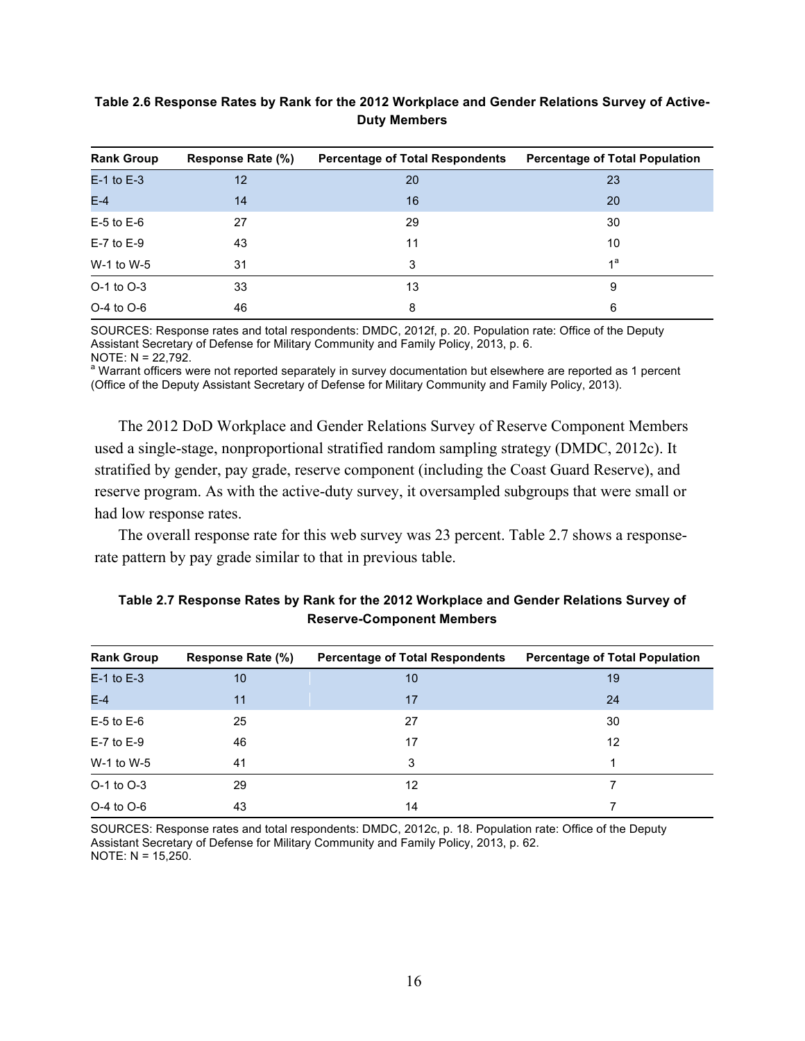**Table 2.6 Response Rates by Rank for the 2012 Workplace and Gender Relations Survey of Active-Duty Members**

| Rank Group | Response Rate (%) | Percentage of Total Respondents | Percentage of Total Population |
|---|---|---|---|
| E-1 to E-3 | 12 | 20 | 23 |
| E-4 | 14 | 16 | 20 |
| E-5 to E-6 | 27 | 29 | 30 |
| E-7 to E-9 | 43 | 11 | 10 |
| W-1 to W-5 | 31 | 3 | 1[a] |
| O-1 to O-3 | 33 | 13 | 9 |
| O-4 to O-6 | 46 | 8 | 6 |

SOURCES: Response rates and total respondents: DMDC, 2012f, p. 20. Population rate: Office of the Deputy Assistant Secretary of Defense for Military Community and Family Policy, 2013, p. 6.
NOTE: N = 22,792.
[a] Warrant officers were not reported separately in survey documentation but elsewhere are reported as 1 percent (Office of the Deputy Assistant Secretary of Defense for Military Community and Family Policy, 2013).

The 2012 DoD Workplace and Gender Relations Survey of Reserve Component Members used a single-stage, nonproportional stratified random sampling strategy (DMDC, 2012c). It stratified by gender, pay grade, reserve component (including the Coast Guard Reserve), and reserve program. As with the active-duty survey, it oversampled subgroups that were small or had low response rates.

The overall response rate for this web survey was 23 percent. Table 2.7 shows a response-rate pattern by pay grade similar to that in previous table.

**Table 2.7 Response Rates by Rank for the 2012 Workplace and Gender Relations Survey of Reserve-Component Members**

| Rank Group | Response Rate (%) | Percentage of Total Respondents | Percentage of Total Population |
|---|---|---|---|
| E-1 to E-3 | 10 | 10 | 19 |
| E-4 | 11 | 17 | 24 |
| E-5 to E-6 | 25 | 27 | 30 |
| E-7 to E-9 | 46 | 17 | 12 |
| W-1 to W-5 | 41 | 3 | 1 |
| O-1 to O-3 | 29 | 12 | 7 |
| O-4 to O-6 | 43 | 14 | 7 |

SOURCES: Response rates and total respondents: DMDC, 2012c, p. 18. Population rate: Office of the Deputy Assistant Secretary of Defense for Military Community and Family Policy, 2013, p. 62.
NOTE: N = 15,250.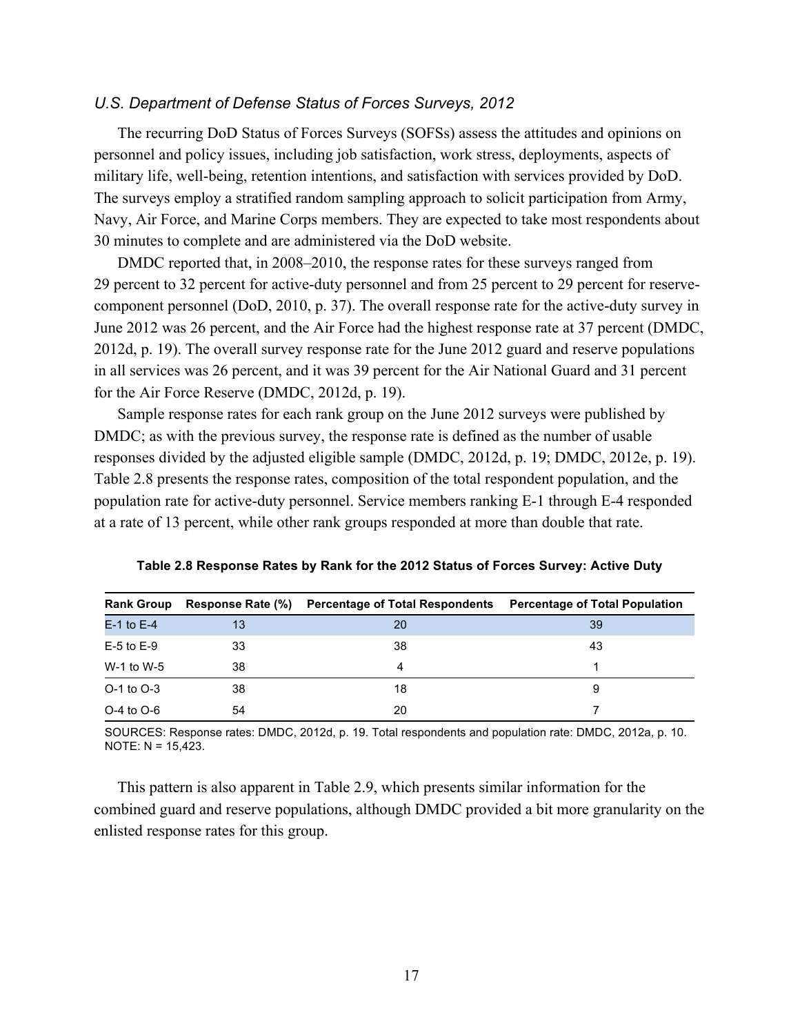### *U.S. Department of Defense Status of Forces Surveys, 2012*

The recurring DoD Status of Forces Surveys (SOFSs) assess the attitudes and opinions on personnel and policy issues, including job satisfaction, work stress, deployments, aspects of military life, well-being, retention intentions, and satisfaction with services provided by DoD. The surveys employ a stratified random sampling approach to solicit participation from Army, Navy, Air Force, and Marine Corps members. They are expected to take most respondents about 30 minutes to complete and are administered via the DoD website.

DMDC reported that, in 2008–2010, the response rates for these surveys ranged from 29 percent to 32 percent for active-duty personnel and from 25 percent to 29 percent for reserve-component personnel (DoD, 2010, p. 37). The overall response rate for the active-duty survey in June 2012 was 26 percent, and the Air Force had the highest response rate at 37 percent (DMDC, 2012d, p. 19). The overall survey response rate for the June 2012 guard and reserve populations in all services was 26 percent, and it was 39 percent for the Air National Guard and 31 percent for the Air Force Reserve (DMDC, 2012d, p. 19).

Sample response rates for each rank group on the June 2012 surveys were published by DMDC; as with the previous survey, the response rate is defined as the number of usable responses divided by the adjusted eligible sample (DMDC, 2012d, p. 19; DMDC, 2012e, p. 19). Table 2.8 presents the response rates, composition of the total respondent population, and the population rate for active-duty personnel. Service members ranking E-1 through E-4 responded at a rate of 13 percent, while other rank groups responded at more than double that rate.

**Table 2.8 Response Rates by Rank for the 2012 Status of Forces Survey: Active Duty**

| Rank Group | Response Rate (%) | Percentage of Total Respondents | Percentage of Total Population |
|---|---|---|---|
| E-1 to E-4 | 13 | 20 | 39 |
| E-5 to E-9 | 33 | 38 | 43 |
| W-1 to W-5 | 38 | 4 | 1 |
| O-1 to O-3 | 38 | 18 | 9 |
| O-4 to O-6 | 54 | 20 | 7 |

SOURCES: Response rates: DMDC, 2012d, p. 19. Total respondents and population rate: DMDC, 2012a, p. 10.
NOTE: N = 15,423.

This pattern is also apparent in Table 2.9, which presents similar information for the combined guard and reserve populations, although DMDC provided a bit more granularity on the enlisted response rates for this group.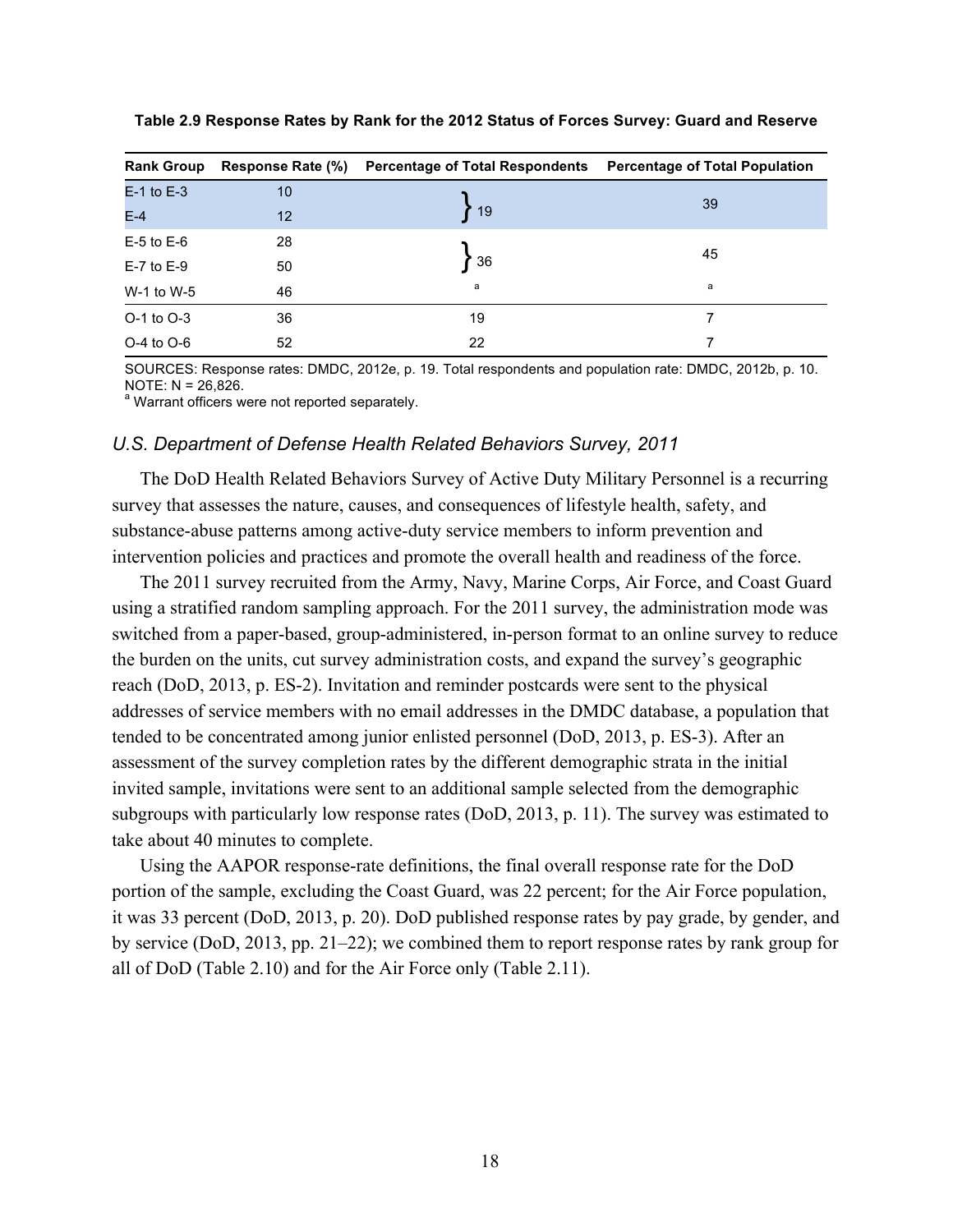**Table 2.9 Response Rates by Rank for the 2012 Status of Forces Survey: Guard and Reserve**

| Rank Group | Response Rate (%) | Percentage of Total Respondents | Percentage of Total Population |
|---|---|---|---|
| E-1 to E-3 | 10 | 19 | 39 |
| E-4 | 12 | | |
| E-5 to E-6 | 28 | 36 | 45 |
| E-7 to E-9 | 50 | | |
| W-1 to W-5 | 46 | [a] | [a] |
| O-1 to O-3 | 36 | 19 | 7 |
| O-4 to O-6 | 52 | 22 | 7 |

SOURCES: Response rates: DMDC, 2012e, p. 19. Total respondents and population rate: DMDC, 2012b, p. 10.
NOTE: N = 26,826.
[a] Warrant officers were not reported separately.

### *U.S. Department of Defense Health Related Behaviors Survey, 2011*

The DoD Health Related Behaviors Survey of Active Duty Military Personnel is a recurring survey that assesses the nature, causes, and consequences of lifestyle health, safety, and substance-abuse patterns among active-duty service members to inform prevention and intervention policies and practices and promote the overall health and readiness of the force.

The 2011 survey recruited from the Army, Navy, Marine Corps, Air Force, and Coast Guard using a stratified random sampling approach. For the 2011 survey, the administration mode was switched from a paper-based, group-administered, in-person format to an online survey to reduce the burden on the units, cut survey administration costs, and expand the survey's geographic reach (DoD, 2013, p. ES-2). Invitation and reminder postcards were sent to the physical addresses of service members with no email addresses in the DMDC database, a population that tended to be concentrated among junior enlisted personnel (DoD, 2013, p. ES-3). After an assessment of the survey completion rates by the different demographic strata in the initial invited sample, invitations were sent to an additional sample selected from the demographic subgroups with particularly low response rates (DoD, 2013, p. 11). The survey was estimated to take about 40 minutes to complete.

Using the AAPOR response-rate definitions, the final overall response rate for the DoD portion of the sample, excluding the Coast Guard, was 22 percent; for the Air Force population, it was 33 percent (DoD, 2013, p. 20). DoD published response rates by pay grade, by gender, and by service (DoD, 2013, pp. 21–22); we combined them to report response rates by rank group for all of DoD (Table 2.10) and for the Air Force only (Table 2.11).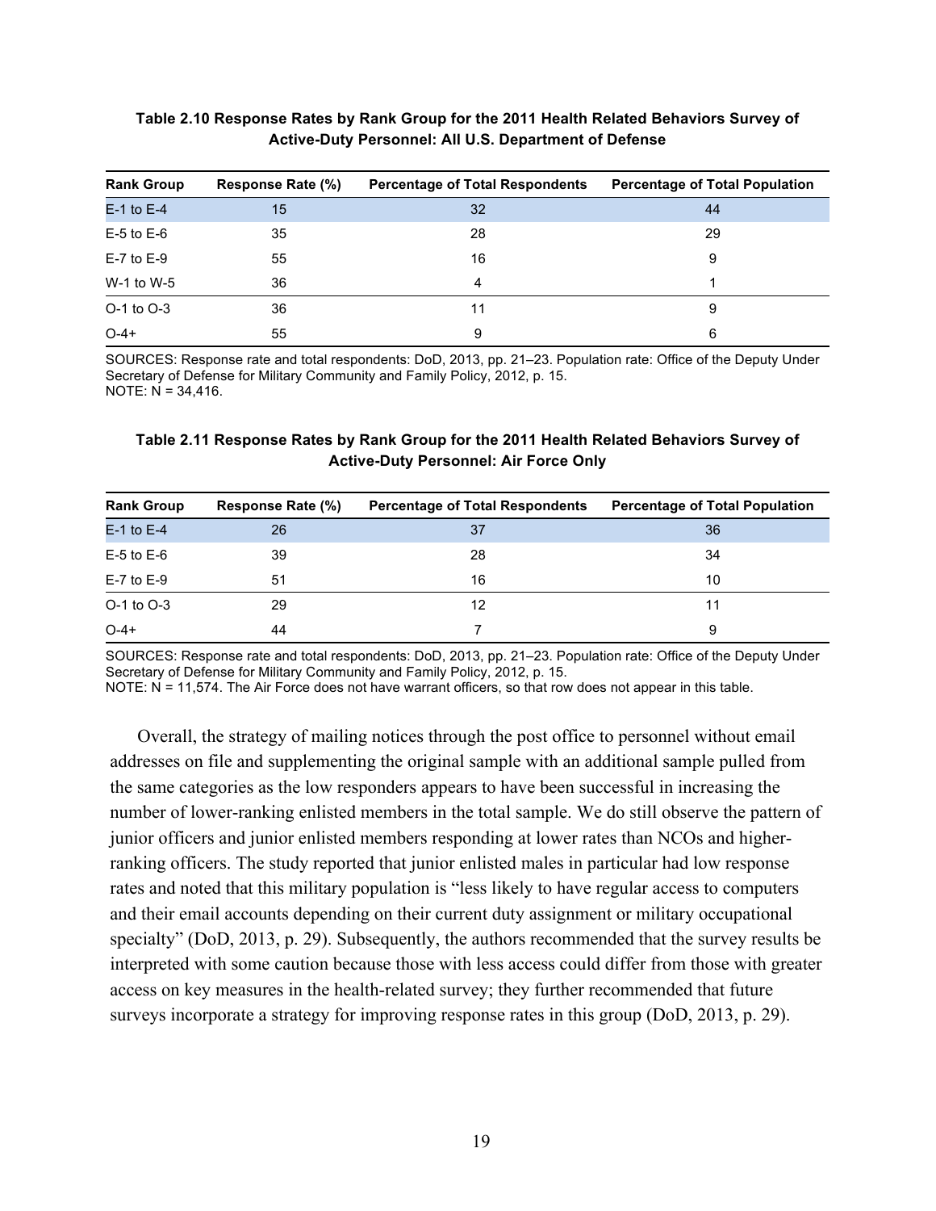**Table 2.10 Response Rates by Rank Group for the 2011 Health Related Behaviors Survey of Active-Duty Personnel: All U.S. Department of Defense**

| Rank Group | Response Rate (%) | Percentage of Total Respondents | Percentage of Total Population |
|---|---|---|---|
| E-1 to E-4 | 15 | 32 | 44 |
| E-5 to E-6 | 35 | 28 | 29 |
| E-7 to E-9 | 55 | 16 | 9 |
| W-1 to W-5 | 36 | 4 | 1 |
| O-1 to O-3 | 36 | 11 | 9 |
| O-4+ | 55 | 9 | 6 |

SOURCES: Response rate and total respondents: DoD, 2013, pp. 21–23. Population rate: Office of the Deputy Under Secretary of Defense for Military Community and Family Policy, 2012, p. 15.
NOTE: N = 34,416.

**Table 2.11 Response Rates by Rank Group for the 2011 Health Related Behaviors Survey of Active-Duty Personnel: Air Force Only**

| Rank Group | Response Rate (%) | Percentage of Total Respondents | Percentage of Total Population |
|---|---|---|---|
| E-1 to E-4 | 26 | 37 | 36 |
| E-5 to E-6 | 39 | 28 | 34 |
| E-7 to E-9 | 51 | 16 | 10 |
| O-1 to O-3 | 29 | 12 | 11 |
| O-4+ | 44 | 7 | 9 |

SOURCES: Response rate and total respondents: DoD, 2013, pp. 21–23. Population rate: Office of the Deputy Under Secretary of Defense for Military Community and Family Policy, 2012, p. 15.
NOTE: N = 11,574. The Air Force does not have warrant officers, so that row does not appear in this table.

Overall, the strategy of mailing notices through the post office to personnel without email addresses on file and supplementing the original sample with an additional sample pulled from the same categories as the low responders appears to have been successful in increasing the number of lower-ranking enlisted members in the total sample. We do still observe the pattern of junior officers and junior enlisted members responding at lower rates than NCOs and higher-ranking officers. The study reported that junior enlisted males in particular had low response rates and noted that this military population is "less likely to have regular access to computers and their email accounts depending on their current duty assignment or military occupational specialty" (DoD, 2013, p. 29). Subsequently, the authors recommended that the survey results be interpreted with some caution because those with less access could differ from those with greater access on key measures in the health-related survey; they further recommended that future surveys incorporate a strategy for improving response rates in this group (DoD, 2013, p. 29).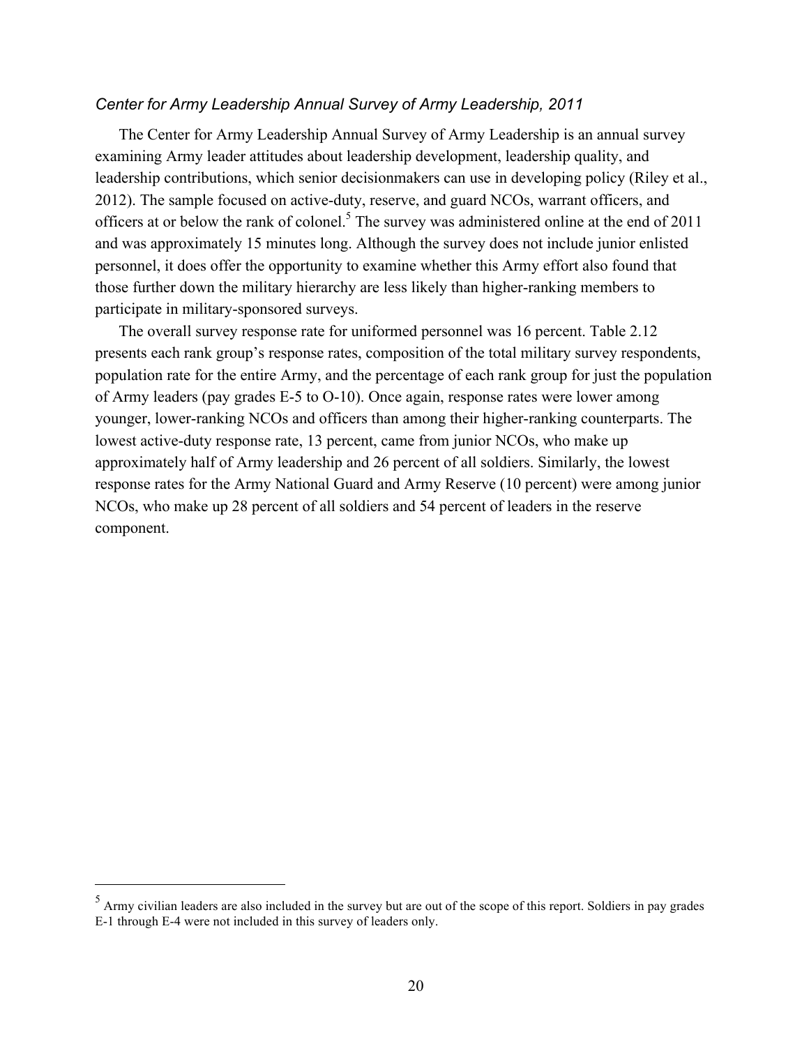*Center for Army Leadership Annual Survey of Army Leadership, 2011*

The Center for Army Leadership Annual Survey of Army Leadership is an annual survey examining Army leader attitudes about leadership development, leadership quality, and leadership contributions, which senior decisionmakers can use in developing policy (Riley et al., 2012). The sample focused on active-duty, reserve, and guard NCOs, warrant officers, and officers at or below the rank of colonel.[5] The survey was administered online at the end of 2011 and was approximately 15 minutes long. Although the survey does not include junior enlisted personnel, it does offer the opportunity to examine whether this Army effort also found that those further down the military hierarchy are less likely than higher-ranking members to participate in military-sponsored surveys.

The overall survey response rate for uniformed personnel was 16 percent. Table 2.12 presents each rank group's response rates, composition of the total military survey respondents, population rate for the entire Army, and the percentage of each rank group for just the population of Army leaders (pay grades E-5 to O-10). Once again, response rates were lower among younger, lower-ranking NCOs and officers than among their higher-ranking counterparts. The lowest active-duty response rate, 13 percent, came from junior NCOs, who make up approximately half of Army leadership and 26 percent of all soldiers. Similarly, the lowest response rates for the Army National Guard and Army Reserve (10 percent) were among junior NCOs, who make up 28 percent of all soldiers and 54 percent of leaders in the reserve component.

---

[5] Army civilian leaders are also included in the survey but are out of the scope of this report. Soldiers in pay grades E-1 through E-4 were not included in this survey of leaders only.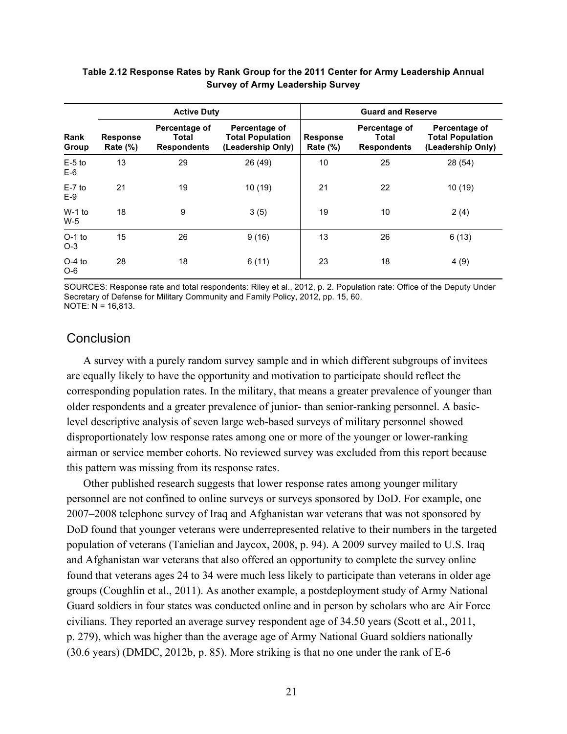**Table 2.12 Response Rates by Rank Group for the 2011 Center for Army Leadership Annual Survey of Army Leadership Survey**

| | Active Duty | | | Guard and Reserve | | |
|---|---|---|---|---|---|---|
| Rank Group | Response Rate (%) | Percentage of Total Respondents | Percentage of Total Population (Leadership Only) | Response Rate (%) | Percentage of Total Respondents | Percentage of Total Population (Leadership Only) |
| E-5 to E-6 | 13 | 29 | 26 (49) | 10 | 25 | 28 (54) |
| E-7 to E-9 | 21 | 19 | 10 (19) | 21 | 22 | 10 (19) |
| W-1 to W-5 | 18 | 9 | 3 (5) | 19 | 10 | 2 (4) |
| O-1 to O-3 | 15 | 26 | 9 (16) | 13 | 26 | 6 (13) |
| O-4 to O-6 | 28 | 18 | 6 (11) | 23 | 18 | 4 (9) |

SOURCES: Response rate and total respondents: Riley et al., 2012, p. 2. Population rate: Office of the Deputy Under Secretary of Defense for Military Community and Family Policy, 2012, pp. 15, 60.
NOTE: N = 16,813.

## Conclusion

A survey with a purely random survey sample and in which different subgroups of invitees are equally likely to have the opportunity and motivation to participate should reflect the corresponding population rates. In the military, that means a greater prevalence of younger than older respondents and a greater prevalence of junior- than senior-ranking personnel. A basic-level descriptive analysis of seven large web-based surveys of military personnel showed disproportionately low response rates among one or more of the younger or lower-ranking airman or service member cohorts. No reviewed survey was excluded from this report because this pattern was missing from its response rates.

Other published research suggests that lower response rates among younger military personnel are not confined to online surveys or surveys sponsored by DoD. For example, one 2007–2008 telephone survey of Iraq and Afghanistan war veterans that was not sponsored by DoD found that younger veterans were underrepresented relative to their numbers in the targeted population of veterans (Tanielian and Jaycox, 2008, p. 94). A 2009 survey mailed to U.S. Iraq and Afghanistan war veterans that also offered an opportunity to complete the survey online found that veterans ages 24 to 34 were much less likely to participate than veterans in older age groups (Coughlin et al., 2011). As another example, a postdeployment study of Army National Guard soldiers in four states was conducted online and in person by scholars who are Air Force civilians. They reported an average survey respondent age of 34.50 years (Scott et al., 2011, p. 279), which was higher than the average age of Army National Guard soldiers nationally (30.6 years) (DMDC, 2012b, p. 85). More striking is that no one under the rank of E-6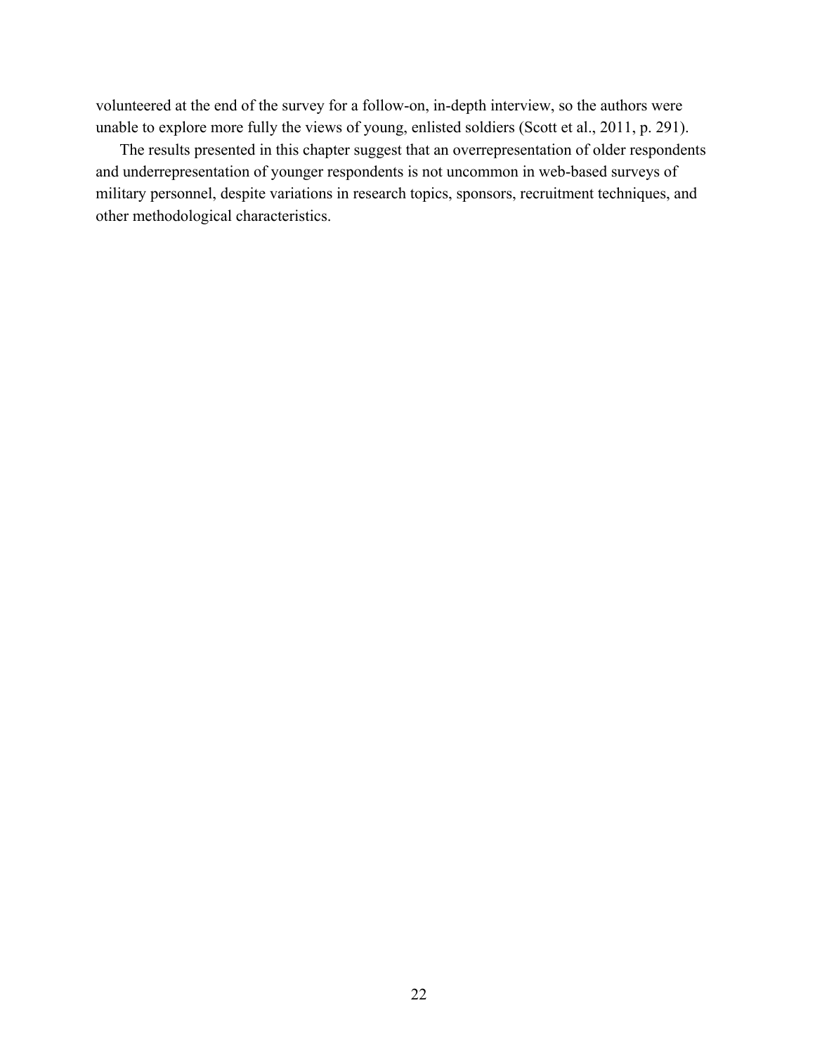volunteered at the end of the survey for a follow-on, in-depth interview, so the authors were unable to explore more fully the views of young, enlisted soldiers (Scott et al., 2011, p. 291).

The results presented in this chapter suggest that an overrepresentation of older respondents and underrepresentation of younger respondents is not uncommon in web-based surveys of military personnel, despite variations in research topics, sponsors, recruitment techniques, and other methodological characteristics.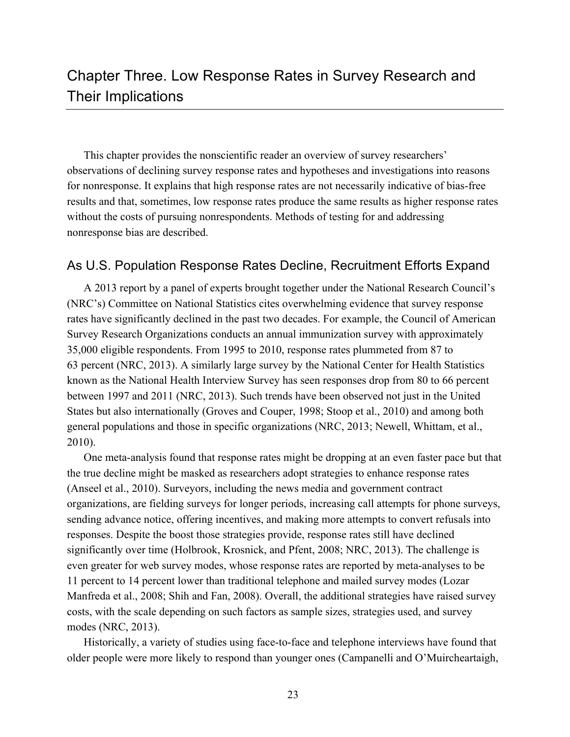# Chapter Three. Low Response Rates in Survey Research and Their Implications

This chapter provides the nonscientific reader an overview of survey researchers' observations of declining survey response rates and hypotheses and investigations into reasons for nonresponse. It explains that high response rates are not necessarily indicative of bias-free results and that, sometimes, low response rates produce the same results as higher response rates without the costs of pursuing nonrespondents. Methods of testing for and addressing nonresponse bias are described.

## As U.S. Population Response Rates Decline, Recruitment Efforts Expand

A 2013 report by a panel of experts brought together under the National Research Council's (NRC's) Committee on National Statistics cites overwhelming evidence that survey response rates have significantly declined in the past two decades. For example, the Council of American Survey Research Organizations conducts an annual immunization survey with approximately 35,000 eligible respondents. From 1995 to 2010, response rates plummeted from 87 to 63 percent (NRC, 2013). A similarly large survey by the National Center for Health Statistics known as the National Health Interview Survey has seen responses drop from 80 to 66 percent between 1997 and 2011 (NRC, 2013). Such trends have been observed not just in the United States but also internationally (Groves and Couper, 1998; Stoop et al., 2010) and among both general populations and those in specific organizations (NRC, 2013; Newell, Whittam, et al., 2010).

One meta-analysis found that response rates might be dropping at an even faster pace but that the true decline might be masked as researchers adopt strategies to enhance response rates (Anseel et al., 2010). Surveyors, including the news media and government contract organizations, are fielding surveys for longer periods, increasing call attempts for phone surveys, sending advance notice, offering incentives, and making more attempts to convert refusals into responses. Despite the boost those strategies provide, response rates still have declined significantly over time (Holbrook, Krosnick, and Pfent, 2008; NRC, 2013). The challenge is even greater for web survey modes, whose response rates are reported by meta-analyses to be 11 percent to 14 percent lower than traditional telephone and mailed survey modes (Lozar Manfreda et al., 2008; Shih and Fan, 2008). Overall, the additional strategies have raised survey costs, with the scale depending on such factors as sample sizes, strategies used, and survey modes (NRC, 2013).

Historically, a variety of studies using face-to-face and telephone interviews have found that older people were more likely to respond than younger ones (Campanelli and O'Muircheartaigh,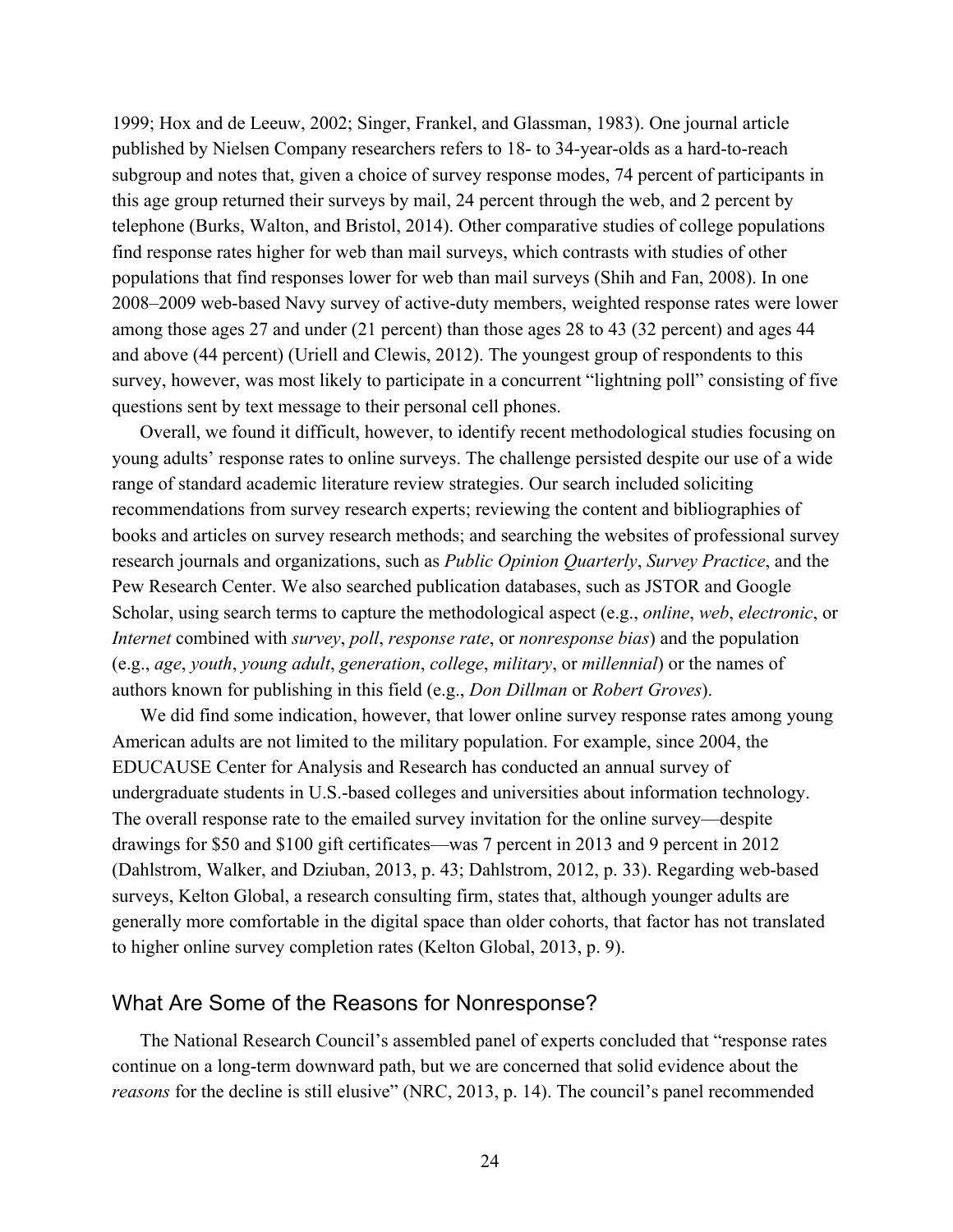1999; Hox and de Leeuw, 2002; Singer, Frankel, and Glassman, 1983). One journal article published by Nielsen Company researchers refers to 18- to 34-year-olds as a hard-to-reach subgroup and notes that, given a choice of survey response modes, 74 percent of participants in this age group returned their surveys by mail, 24 percent through the web, and 2 percent by telephone (Burks, Walton, and Bristol, 2014). Other comparative studies of college populations find response rates higher for web than mail surveys, which contrasts with studies of other populations that find responses lower for web than mail surveys (Shih and Fan, 2008). In one 2008–2009 web-based Navy survey of active-duty members, weighted response rates were lower among those ages 27 and under (21 percent) than those ages 28 to 43 (32 percent) and ages 44 and above (44 percent) (Uriell and Clewis, 2012). The youngest group of respondents to this survey, however, was most likely to participate in a concurrent "lightning poll" consisting of five questions sent by text message to their personal cell phones.

Overall, we found it difficult, however, to identify recent methodological studies focusing on young adults' response rates to online surveys. The challenge persisted despite our use of a wide range of standard academic literature review strategies. Our search included soliciting recommendations from survey research experts; reviewing the content and bibliographies of books and articles on survey research methods; and searching the websites of professional survey research journals and organizations, such as *Public Opinion Quarterly*, *Survey Practice*, and the Pew Research Center. We also searched publication databases, such as JSTOR and Google Scholar, using search terms to capture the methodological aspect (e.g., *online*, *web*, *electronic*, or *Internet* combined with *survey*, *poll*, *response rate*, or *nonresponse bias*) and the population (e.g., *age*, *youth*, *young adult*, *generation*, *college*, *military*, or *millennial*) or the names of authors known for publishing in this field (e.g., *Don Dillman* or *Robert Groves*).

We did find some indication, however, that lower online survey response rates among young American adults are not limited to the military population. For example, since 2004, the EDUCAUSE Center for Analysis and Research has conducted an annual survey of undergraduate students in U.S.-based colleges and universities about information technology. The overall response rate to the emailed survey invitation for the online survey—despite drawings for $50 and $100 gift certificates—was 7 percent in 2013 and 9 percent in 2012 (Dahlstrom, Walker, and Dziuban, 2013, p. 43; Dahlstrom, 2012, p. 33). Regarding web-based surveys, Kelton Global, a research consulting firm, states that, although younger adults are generally more comfortable in the digital space than older cohorts, that factor has not translated to higher online survey completion rates (Kelton Global, 2013, p. 9).

## What Are Some of the Reasons for Nonresponse?

The National Research Council's assembled panel of experts concluded that "response rates continue on a long-term downward path, but we are concerned that solid evidence about the *reasons* for the decline is still elusive" (NRC, 2013, p. 14). The council's panel recommended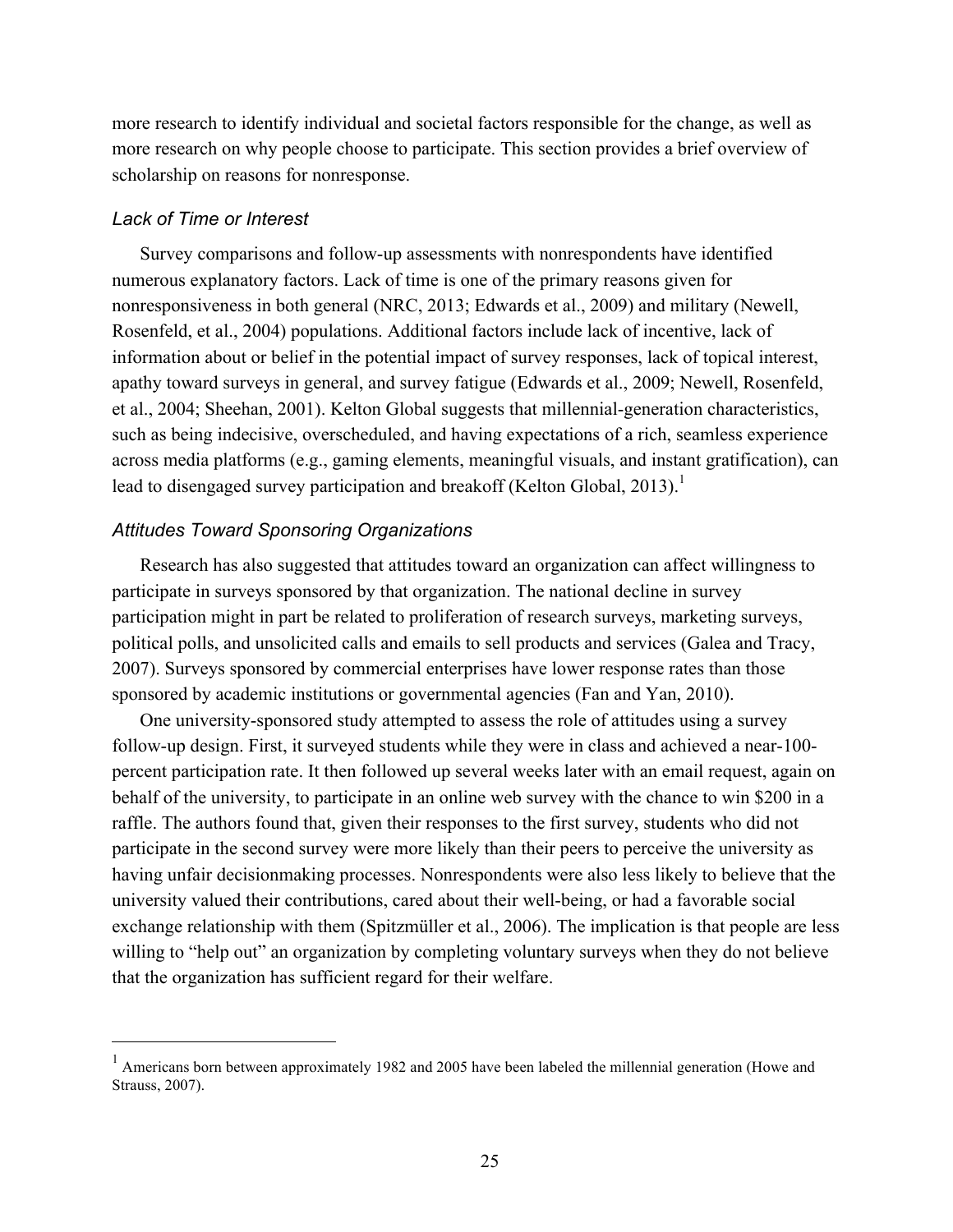more research to identify individual and societal factors responsible for the change, as well as more research on why people choose to participate. This section provides a brief overview of scholarship on reasons for nonresponse.

### *Lack of Time or Interest*

Survey comparisons and follow-up assessments with nonrespondents have identified numerous explanatory factors. Lack of time is one of the primary reasons given for nonresponsiveness in both general (NRC, 2013; Edwards et al., 2009) and military (Newell, Rosenfeld, et al., 2004) populations. Additional factors include lack of incentive, lack of information about or belief in the potential impact of survey responses, lack of topical interest, apathy toward surveys in general, and survey fatigue (Edwards et al., 2009; Newell, Rosenfeld, et al., 2004; Sheehan, 2001). Kelton Global suggests that millennial-generation characteristics, such as being indecisive, overscheduled, and having expectations of a rich, seamless experience across media platforms (e.g., gaming elements, meaningful visuals, and instant gratification), can lead to disengaged survey participation and breakoff (Kelton Global, 2013).[1]

### *Attitudes Toward Sponsoring Organizations*

Research has also suggested that attitudes toward an organization can affect willingness to participate in surveys sponsored by that organization. The national decline in survey participation might in part be related to proliferation of research surveys, marketing surveys, political polls, and unsolicited calls and emails to sell products and services (Galea and Tracy, 2007). Surveys sponsored by commercial enterprises have lower response rates than those sponsored by academic institutions or governmental agencies (Fan and Yan, 2010).

One university-sponsored study attempted to assess the role of attitudes using a survey follow-up design. First, it surveyed students while they were in class and achieved a near-100-percent participation rate. It then followed up several weeks later with an email request, again on behalf of the university, to participate in an online web survey with the chance to win $200 in a raffle. The authors found that, given their responses to the first survey, students who did not participate in the second survey were more likely than their peers to perceive the university as having unfair decisionmaking processes. Nonrespondents were also less likely to believe that the university valued their contributions, cared about their well-being, or had a favorable social exchange relationship with them (Spitzmüller et al., 2006). The implication is that people are less willing to "help out" an organization by completing voluntary surveys when they do not believe that the organization has sufficient regard for their welfare.

---

[1] Americans born between approximately 1982 and 2005 have been labeled the millennial generation (Howe and Strauss, 2007).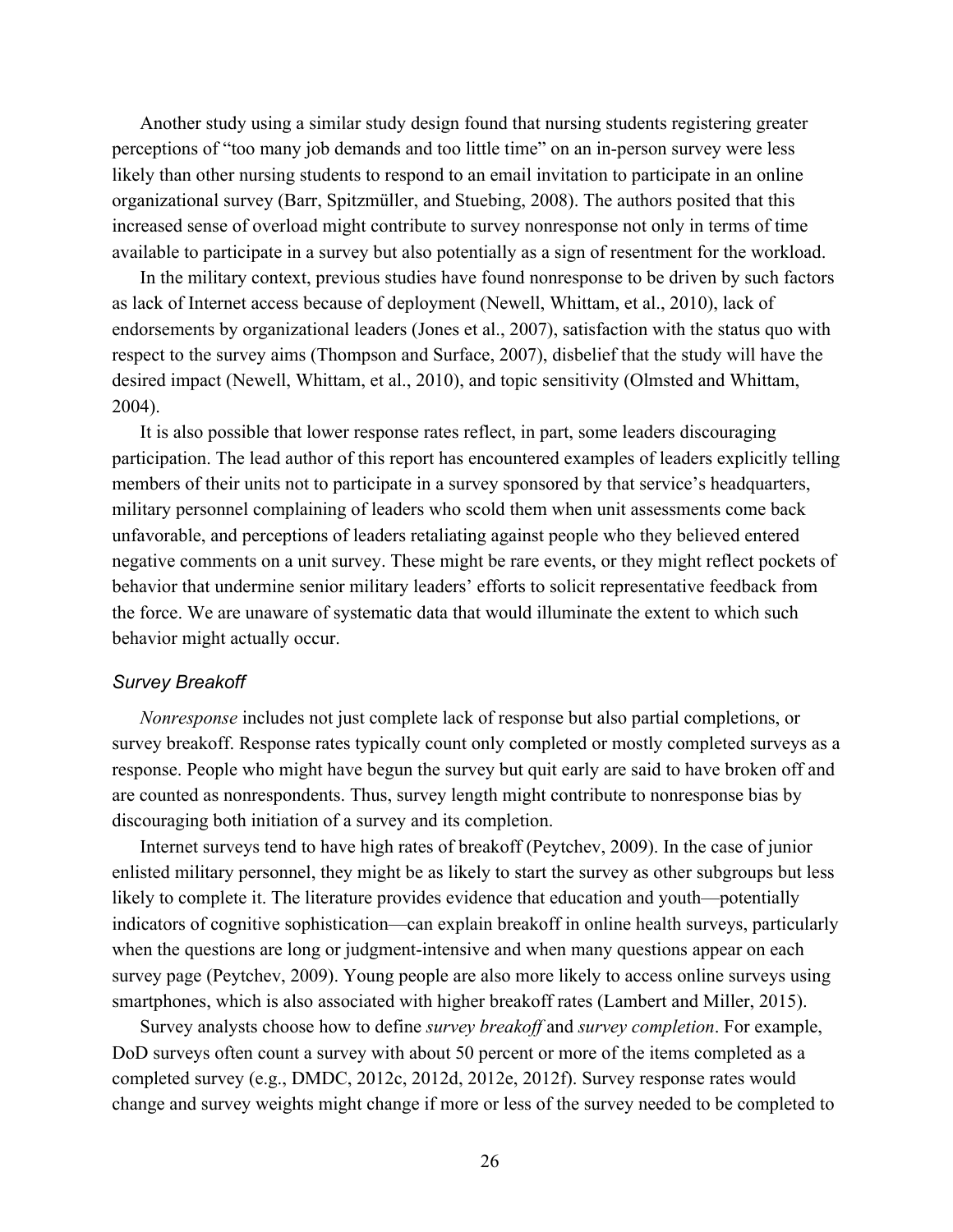Another study using a similar study design found that nursing students registering greater perceptions of "too many job demands and too little time" on an in-person survey were less likely than other nursing students to respond to an email invitation to participate in an online organizational survey (Barr, Spitzmüller, and Stuebing, 2008). The authors posited that this increased sense of overload might contribute to survey nonresponse not only in terms of time available to participate in a survey but also potentially as a sign of resentment for the workload.

In the military context, previous studies have found nonresponse to be driven by such factors as lack of Internet access because of deployment (Newell, Whittam, et al., 2010), lack of endorsements by organizational leaders (Jones et al., 2007), satisfaction with the status quo with respect to the survey aims (Thompson and Surface, 2007), disbelief that the study will have the desired impact (Newell, Whittam, et al., 2010), and topic sensitivity (Olmsted and Whittam, 2004).

It is also possible that lower response rates reflect, in part, some leaders discouraging participation. The lead author of this report has encountered examples of leaders explicitly telling members of their units not to participate in a survey sponsored by that service's headquarters, military personnel complaining of leaders who scold them when unit assessments come back unfavorable, and perceptions of leaders retaliating against people who they believed entered negative comments on a unit survey. These might be rare events, or they might reflect pockets of behavior that undermine senior military leaders' efforts to solicit representative feedback from the force. We are unaware of systematic data that would illuminate the extent to which such behavior might actually occur.

### *Survey Breakoff*

*Nonresponse* includes not just complete lack of response but also partial completions, or survey breakoff. Response rates typically count only completed or mostly completed surveys as a response. People who might have begun the survey but quit early are said to have broken off and are counted as nonrespondents. Thus, survey length might contribute to nonresponse bias by discouraging both initiation of a survey and its completion.

Internet surveys tend to have high rates of breakoff (Peytchev, 2009). In the case of junior enlisted military personnel, they might be as likely to start the survey as other subgroups but less likely to complete it. The literature provides evidence that education and youth—potentially indicators of cognitive sophistication—can explain breakoff in online health surveys, particularly when the questions are long or judgment-intensive and when many questions appear on each survey page (Peytchev, 2009). Young people are also more likely to access online surveys using smartphones, which is also associated with higher breakoff rates (Lambert and Miller, 2015).

Survey analysts choose how to define *survey breakoff* and *survey completion*. For example, DoD surveys often count a survey with about 50 percent or more of the items completed as a completed survey (e.g., DMDC, 2012c, 2012d, 2012e, 2012f). Survey response rates would change and survey weights might change if more or less of the survey needed to be completed to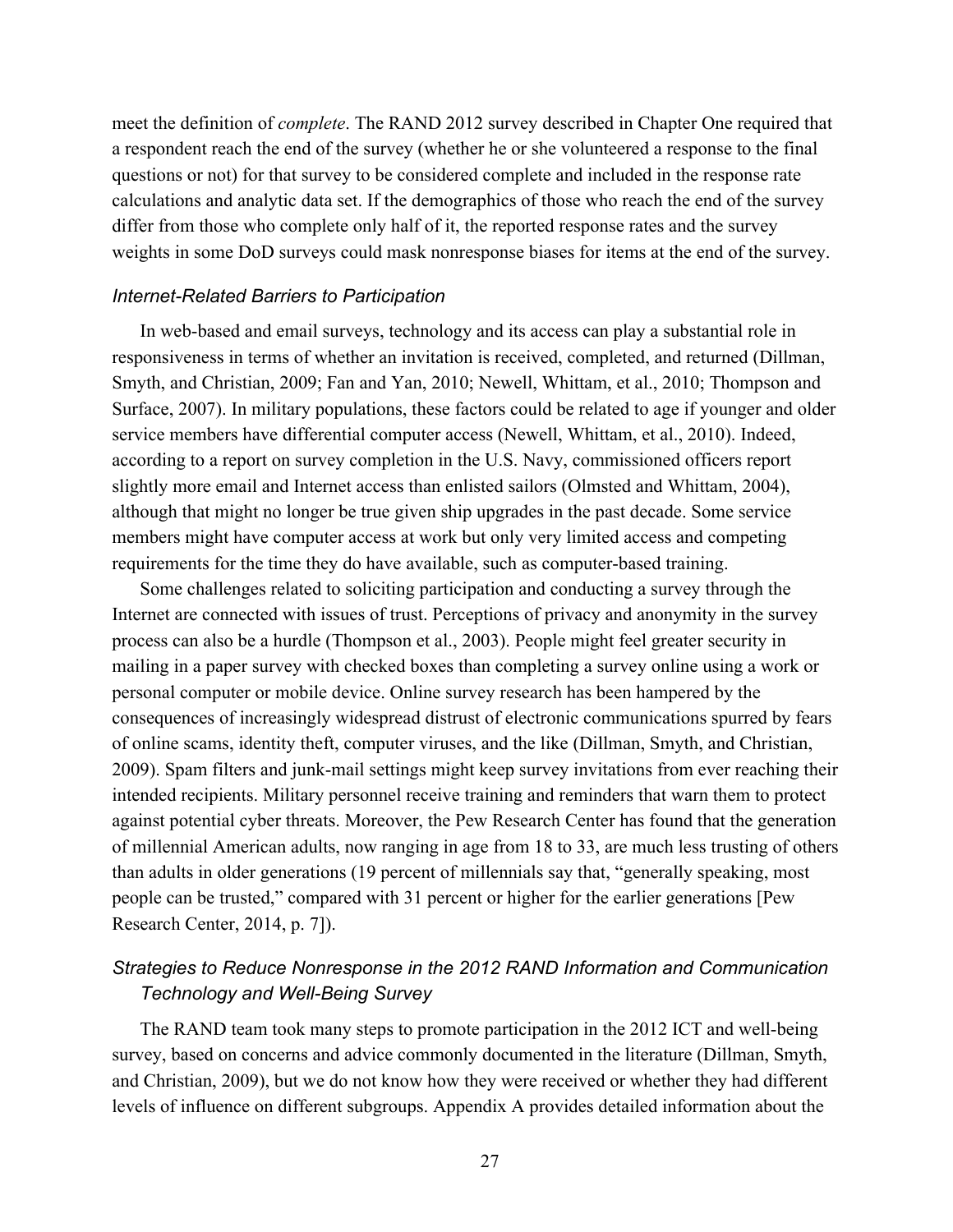meet the definition of *complete*. The RAND 2012 survey described in Chapter One required that a respondent reach the end of the survey (whether he or she volunteered a response to the final questions or not) for that survey to be considered complete and included in the response rate calculations and analytic data set. If the demographics of those who reach the end of the survey differ from those who complete only half of it, the reported response rates and the survey weights in some DoD surveys could mask nonresponse biases for items at the end of the survey.

### *Internet-Related Barriers to Participation*

In web-based and email surveys, technology and its access can play a substantial role in responsiveness in terms of whether an invitation is received, completed, and returned (Dillman, Smyth, and Christian, 2009; Fan and Yan, 2010; Newell, Whittam, et al., 2010; Thompson and Surface, 2007). In military populations, these factors could be related to age if younger and older service members have differential computer access (Newell, Whittam, et al., 2010). Indeed, according to a report on survey completion in the U.S. Navy, commissioned officers report slightly more email and Internet access than enlisted sailors (Olmsted and Whittam, 2004), although that might no longer be true given ship upgrades in the past decade. Some service members might have computer access at work but only very limited access and competing requirements for the time they do have available, such as computer-based training.

Some challenges related to soliciting participation and conducting a survey through the Internet are connected with issues of trust. Perceptions of privacy and anonymity in the survey process can also be a hurdle (Thompson et al., 2003). People might feel greater security in mailing in a paper survey with checked boxes than completing a survey online using a work or personal computer or mobile device. Online survey research has been hampered by the consequences of increasingly widespread distrust of electronic communications spurred by fears of online scams, identity theft, computer viruses, and the like (Dillman, Smyth, and Christian, 2009). Spam filters and junk-mail settings might keep survey invitations from ever reaching their intended recipients. Military personnel receive training and reminders that warn them to protect against potential cyber threats. Moreover, the Pew Research Center has found that the generation of millennial American adults, now ranging in age from 18 to 33, are much less trusting of others than adults in older generations (19 percent of millennials say that, "generally speaking, most people can be trusted," compared with 31 percent or higher for the earlier generations [Pew Research Center, 2014, p. 7]).

### *Strategies to Reduce Nonresponse in the 2012 RAND Information and Communication Technology and Well-Being Survey*

The RAND team took many steps to promote participation in the 2012 ICT and well-being survey, based on concerns and advice commonly documented in the literature (Dillman, Smyth, and Christian, 2009), but we do not know how they were received or whether they had different levels of influence on different subgroups. Appendix A provides detailed information about the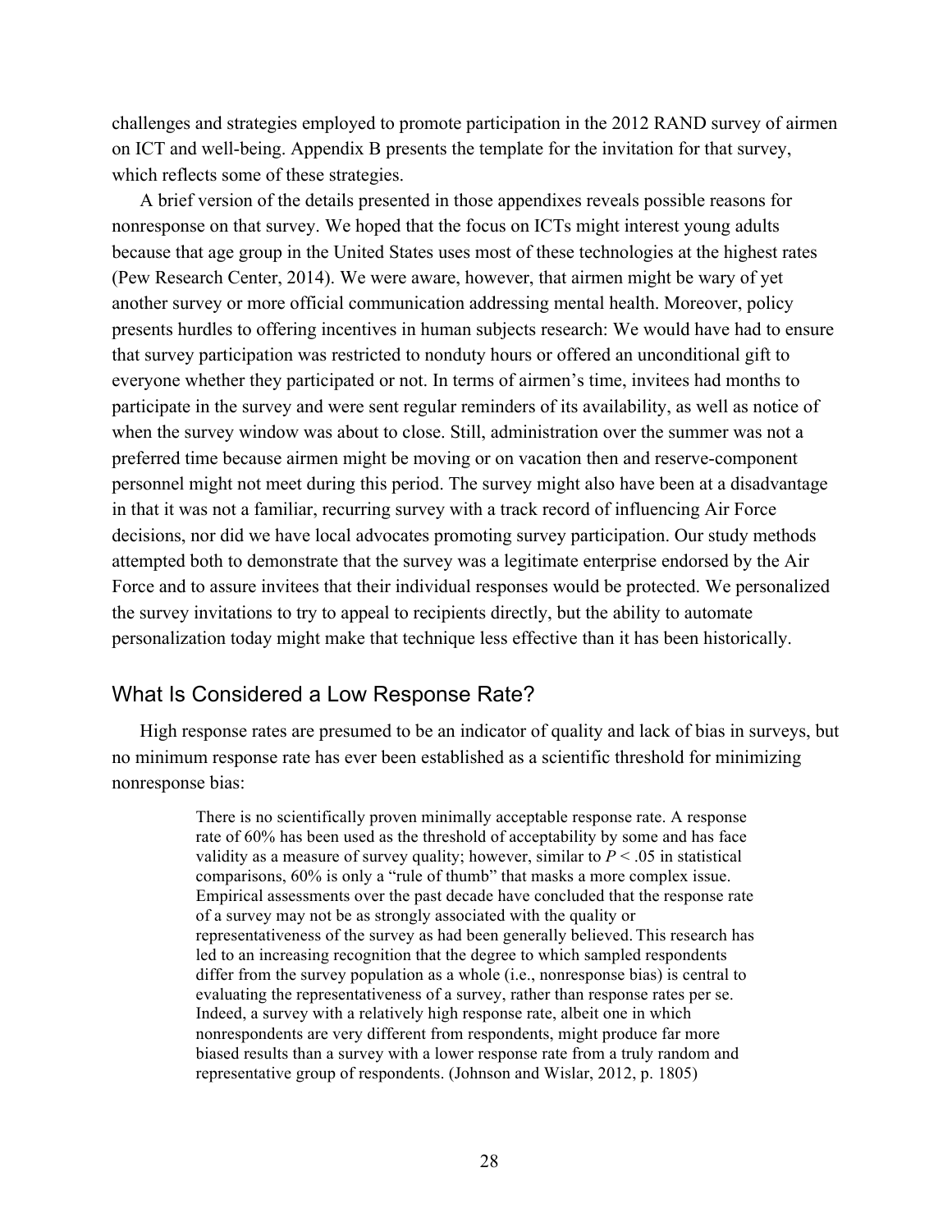challenges and strategies employed to promote participation in the 2012 RAND survey of airmen on ICT and well-being. Appendix B presents the template for the invitation for that survey, which reflects some of these strategies.

A brief version of the details presented in those appendixes reveals possible reasons for nonresponse on that survey. We hoped that the focus on ICTs might interest young adults because that age group in the United States uses most of these technologies at the highest rates (Pew Research Center, 2014). We were aware, however, that airmen might be wary of yet another survey or more official communication addressing mental health. Moreover, policy presents hurdles to offering incentives in human subjects research: We would have had to ensure that survey participation was restricted to nonduty hours or offered an unconditional gift to everyone whether they participated or not. In terms of airmen's time, invitees had months to participate in the survey and were sent regular reminders of its availability, as well as notice of when the survey window was about to close. Still, administration over the summer was not a preferred time because airmen might be moving or on vacation then and reserve-component personnel might not meet during this period. The survey might also have been at a disadvantage in that it was not a familiar, recurring survey with a track record of influencing Air Force decisions, nor did we have local advocates promoting survey participation. Our study methods attempted both to demonstrate that the survey was a legitimate enterprise endorsed by the Air Force and to assure invitees that their individual responses would be protected. We personalized the survey invitations to try to appeal to recipients directly, but the ability to automate personalization today might make that technique less effective than it has been historically.

## What Is Considered a Low Response Rate?

High response rates are presumed to be an indicator of quality and lack of bias in surveys, but no minimum response rate has ever been established as a scientific threshold for minimizing nonresponse bias:

> There is no scientifically proven minimally acceptable response rate. A response rate of 60% has been used as the threshold of acceptability by some and has face validity as a measure of survey quality; however, similar to $P < .05$ in statistical comparisons, 60% is only a "rule of thumb" that masks a more complex issue. Empirical assessments over the past decade have concluded that the response rate of a survey may not be as strongly associated with the quality or representativeness of the survey as had been generally believed. This research has led to an increasing recognition that the degree to which sampled respondents differ from the survey population as a whole (i.e., nonresponse bias) is central to evaluating the representativeness of a survey, rather than response rates per se. Indeed, a survey with a relatively high response rate, albeit one in which nonrespondents are very different from respondents, might produce far more biased results than a survey with a lower response rate from a truly random and representative group of respondents. (Johnson and Wislar, 2012, p. 1805)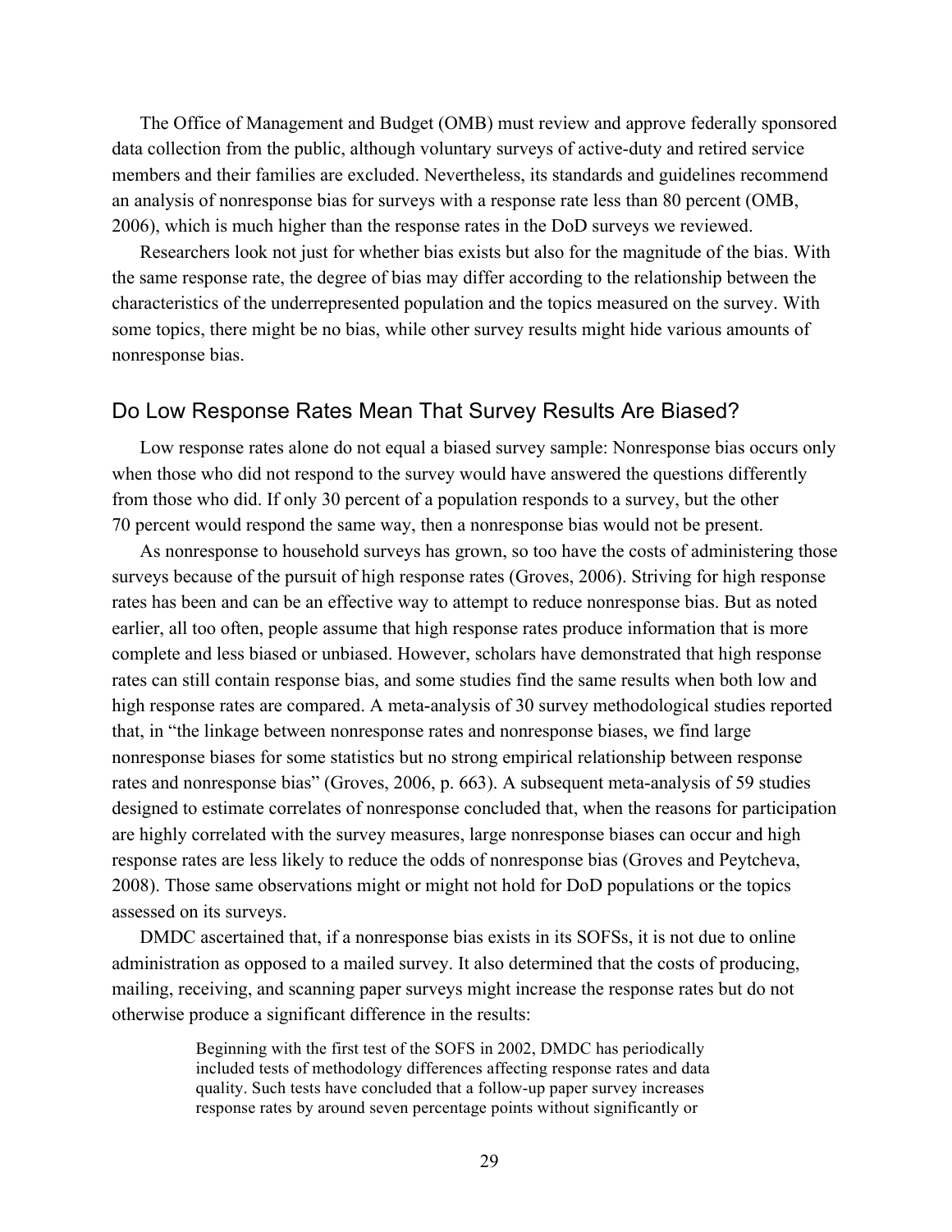The Office of Management and Budget (OMB) must review and approve federally sponsored data collection from the public, although voluntary surveys of active-duty and retired service members and their families are excluded. Nevertheless, its standards and guidelines recommend an analysis of nonresponse bias for surveys with a response rate less than 80 percent (OMB, 2006), which is much higher than the response rates in the DoD surveys we reviewed.

Researchers look not just for whether bias exists but also for the magnitude of the bias. With the same response rate, the degree of bias may differ according to the relationship between the characteristics of the underrepresented population and the topics measured on the survey. With some topics, there might be no bias, while other survey results might hide various amounts of nonresponse bias.

## Do Low Response Rates Mean That Survey Results Are Biased?

Low response rates alone do not equal a biased survey sample: Nonresponse bias occurs only when those who did not respond to the survey would have answered the questions differently from those who did. If only 30 percent of a population responds to a survey, but the other 70 percent would respond the same way, then a nonresponse bias would not be present.

As nonresponse to household surveys has grown, so too have the costs of administering those surveys because of the pursuit of high response rates (Groves, 2006). Striving for high response rates has been and can be an effective way to attempt to reduce nonresponse bias. But as noted earlier, all too often, people assume that high response rates produce information that is more complete and less biased or unbiased. However, scholars have demonstrated that high response rates can still contain response bias, and some studies find the same results when both low and high response rates are compared. A meta-analysis of 30 survey methodological studies reported that, in "the linkage between nonresponse rates and nonresponse biases, we find large nonresponse biases for some statistics but no strong empirical relationship between response rates and nonresponse bias" (Groves, 2006, p. 663). A subsequent meta-analysis of 59 studies designed to estimate correlates of nonresponse concluded that, when the reasons for participation are highly correlated with the survey measures, large nonresponse biases can occur and high response rates are less likely to reduce the odds of nonresponse bias (Groves and Peytcheva, 2008). Those same observations might or might not hold for DoD populations or the topics assessed on its surveys.

DMDC ascertained that, if a nonresponse bias exists in its SOFSs, it is not due to online administration as opposed to a mailed survey. It also determined that the costs of producing, mailing, receiving, and scanning paper surveys might increase the response rates but do not otherwise produce a significant difference in the results:

> Beginning with the first test of the SOFS in 2002, DMDC has periodically included tests of methodology differences affecting response rates and data quality. Such tests have concluded that a follow-up paper survey increases response rates by around seven percentage points without significantly or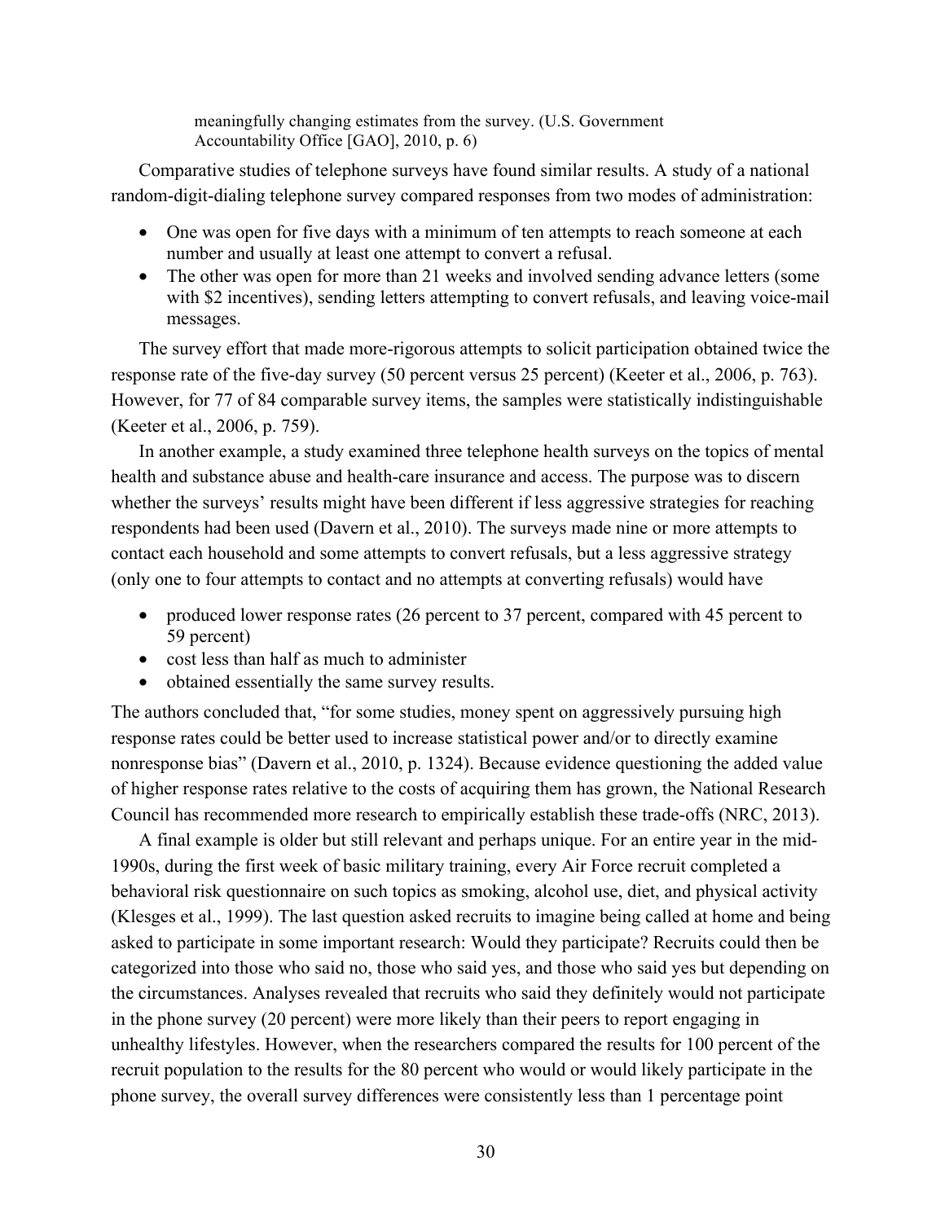> meaningfully changing estimates from the survey. (U.S. Government Accountability Office [GAO], 2010, p. 6)

Comparative studies of telephone surveys have found similar results. A study of a national random-digit-dialing telephone survey compared responses from two modes of administration:

- One was open for five days with a minimum of ten attempts to reach someone at each number and usually at least one attempt to convert a refusal.
- The other was open for more than 21 weeks and involved sending advance letters (some with $2 incentives), sending letters attempting to convert refusals, and leaving voice-mail messages.

The survey effort that made more-rigorous attempts to solicit participation obtained twice the response rate of the five-day survey (50 percent versus 25 percent) (Keeter et al., 2006, p. 763). However, for 77 of 84 comparable survey items, the samples were statistically indistinguishable (Keeter et al., 2006, p. 759).

In another example, a study examined three telephone health surveys on the topics of mental health and substance abuse and health-care insurance and access. The purpose was to discern whether the surveys' results might have been different if less aggressive strategies for reaching respondents had been used (Davern et al., 2010). The surveys made nine or more attempts to contact each household and some attempts to convert refusals, but a less aggressive strategy (only one to four attempts to contact and no attempts at converting refusals) would have

- produced lower response rates (26 percent to 37 percent, compared with 45 percent to 59 percent)
- cost less than half as much to administer
- obtained essentially the same survey results.

The authors concluded that, "for some studies, money spent on aggressively pursuing high response rates could be better used to increase statistical power and/or to directly examine nonresponse bias" (Davern et al., 2010, p. 1324). Because evidence questioning the added value of higher response rates relative to the costs of acquiring them has grown, the National Research Council has recommended more research to empirically establish these trade-offs (NRC, 2013).

A final example is older but still relevant and perhaps unique. For an entire year in the mid-1990s, during the first week of basic military training, every Air Force recruit completed a behavioral risk questionnaire on such topics as smoking, alcohol use, diet, and physical activity (Klesges et al., 1999). The last question asked recruits to imagine being called at home and being asked to participate in some important research: Would they participate? Recruits could then be categorized into those who said no, those who said yes, and those who said yes but depending on the circumstances. Analyses revealed that recruits who said they definitely would not participate in the phone survey (20 percent) were more likely than their peers to report engaging in unhealthy lifestyles. However, when the researchers compared the results for 100 percent of the recruit population to the results for the 80 percent who would or would likely participate in the phone survey, the overall survey differences were consistently less than 1 percentage point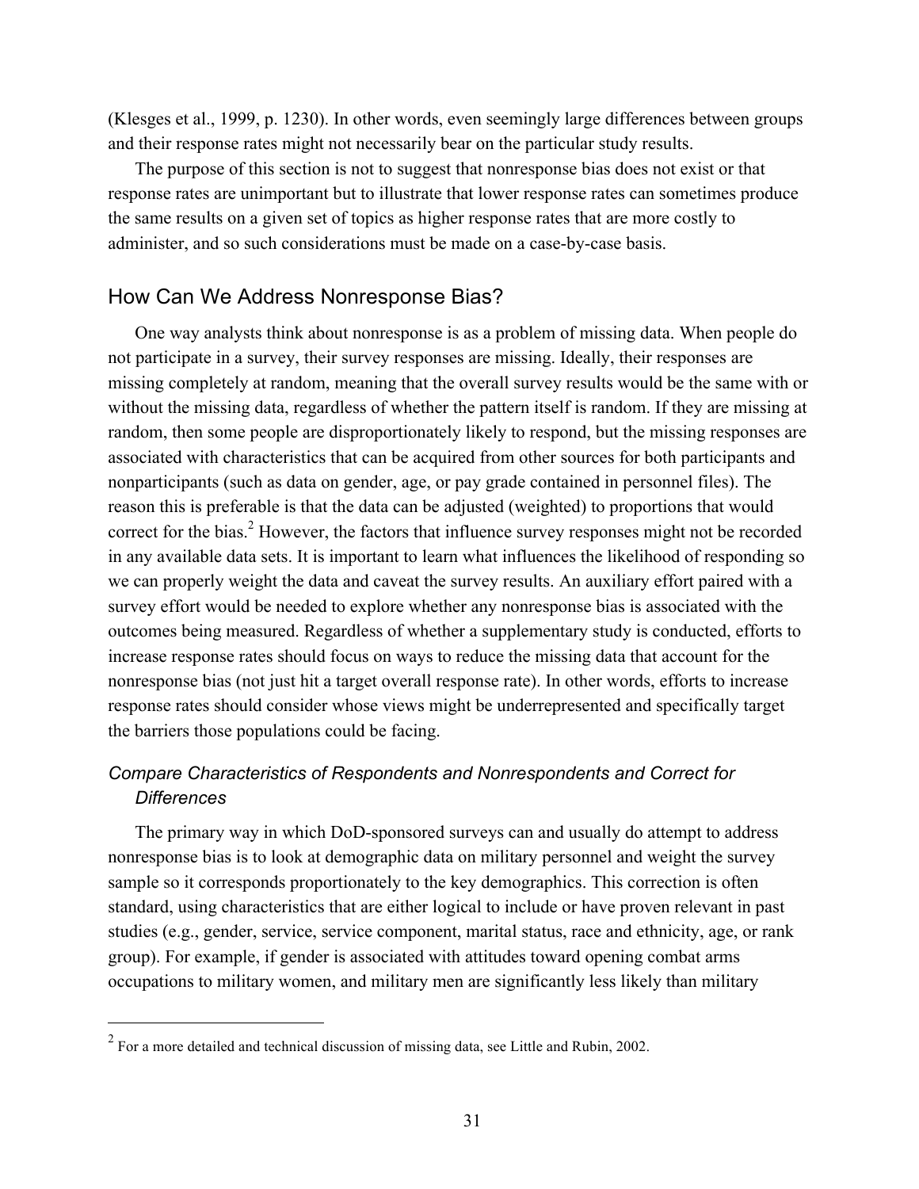(Klesges et al., 1999, p. 1230). In other words, even seemingly large differences between groups and their response rates might not necessarily bear on the particular study results.

The purpose of this section is not to suggest that nonresponse bias does not exist or that response rates are unimportant but to illustrate that lower response rates can sometimes produce the same results on a given set of topics as higher response rates that are more costly to administer, and so such considerations must be made on a case-by-case basis.

## How Can We Address Nonresponse Bias?

One way analysts think about nonresponse is as a problem of missing data. When people do not participate in a survey, their survey responses are missing. Ideally, their responses are missing completely at random, meaning that the overall survey results would be the same with or without the missing data, regardless of whether the pattern itself is random. If they are missing at random, then some people are disproportionately likely to respond, but the missing responses are associated with characteristics that can be acquired from other sources for both participants and nonparticipants (such as data on gender, age, or pay grade contained in personnel files). The reason this is preferable is that the data can be adjusted (weighted) to proportions that would correct for the bias.[2] However, the factors that influence survey responses might not be recorded in any available data sets. It is important to learn what influences the likelihood of responding so we can properly weight the data and caveat the survey results. An auxiliary effort paired with a survey effort would be needed to explore whether any nonresponse bias is associated with the outcomes being measured. Regardless of whether a supplementary study is conducted, efforts to increase response rates should focus on ways to reduce the missing data that account for the nonresponse bias (not just hit a target overall response rate). In other words, efforts to increase response rates should consider whose views might be underrepresented and specifically target the barriers those populations could be facing.

### *Compare Characteristics of Respondents and Nonrespondents and Correct for Differences*

The primary way in which DoD-sponsored surveys can and usually do attempt to address nonresponse bias is to look at demographic data on military personnel and weight the survey sample so it corresponds proportionately to the key demographics. This correction is often standard, using characteristics that are either logical to include or have proven relevant in past studies (e.g., gender, service, service component, marital status, race and ethnicity, age, or rank group). For example, if gender is associated with attitudes toward opening combat arms occupations to military women, and military men are significantly less likely than military

[2] For a more detailed and technical discussion of missing data, see Little and Rubin, 2002.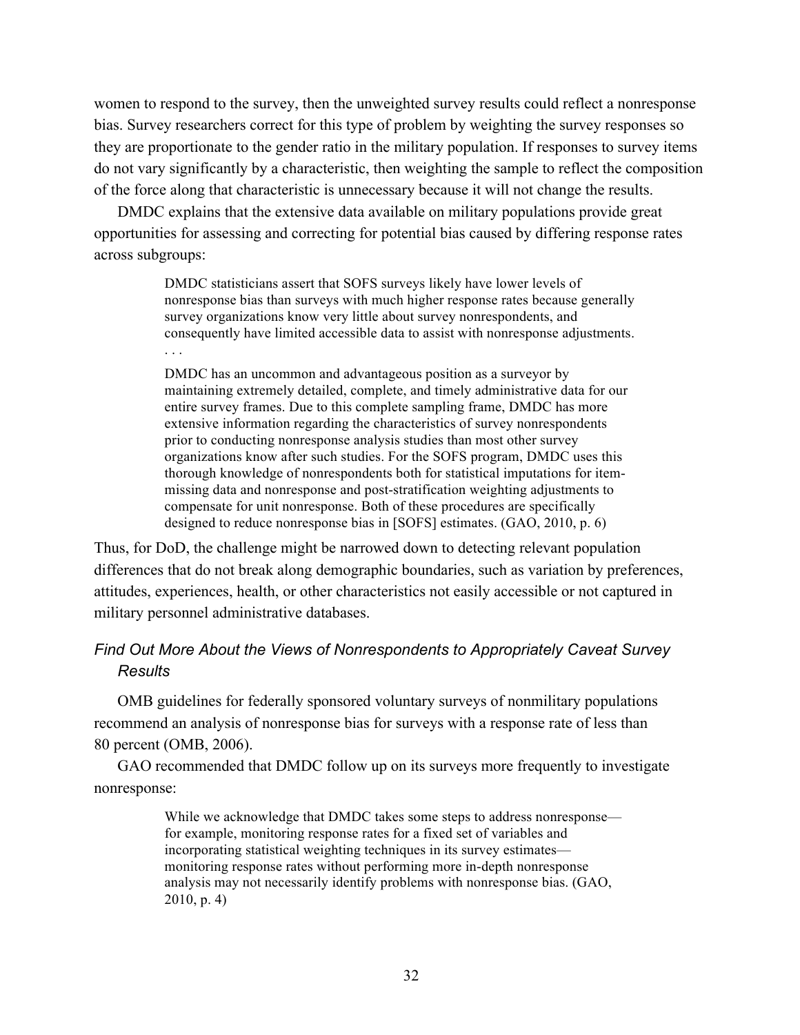women to respond to the survey, then the unweighted survey results could reflect a nonresponse bias. Survey researchers correct for this type of problem by weighting the survey responses so they are proportionate to the gender ratio in the military population. If responses to survey items do not vary significantly by a characteristic, then weighting the sample to reflect the composition of the force along that characteristic is unnecessary because it will not change the results.

DMDC explains that the extensive data available on military populations provide great opportunities for assessing and correcting for potential bias caused by differing response rates across subgroups:

> DMDC statisticians assert that SOFS surveys likely have lower levels of nonresponse bias than surveys with much higher response rates because generally survey organizations know very little about survey nonrespondents, and consequently have limited accessible data to assist with nonresponse adjustments. . . .
>
> DMDC has an uncommon and advantageous position as a surveyor by maintaining extremely detailed, complete, and timely administrative data for our entire survey frames. Due to this complete sampling frame, DMDC has more extensive information regarding the characteristics of survey nonrespondents prior to conducting nonresponse analysis studies than most other survey organizations know after such studies. For the SOFS program, DMDC uses this thorough knowledge of nonrespondents both for statistical imputations for item-missing data and nonresponse and post-stratification weighting adjustments to compensate for unit nonresponse. Both of these procedures are specifically designed to reduce nonresponse bias in [SOFS] estimates. (GAO, 2010, p. 6)

Thus, for DoD, the challenge might be narrowed down to detecting relevant population differences that do not break along demographic boundaries, such as variation by preferences, attitudes, experiences, health, or other characteristics not easily accessible or not captured in military personnel administrative databases.

### *Find Out More About the Views of Nonrespondents to Appropriately Caveat Survey Results*

OMB guidelines for federally sponsored voluntary surveys of nonmilitary populations recommend an analysis of nonresponse bias for surveys with a response rate of less than 80 percent (OMB, 2006).

GAO recommended that DMDC follow up on its surveys more frequently to investigate nonresponse:

> While we acknowledge that DMDC takes some steps to address nonresponse—for example, monitoring response rates for a fixed set of variables and incorporating statistical weighting techniques in its survey estimates—monitoring response rates without performing more in-depth nonresponse analysis may not necessarily identify problems with nonresponse bias. (GAO, 2010, p. 4)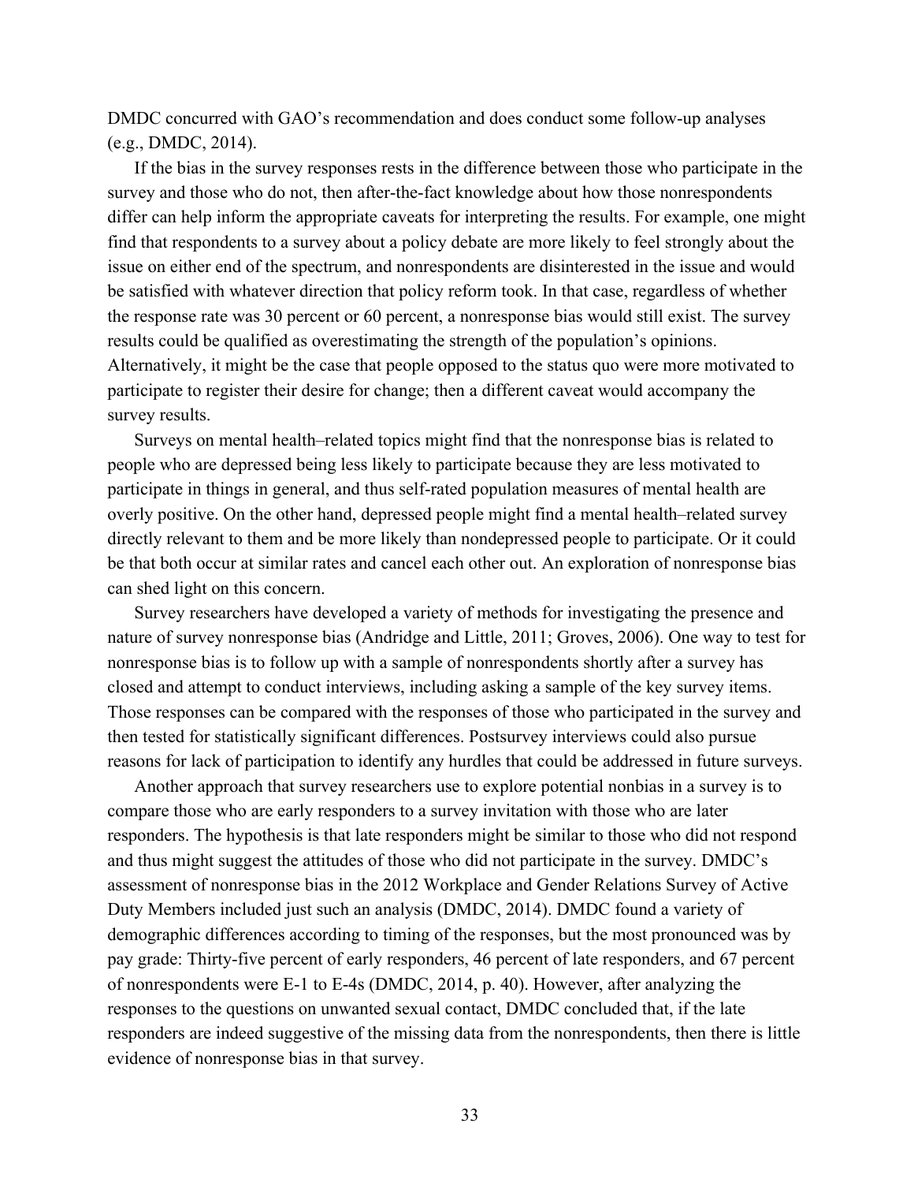DMDC concurred with GAO's recommendation and does conduct some follow-up analyses (e.g., DMDC, 2014).

If the bias in the survey responses rests in the difference between those who participate in the survey and those who do not, then after-the-fact knowledge about how those nonrespondents differ can help inform the appropriate caveats for interpreting the results. For example, one might find that respondents to a survey about a policy debate are more likely to feel strongly about the issue on either end of the spectrum, and nonrespondents are disinterested in the issue and would be satisfied with whatever direction that policy reform took. In that case, regardless of whether the response rate was 30 percent or 60 percent, a nonresponse bias would still exist. The survey results could be qualified as overestimating the strength of the population's opinions. Alternatively, it might be the case that people opposed to the status quo were more motivated to participate to register their desire for change; then a different caveat would accompany the survey results.

Surveys on mental health–related topics might find that the nonresponse bias is related to people who are depressed being less likely to participate because they are less motivated to participate in things in general, and thus self-rated population measures of mental health are overly positive. On the other hand, depressed people might find a mental health–related survey directly relevant to them and be more likely than nondepressed people to participate. Or it could be that both occur at similar rates and cancel each other out. An exploration of nonresponse bias can shed light on this concern.

Survey researchers have developed a variety of methods for investigating the presence and nature of survey nonresponse bias (Andridge and Little, 2011; Groves, 2006). One way to test for nonresponse bias is to follow up with a sample of nonrespondents shortly after a survey has closed and attempt to conduct interviews, including asking a sample of the key survey items. Those responses can be compared with the responses of those who participated in the survey and then tested for statistically significant differences. Postsurvey interviews could also pursue reasons for lack of participation to identify any hurdles that could be addressed in future surveys.

Another approach that survey researchers use to explore potential nonbias in a survey is to compare those who are early responders to a survey invitation with those who are later responders. The hypothesis is that late responders might be similar to those who did not respond and thus might suggest the attitudes of those who did not participate in the survey. DMDC's assessment of nonresponse bias in the 2012 Workplace and Gender Relations Survey of Active Duty Members included just such an analysis (DMDC, 2014). DMDC found a variety of demographic differences according to timing of the responses, but the most pronounced was by pay grade: Thirty-five percent of early responders, 46 percent of late responders, and 67 percent of nonrespondents were E-1 to E-4s (DMDC, 2014, p. 40). However, after analyzing the responses to the questions on unwanted sexual contact, DMDC concluded that, if the late responders are indeed suggestive of the missing data from the nonrespondents, then there is little evidence of nonresponse bias in that survey.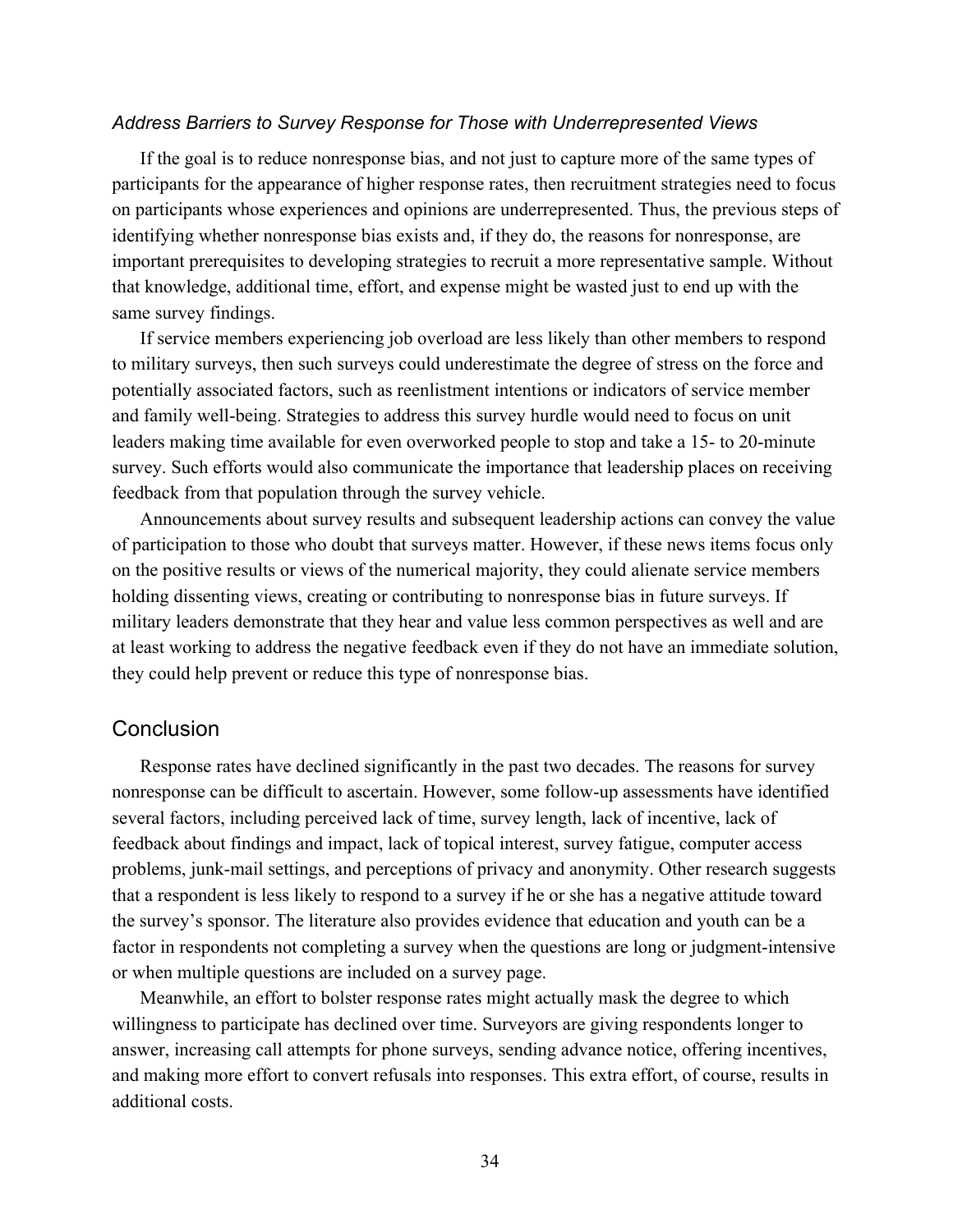### *Address Barriers to Survey Response for Those with Underrepresented Views*

If the goal is to reduce nonresponse bias, and not just to capture more of the same types of participants for the appearance of higher response rates, then recruitment strategies need to focus on participants whose experiences and opinions are underrepresented. Thus, the previous steps of identifying whether nonresponse bias exists and, if they do, the reasons for nonresponse, are important prerequisites to developing strategies to recruit a more representative sample. Without that knowledge, additional time, effort, and expense might be wasted just to end up with the same survey findings.

If service members experiencing job overload are less likely than other members to respond to military surveys, then such surveys could underestimate the degree of stress on the force and potentially associated factors, such as reenlistment intentions or indicators of service member and family well-being. Strategies to address this survey hurdle would need to focus on unit leaders making time available for even overworked people to stop and take a 15- to 20-minute survey. Such efforts would also communicate the importance that leadership places on receiving feedback from that population through the survey vehicle.

Announcements about survey results and subsequent leadership actions can convey the value of participation to those who doubt that surveys matter. However, if these news items focus only on the positive results or views of the numerical majority, they could alienate service members holding dissenting views, creating or contributing to nonresponse bias in future surveys. If military leaders demonstrate that they hear and value less common perspectives as well and are at least working to address the negative feedback even if they do not have an immediate solution, they could help prevent or reduce this type of nonresponse bias.

## Conclusion

Response rates have declined significantly in the past two decades. The reasons for survey nonresponse can be difficult to ascertain. However, some follow-up assessments have identified several factors, including perceived lack of time, survey length, lack of incentive, lack of feedback about findings and impact, lack of topical interest, survey fatigue, computer access problems, junk-mail settings, and perceptions of privacy and anonymity. Other research suggests that a respondent is less likely to respond to a survey if he or she has a negative attitude toward the survey's sponsor. The literature also provides evidence that education and youth can be a factor in respondents not completing a survey when the questions are long or judgment-intensive or when multiple questions are included on a survey page.

Meanwhile, an effort to bolster response rates might actually mask the degree to which willingness to participate has declined over time. Surveyors are giving respondents longer to answer, increasing call attempts for phone surveys, sending advance notice, offering incentives, and making more effort to convert refusals into responses. This extra effort, of course, results in additional costs.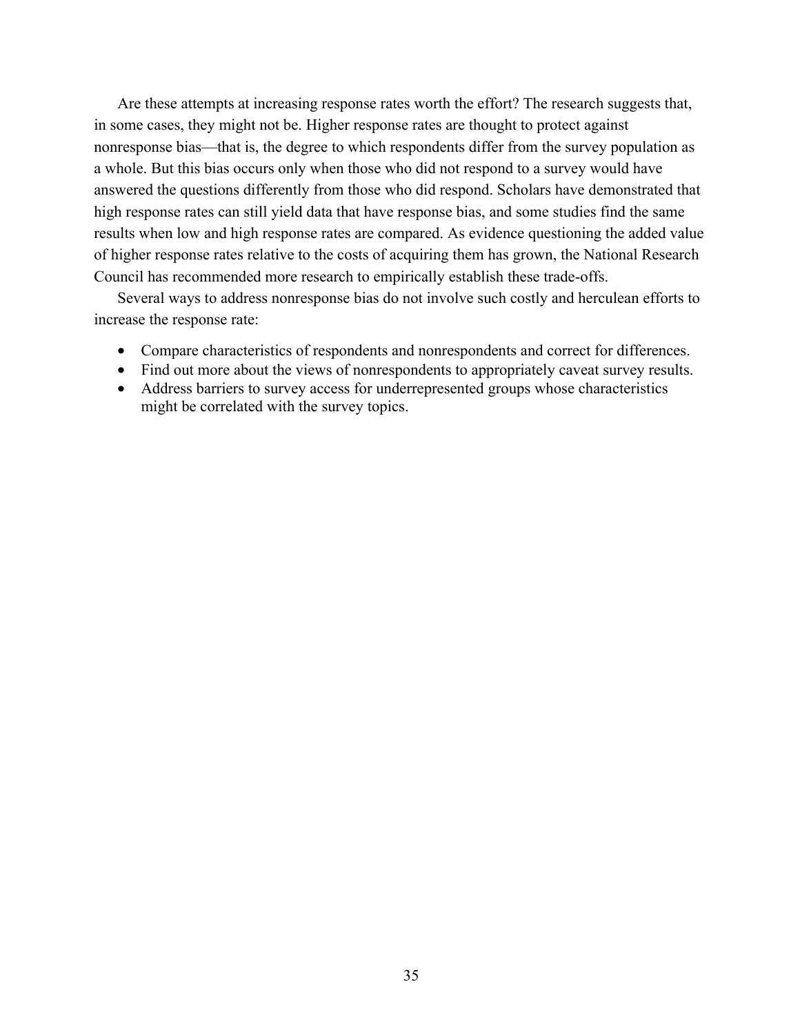Are these attempts at increasing response rates worth the effort? The research suggests that, in some cases, they might not be. Higher response rates are thought to protect against nonresponse bias—that is, the degree to which respondents differ from the survey population as a whole. But this bias occurs only when those who did not respond to a survey would have answered the questions differently from those who did respond. Scholars have demonstrated that high response rates can still yield data that have response bias, and some studies find the same results when low and high response rates are compared. As evidence questioning the added value of higher response rates relative to the costs of acquiring them has grown, the National Research Council has recommended more research to empirically establish these trade-offs.

Several ways to address nonresponse bias do not involve such costly and herculean efforts to increase the response rate:

- Compare characteristics of respondents and nonrespondents and correct for differences.
- Find out more about the views of nonrespondents to appropriately caveat survey results.
- Address barriers to survey access for underrepresented groups whose characteristics might be correlated with the survey topics.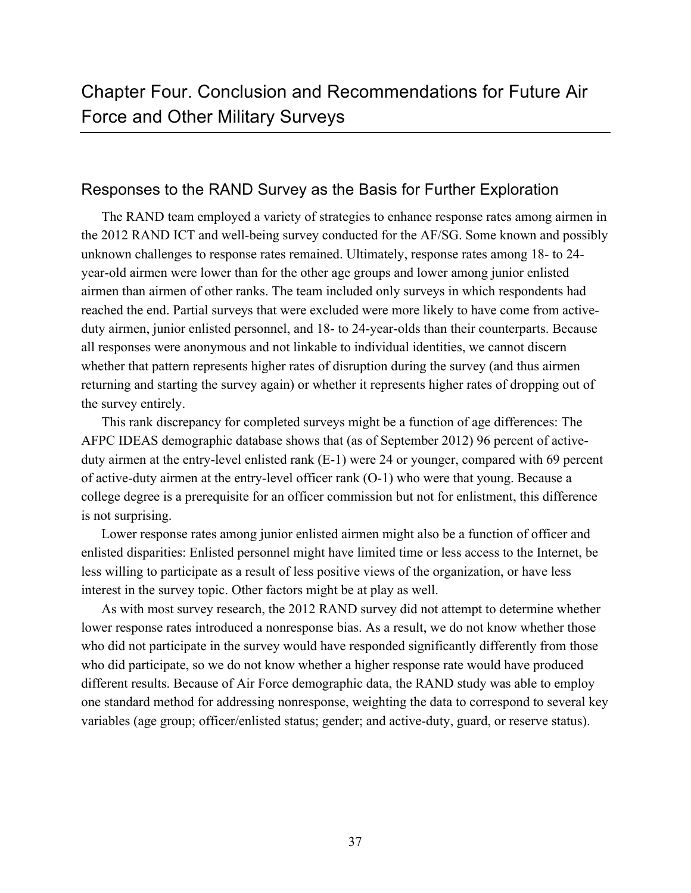# Chapter Four. Conclusion and Recommendations for Future Air Force and Other Military Surveys

## Responses to the RAND Survey as the Basis for Further Exploration

The RAND team employed a variety of strategies to enhance response rates among airmen in the 2012 RAND ICT and well-being survey conducted for the AF/SG. Some known and possibly unknown challenges to response rates remained. Ultimately, response rates among 18- to 24-year-old airmen were lower than for the other age groups and lower among junior enlisted airmen than airmen of other ranks. The team included only surveys in which respondents had reached the end. Partial surveys that were excluded were more likely to have come from active-duty airmen, junior enlisted personnel, and 18- to 24-year-olds than their counterparts. Because all responses were anonymous and not linkable to individual identities, we cannot discern whether that pattern represents higher rates of disruption during the survey (and thus airmen returning and starting the survey again) or whether it represents higher rates of dropping out of the survey entirely.

This rank discrepancy for completed surveys might be a function of age differences: The AFPC IDEAS demographic database shows that (as of September 2012) 96 percent of active-duty airmen at the entry-level enlisted rank (E-1) were 24 or younger, compared with 69 percent of active-duty airmen at the entry-level officer rank (O-1) who were that young. Because a college degree is a prerequisite for an officer commission but not for enlistment, this difference is not surprising.

Lower response rates among junior enlisted airmen might also be a function of officer and enlisted disparities: Enlisted personnel might have limited time or less access to the Internet, be less willing to participate as a result of less positive views of the organization, or have less interest in the survey topic. Other factors might be at play as well.

As with most survey research, the 2012 RAND survey did not attempt to determine whether lower response rates introduced a nonresponse bias. As a result, we do not know whether those who did not participate in the survey would have responded significantly differently from those who did participate, so we do not know whether a higher response rate would have produced different results. Because of Air Force demographic data, the RAND study was able to employ one standard method for addressing nonresponse, weighting the data to correspond to several key variables (age group; officer/enlisted status; gender; and active-duty, guard, or reserve status).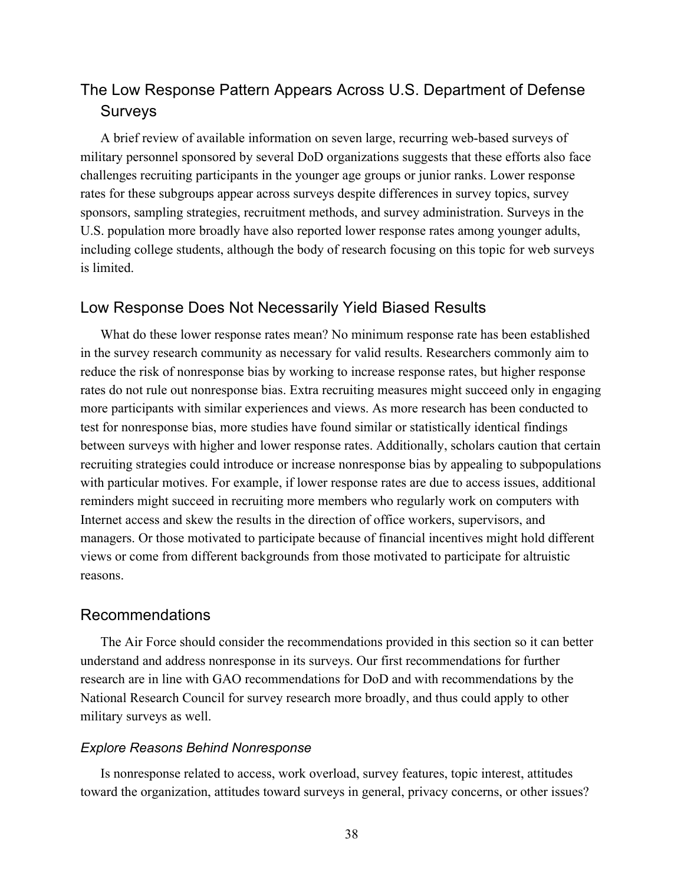## The Low Response Pattern Appears Across U.S. Department of Defense Surveys

A brief review of available information on seven large, recurring web-based surveys of military personnel sponsored by several DoD organizations suggests that these efforts also face challenges recruiting participants in the younger age groups or junior ranks. Lower response rates for these subgroups appear across surveys despite differences in survey topics, survey sponsors, sampling strategies, recruitment methods, and survey administration. Surveys in the U.S. population more broadly have also reported lower response rates among younger adults, including college students, although the body of research focusing on this topic for web surveys is limited.

## Low Response Does Not Necessarily Yield Biased Results

What do these lower response rates mean? No minimum response rate has been established in the survey research community as necessary for valid results. Researchers commonly aim to reduce the risk of nonresponse bias by working to increase response rates, but higher response rates do not rule out nonresponse bias. Extra recruiting measures might succeed only in engaging more participants with similar experiences and views. As more research has been conducted to test for nonresponse bias, more studies have found similar or statistically identical findings between surveys with higher and lower response rates. Additionally, scholars caution that certain recruiting strategies could introduce or increase nonresponse bias by appealing to subpopulations with particular motives. For example, if lower response rates are due to access issues, additional reminders might succeed in recruiting more members who regularly work on computers with Internet access and skew the results in the direction of office workers, supervisors, and managers. Or those motivated to participate because of financial incentives might hold different views or come from different backgrounds from those motivated to participate for altruistic reasons.

## Recommendations

The Air Force should consider the recommendations provided in this section so it can better understand and address nonresponse in its surveys. Our first recommendations for further research are in line with GAO recommendations for DoD and with recommendations by the National Research Council for survey research more broadly, and thus could apply to other military surveys as well.

### *Explore Reasons Behind Nonresponse*

Is nonresponse related to access, work overload, survey features, topic interest, attitudes toward the organization, attitudes toward surveys in general, privacy concerns, or other issues?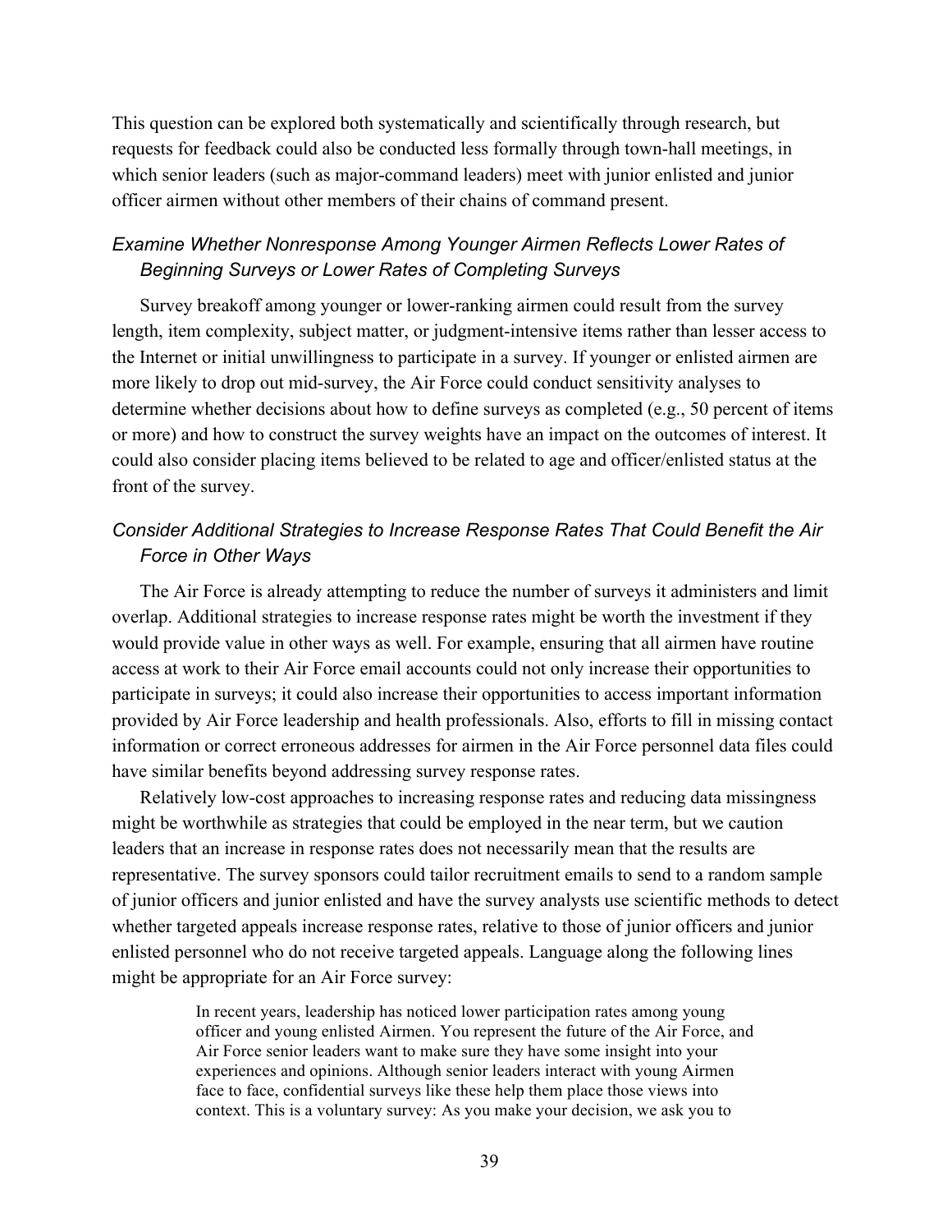This question can be explored both systematically and scientifically through research, but requests for feedback could also be conducted less formally through town-hall meetings, in which senior leaders (such as major-command leaders) meet with junior enlisted and junior officer airmen without other members of their chains of command present.

### *Examine Whether Nonresponse Among Younger Airmen Reflects Lower Rates of Beginning Surveys or Lower Rates of Completing Surveys*

Survey breakoff among younger or lower-ranking airmen could result from the survey length, item complexity, subject matter, or judgment-intensive items rather than lesser access to the Internet or initial unwillingness to participate in a survey. If younger or enlisted airmen are more likely to drop out mid-survey, the Air Force could conduct sensitivity analyses to determine whether decisions about how to define surveys as completed (e.g., 50 percent of items or more) and how to construct the survey weights have an impact on the outcomes of interest. It could also consider placing items believed to be related to age and officer/enlisted status at the front of the survey.

### *Consider Additional Strategies to Increase Response Rates That Could Benefit the Air Force in Other Ways*

The Air Force is already attempting to reduce the number of surveys it administers and limit overlap. Additional strategies to increase response rates might be worth the investment if they would provide value in other ways as well. For example, ensuring that all airmen have routine access at work to their Air Force email accounts could not only increase their opportunities to participate in surveys; it could also increase their opportunities to access important information provided by Air Force leadership and health professionals. Also, efforts to fill in missing contact information or correct erroneous addresses for airmen in the Air Force personnel data files could have similar benefits beyond addressing survey response rates.

Relatively low-cost approaches to increasing response rates and reducing data missingness might be worthwhile as strategies that could be employed in the near term, but we caution leaders that an increase in response rates does not necessarily mean that the results are representative. The survey sponsors could tailor recruitment emails to send to a random sample of junior officers and junior enlisted and have the survey analysts use scientific methods to detect whether targeted appeals increase response rates, relative to those of junior officers and junior enlisted personnel who do not receive targeted appeals. Language along the following lines might be appropriate for an Air Force survey:

> In recent years, leadership has noticed lower participation rates among young officer and young enlisted Airmen. You represent the future of the Air Force, and Air Force senior leaders want to make sure they have some insight into your experiences and opinions. Although senior leaders interact with young Airmen face to face, confidential surveys like these help them place those views into context. This is a voluntary survey: As you make your decision, we ask you to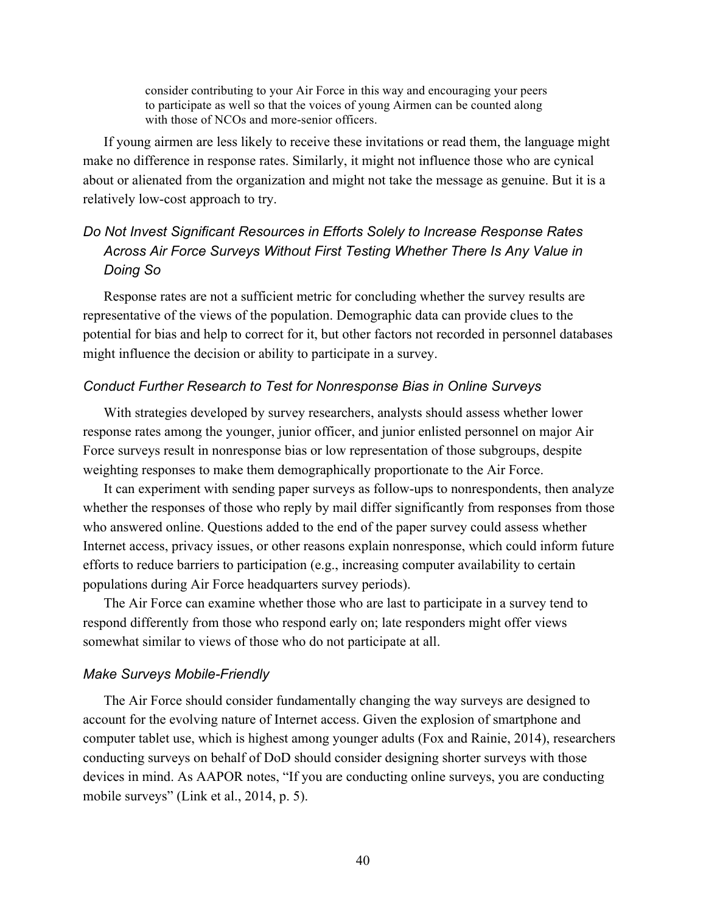> consider contributing to your Air Force in this way and encouraging your peers to participate as well so that the voices of young Airmen can be counted along with those of NCOs and more-senior officers.

If young airmen are less likely to receive these invitations or read them, the language might make no difference in response rates. Similarly, it might not influence those who are cynical about or alienated from the organization and might not take the message as genuine. But it is a relatively low-cost approach to try.

### *Do Not Invest Significant Resources in Efforts Solely to Increase Response Rates Across Air Force Surveys Without First Testing Whether There Is Any Value in Doing So*

Response rates are not a sufficient metric for concluding whether the survey results are representative of the views of the population. Demographic data can provide clues to the potential for bias and help to correct for it, but other factors not recorded in personnel databases might influence the decision or ability to participate in a survey.

### *Conduct Further Research to Test for Nonresponse Bias in Online Surveys*

With strategies developed by survey researchers, analysts should assess whether lower response rates among the younger, junior officer, and junior enlisted personnel on major Air Force surveys result in nonresponse bias or low representation of those subgroups, despite weighting responses to make them demographically proportionate to the Air Force.

It can experiment with sending paper surveys as follow-ups to nonrespondents, then analyze whether the responses of those who reply by mail differ significantly from responses from those who answered online. Questions added to the end of the paper survey could assess whether Internet access, privacy issues, or other reasons explain nonresponse, which could inform future efforts to reduce barriers to participation (e.g., increasing computer availability to certain populations during Air Force headquarters survey periods).

The Air Force can examine whether those who are last to participate in a survey tend to respond differently from those who respond early on; late responders might offer views somewhat similar to views of those who do not participate at all.

### *Make Surveys Mobile-Friendly*

The Air Force should consider fundamentally changing the way surveys are designed to account for the evolving nature of Internet access. Given the explosion of smartphone and computer tablet use, which is highest among younger adults (Fox and Rainie, 2014), researchers conducting surveys on behalf of DoD should consider designing shorter surveys with those devices in mind. As AAPOR notes, "If you are conducting online surveys, you are conducting mobile surveys" (Link et al., 2014, p. 5).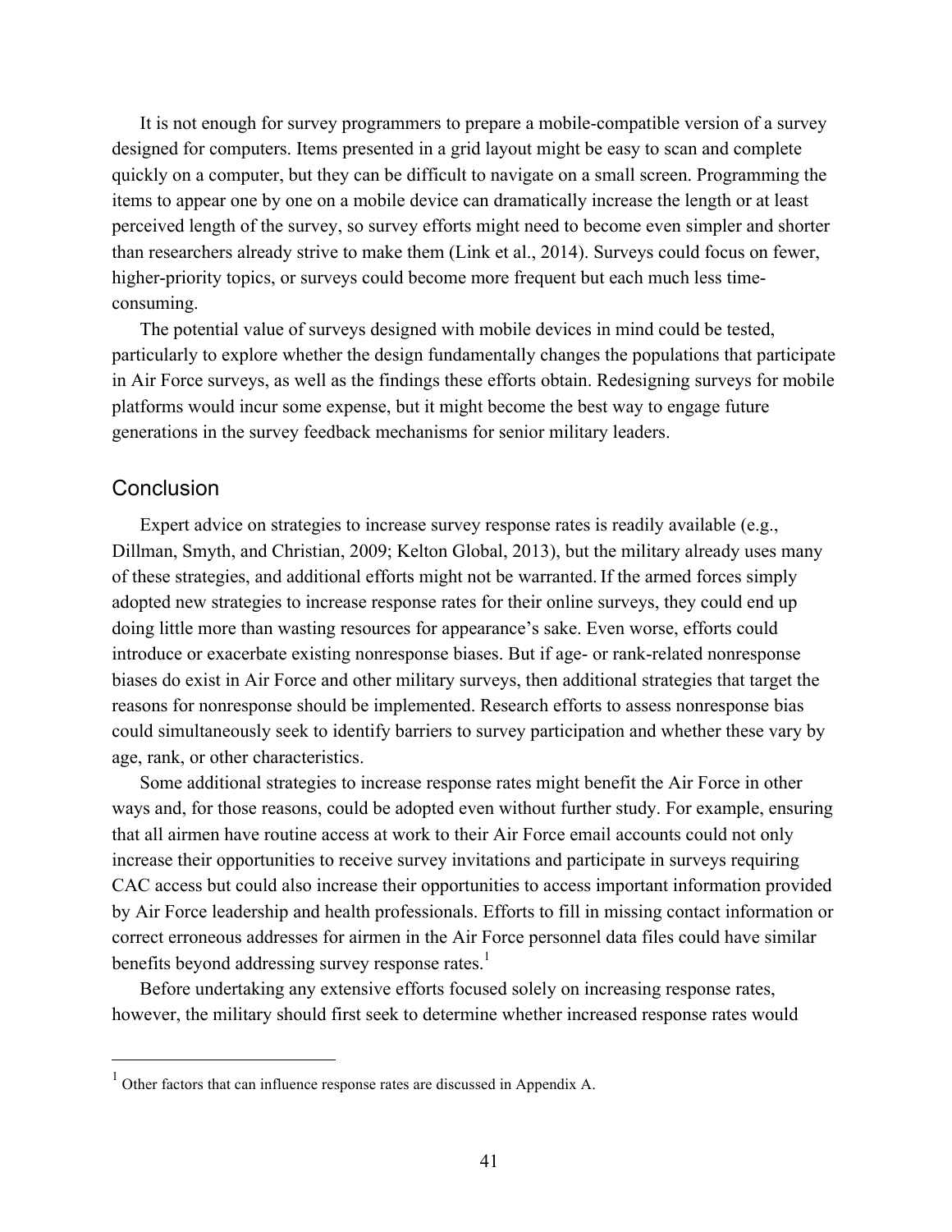It is not enough for survey programmers to prepare a mobile-compatible version of a survey designed for computers. Items presented in a grid layout might be easy to scan and complete quickly on a computer, but they can be difficult to navigate on a small screen. Programming the items to appear one by one on a mobile device can dramatically increase the length or at least perceived length of the survey, so survey efforts might need to become even simpler and shorter than researchers already strive to make them (Link et al., 2014). Surveys could focus on fewer, higher-priority topics, or surveys could become more frequent but each much less time-consuming.

The potential value of surveys designed with mobile devices in mind could be tested, particularly to explore whether the design fundamentally changes the populations that participate in Air Force surveys, as well as the findings these efforts obtain. Redesigning surveys for mobile platforms would incur some expense, but it might become the best way to engage future generations in the survey feedback mechanisms for senior military leaders.

## Conclusion

Expert advice on strategies to increase survey response rates is readily available (e.g., Dillman, Smyth, and Christian, 2009; Kelton Global, 2013), but the military already uses many of these strategies, and additional efforts might not be warranted. If the armed forces simply adopted new strategies to increase response rates for their online surveys, they could end up doing little more than wasting resources for appearance's sake. Even worse, efforts could introduce or exacerbate existing nonresponse biases. But if age- or rank-related nonresponse biases do exist in Air Force and other military surveys, then additional strategies that target the reasons for nonresponse should be implemented. Research efforts to assess nonresponse bias could simultaneously seek to identify barriers to survey participation and whether these vary by age, rank, or other characteristics.

Some additional strategies to increase response rates might benefit the Air Force in other ways and, for those reasons, could be adopted even without further study. For example, ensuring that all airmen have routine access at work to their Air Force email accounts could not only increase their opportunities to receive survey invitations and participate in surveys requiring CAC access but could also increase their opportunities to access important information provided by Air Force leadership and health professionals. Efforts to fill in missing contact information or correct erroneous addresses for airmen in the Air Force personnel data files could have similar benefits beyond addressing survey response rates.[1]

Before undertaking any extensive efforts focused solely on increasing response rates, however, the military should first seek to determine whether increased response rates would

[1] Other factors that can influence response rates are discussed in Appendix A.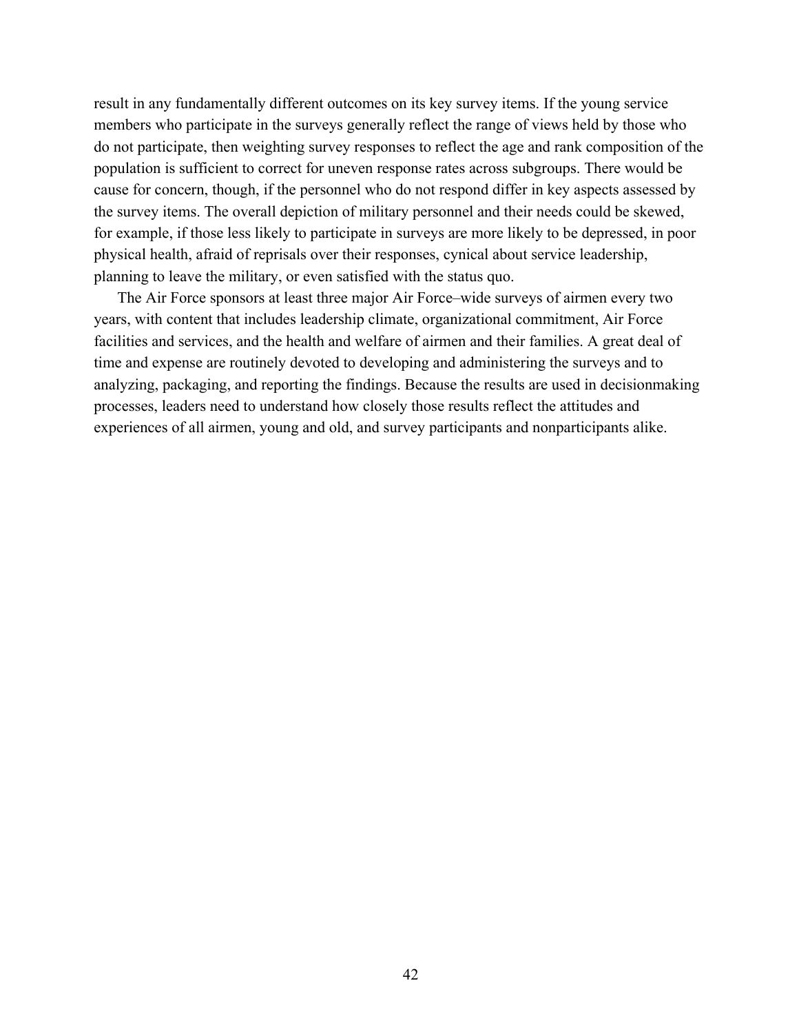result in any fundamentally different outcomes on its key survey items. If the young service members who participate in the surveys generally reflect the range of views held by those who do not participate, then weighting survey responses to reflect the age and rank composition of the population is sufficient to correct for uneven response rates across subgroups. There would be cause for concern, though, if the personnel who do not respond differ in key aspects assessed by the survey items. The overall depiction of military personnel and their needs could be skewed, for example, if those less likely to participate in surveys are more likely to be depressed, in poor physical health, afraid of reprisals over their responses, cynical about service leadership, planning to leave the military, or even satisfied with the status quo.

The Air Force sponsors at least three major Air Force–wide surveys of airmen every two years, with content that includes leadership climate, organizational commitment, Air Force facilities and services, and the health and welfare of airmen and their families. A great deal of time and expense are routinely devoted to developing and administering the surveys and to analyzing, packaging, and reporting the findings. Because the results are used in decisionmaking processes, leaders need to understand how closely those results reflect the attitudes and experiences of all airmen, young and old, and survey participants and nonparticipants alike.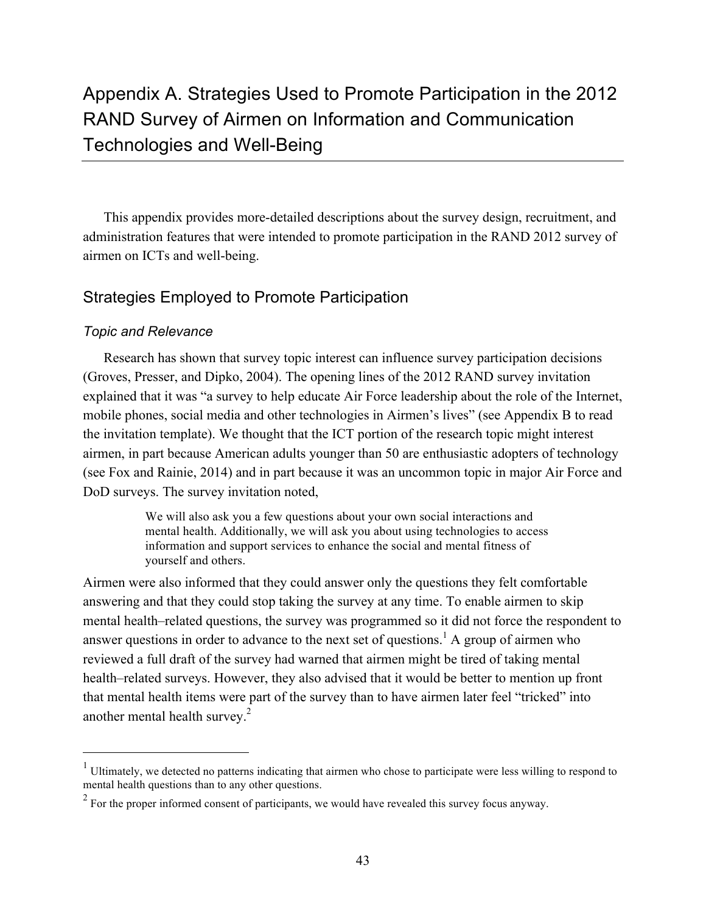# Appendix A. Strategies Used to Promote Participation in the 2012 RAND Survey of Airmen on Information and Communication Technologies and Well-Being

This appendix provides more-detailed descriptions about the survey design, recruitment, and administration features that were intended to promote participation in the RAND 2012 survey of airmen on ICTs and well-being.

## Strategies Employed to Promote Participation

### *Topic and Relevance*

Research has shown that survey topic interest can influence survey participation decisions (Groves, Presser, and Dipko, 2004). The opening lines of the 2012 RAND survey invitation explained that it was "a survey to help educate Air Force leadership about the role of the Internet, mobile phones, social media and other technologies in Airmen's lives" (see Appendix B to read the invitation template). We thought that the ICT portion of the research topic might interest airmen, in part because American adults younger than 50 are enthusiastic adopters of technology (see Fox and Rainie, 2014) and in part because it was an uncommon topic in major Air Force and DoD surveys. The survey invitation noted,

> We will also ask you a few questions about your own social interactions and mental health. Additionally, we will ask you about using technologies to access information and support services to enhance the social and mental fitness of yourself and others.

Airmen were also informed that they could answer only the questions they felt comfortable answering and that they could stop taking the survey at any time. To enable airmen to skip mental health–related questions, the survey was programmed so it did not force the respondent to answer questions in order to advance to the next set of questions.[1] A group of airmen who reviewed a full draft of the survey had warned that airmen might be tired of taking mental health–related surveys. However, they also advised that it would be better to mention up front that mental health items were part of the survey than to have airmen later feel "tricked" into another mental health survey.[2]

---

[1] Ultimately, we detected no patterns indicating that airmen who chose to participate were less willing to respond to mental health questions than to any other questions.

[2] For the proper informed consent of participants, we would have revealed this survey focus anyway.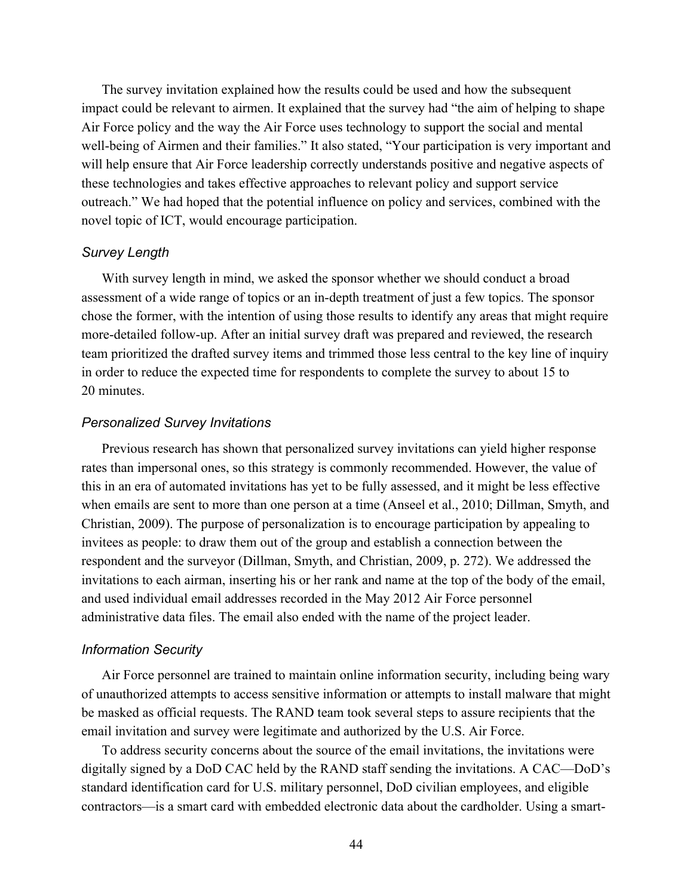The survey invitation explained how the results could be used and how the subsequent impact could be relevant to airmen. It explained that the survey had "the aim of helping to shape Air Force policy and the way the Air Force uses technology to support the social and mental well-being of Airmen and their families." It also stated, "Your participation is very important and will help ensure that Air Force leadership correctly understands positive and negative aspects of these technologies and takes effective approaches to relevant policy and support service outreach." We had hoped that the potential influence on policy and services, combined with the novel topic of ICT, would encourage participation.

### *Survey Length*

With survey length in mind, we asked the sponsor whether we should conduct a broad assessment of a wide range of topics or an in-depth treatment of just a few topics. The sponsor chose the former, with the intention of using those results to identify any areas that might require more-detailed follow-up. After an initial survey draft was prepared and reviewed, the research team prioritized the drafted survey items and trimmed those less central to the key line of inquiry in order to reduce the expected time for respondents to complete the survey to about 15 to 20 minutes.

### *Personalized Survey Invitations*

Previous research has shown that personalized survey invitations can yield higher response rates than impersonal ones, so this strategy is commonly recommended. However, the value of this in an era of automated invitations has yet to be fully assessed, and it might be less effective when emails are sent to more than one person at a time (Anseel et al., 2010; Dillman, Smyth, and Christian, 2009). The purpose of personalization is to encourage participation by appealing to invitees as people: to draw them out of the group and establish a connection between the respondent and the surveyor (Dillman, Smyth, and Christian, 2009, p. 272). We addressed the invitations to each airman, inserting his or her rank and name at the top of the body of the email, and used individual email addresses recorded in the May 2012 Air Force personnel administrative data files. The email also ended with the name of the project leader.

### *Information Security*

Air Force personnel are trained to maintain online information security, including being wary of unauthorized attempts to access sensitive information or attempts to install malware that might be masked as official requests. The RAND team took several steps to assure recipients that the email invitation and survey were legitimate and authorized by the U.S. Air Force.

To address security concerns about the source of the email invitations, the invitations were digitally signed by a DoD CAC held by the RAND staff sending the invitations. A CAC—DoD's standard identification card for U.S. military personnel, DoD civilian employees, and eligible contractors—is a smart card with embedded electronic data about the cardholder. Using a smart-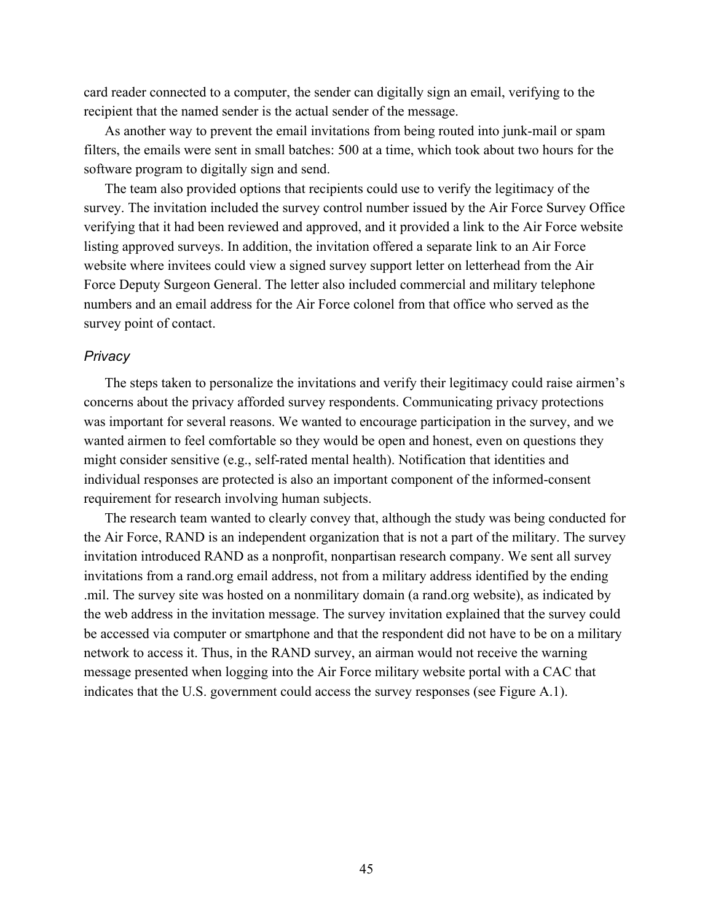card reader connected to a computer, the sender can digitally sign an email, verifying to the recipient that the named sender is the actual sender of the message.

As another way to prevent the email invitations from being routed into junk-mail or spam filters, the emails were sent in small batches: 500 at a time, which took about two hours for the software program to digitally sign and send.

The team also provided options that recipients could use to verify the legitimacy of the survey. The invitation included the survey control number issued by the Air Force Survey Office verifying that it had been reviewed and approved, and it provided a link to the Air Force website listing approved surveys. In addition, the invitation offered a separate link to an Air Force website where invitees could view a signed survey support letter on letterhead from the Air Force Deputy Surgeon General. The letter also included commercial and military telephone numbers and an email address for the Air Force colonel from that office who served as the survey point of contact.

### *Privacy*

The steps taken to personalize the invitations and verify their legitimacy could raise airmen's concerns about the privacy afforded survey respondents. Communicating privacy protections was important for several reasons. We wanted to encourage participation in the survey, and we wanted airmen to feel comfortable so they would be open and honest, even on questions they might consider sensitive (e.g., self-rated mental health). Notification that identities and individual responses are protected is also an important component of the informed-consent requirement for research involving human subjects.

The research team wanted to clearly convey that, although the study was being conducted for the Air Force, RAND is an independent organization that is not a part of the military. The survey invitation introduced RAND as a nonprofit, nonpartisan research company. We sent all survey invitations from a rand.org email address, not from a military address identified by the ending .mil. The survey site was hosted on a nonmilitary domain (a rand.org website), as indicated by the web address in the invitation message. The survey invitation explained that the survey could be accessed via computer or smartphone and that the respondent did not have to be on a military network to access it. Thus, in the RAND survey, an airman would not receive the warning message presented when logging into the Air Force military website portal with a CAC that indicates that the U.S. government could access the survey responses (see Figure A.1).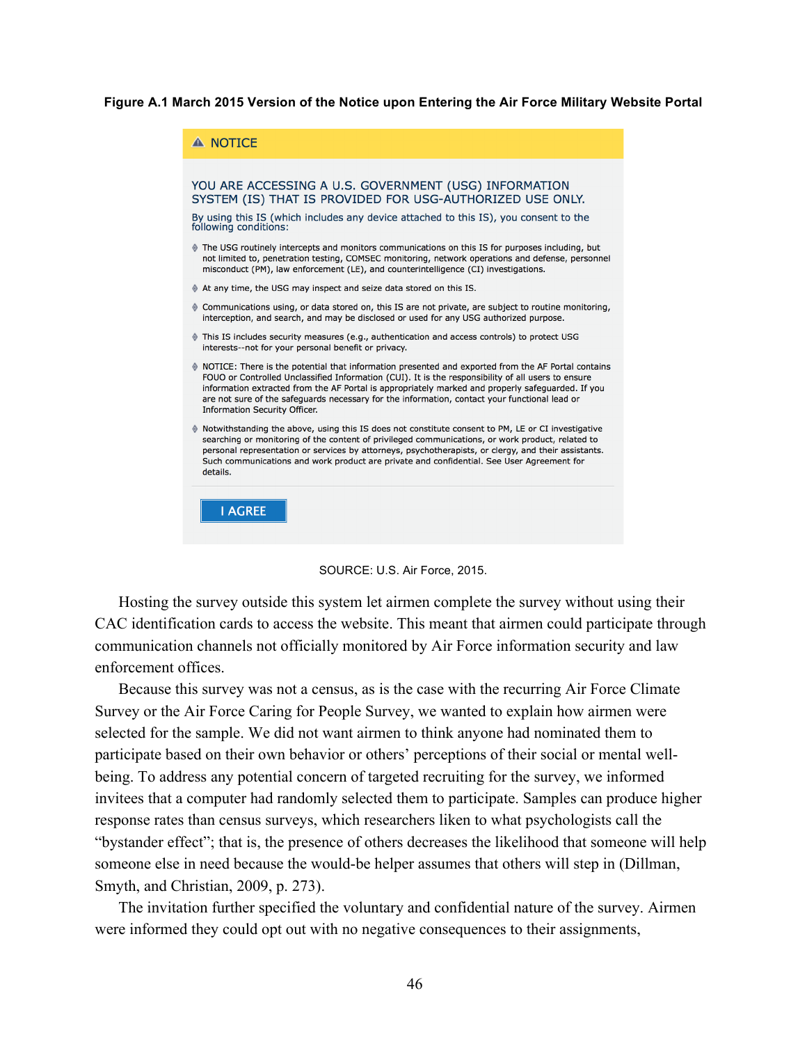**Figure A.1 March 2015 Version of the Notice upon Entering the Air Force Military Website Portal**

⚠ NOTICE

YOU ARE ACCESSING A U.S. GOVERNMENT (USG) INFORMATION SYSTEM (IS) THAT IS PROVIDED FOR USG-AUTHORIZED USE ONLY.

By using this IS (which includes any device attached to this IS), you consent to the following conditions:

- The USG routinely intercepts and monitors communications on this IS for purposes including, but not limited to, penetration testing, COMSEC monitoring, network operations and defense, personnel misconduct (PM), law enforcement (LE), and counterintelligence (CI) investigations.
- At any time, the USG may inspect and seize data stored on this IS.
- Communications using, or data stored on, this IS are not private, are subject to routine monitoring, interception, and search, and may be disclosed or used for any USG authorized purpose.
- This IS includes security measures (e.g., authentication and access controls) to protect USG interests--not for your personal benefit or privacy.
- NOTICE: There is the potential that information presented and exported from the AF Portal contains FOUO or Controlled Unclassified Information (CUI). It is the responsibility of all users to ensure information extracted from the AF Portal is appropriately marked and properly safeguarded. If you are not sure of the safeguards necessary for the information, contact your functional lead or Information Security Officer.
- Notwithstanding the above, using this IS does not constitute consent to PM, LE or CI investigative searching or monitoring of the content of privileged communications, or work product, related to personal representation or services by attorneys, psychotherapists, or clergy, and their assistants. Such communications and work product are private and confidential. See User Agreement for details.

I AGREE

SOURCE: U.S. Air Force, 2015.

Hosting the survey outside this system let airmen complete the survey without using their CAC identification cards to access the website. This meant that airmen could participate through communication channels not officially monitored by Air Force information security and law enforcement offices.

Because this survey was not a census, as is the case with the recurring Air Force Climate Survey or the Air Force Caring for People Survey, we wanted to explain how airmen were selected for the sample. We did not want airmen to think anyone had nominated them to participate based on their own behavior or others' perceptions of their social or mental well-being. To address any potential concern of targeted recruiting for the survey, we informed invitees that a computer had randomly selected them to participate. Samples can produce higher response rates than census surveys, which researchers liken to what psychologists call the "bystander effect"; that is, the presence of others decreases the likelihood that someone will help someone else in need because the would-be helper assumes that others will step in (Dillman, Smyth, and Christian, 2009, p. 273).

The invitation further specified the voluntary and confidential nature of the survey. Airmen were informed they could opt out with no negative consequences to their assignments,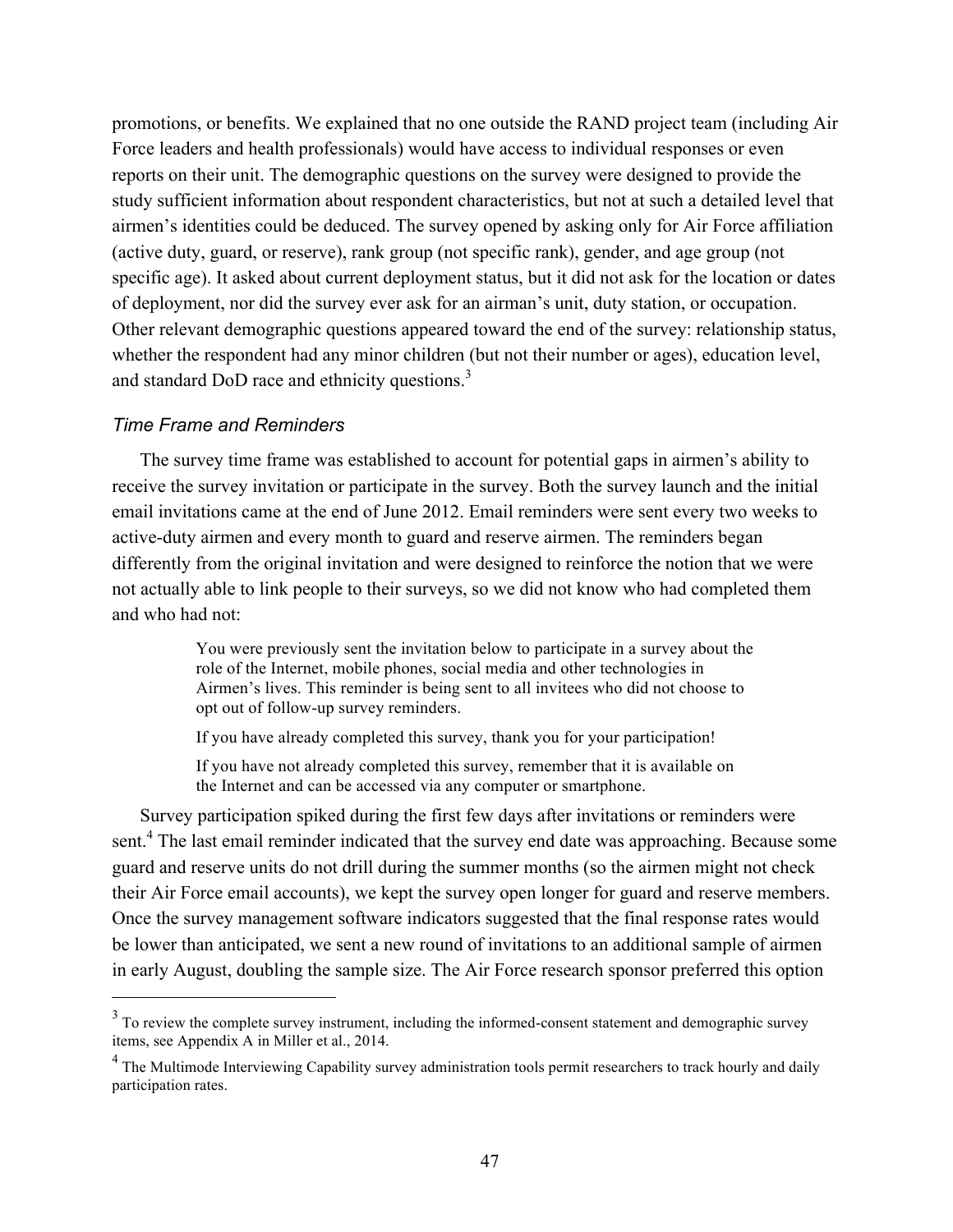promotions, or benefits. We explained that no one outside the RAND project team (including Air Force leaders and health professionals) would have access to individual responses or even reports on their unit. The demographic questions on the survey were designed to provide the study sufficient information about respondent characteristics, but not at such a detailed level that airmen's identities could be deduced. The survey opened by asking only for Air Force affiliation (active duty, guard, or reserve), rank group (not specific rank), gender, and age group (not specific age). It asked about current deployment status, but it did not ask for the location or dates of deployment, nor did the survey ever ask for an airman's unit, duty station, or occupation. Other relevant demographic questions appeared toward the end of the survey: relationship status, whether the respondent had any minor children (but not their number or ages), education level, and standard DoD race and ethnicity questions.[3]

### *Time Frame and Reminders*

The survey time frame was established to account for potential gaps in airmen's ability to receive the survey invitation or participate in the survey. Both the survey launch and the initial email invitations came at the end of June 2012. Email reminders were sent every two weeks to active-duty airmen and every month to guard and reserve airmen. The reminders began differently from the original invitation and were designed to reinforce the notion that we were not actually able to link people to their surveys, so we did not know who had completed them and who had not:

> You were previously sent the invitation below to participate in a survey about the role of the Internet, mobile phones, social media and other technologies in Airmen's lives. This reminder is being sent to all invitees who did not choose to opt out of follow-up survey reminders.
>
> If you have already completed this survey, thank you for your participation!
>
> If you have not already completed this survey, remember that it is available on the Internet and can be accessed via any computer or smartphone.

Survey participation spiked during the first few days after invitations or reminders were sent.[4] The last email reminder indicated that the survey end date was approaching. Because some guard and reserve units do not drill during the summer months (so the airmen might not check their Air Force email accounts), we kept the survey open longer for guard and reserve members. Once the survey management software indicators suggested that the final response rates would be lower than anticipated, we sent a new round of invitations to an additional sample of airmen in early August, doubling the sample size. The Air Force research sponsor preferred this option

---

[3] To review the complete survey instrument, including the informed-consent statement and demographic survey items, see Appendix A in Miller et al., 2014.

[4] The Multimode Interviewing Capability survey administration tools permit researchers to track hourly and daily participation rates.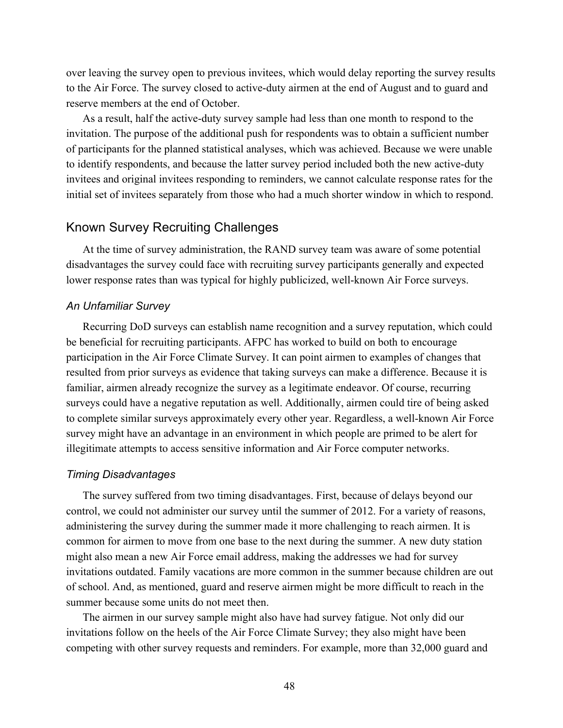over leaving the survey open to previous invitees, which would delay reporting the survey results to the Air Force. The survey closed to active-duty airmen at the end of August and to guard and reserve members at the end of October.

As a result, half the active-duty survey sample had less than one month to respond to the invitation. The purpose of the additional push for respondents was to obtain a sufficient number of participants for the planned statistical analyses, which was achieved. Because we were unable to identify respondents, and because the latter survey period included both the new active-duty invitees and original invitees responding to reminders, we cannot calculate response rates for the initial set of invitees separately from those who had a much shorter window in which to respond.

## Known Survey Recruiting Challenges

At the time of survey administration, the RAND survey team was aware of some potential disadvantages the survey could face with recruiting survey participants generally and expected lower response rates than was typical for highly publicized, well-known Air Force surveys.

### *An Unfamiliar Survey*

Recurring DoD surveys can establish name recognition and a survey reputation, which could be beneficial for recruiting participants. AFPC has worked to build on both to encourage participation in the Air Force Climate Survey. It can point airmen to examples of changes that resulted from prior surveys as evidence that taking surveys can make a difference. Because it is familiar, airmen already recognize the survey as a legitimate endeavor. Of course, recurring surveys could have a negative reputation as well. Additionally, airmen could tire of being asked to complete similar surveys approximately every other year. Regardless, a well-known Air Force survey might have an advantage in an environment in which people are primed to be alert for illegitimate attempts to access sensitive information and Air Force computer networks.

### *Timing Disadvantages*

The survey suffered from two timing disadvantages. First, because of delays beyond our control, we could not administer our survey until the summer of 2012. For a variety of reasons, administering the survey during the summer made it more challenging to reach airmen. It is common for airmen to move from one base to the next during the summer. A new duty station might also mean a new Air Force email address, making the addresses we had for survey invitations outdated. Family vacations are more common in the summer because children are out of school. And, as mentioned, guard and reserve airmen might be more difficult to reach in the summer because some units do not meet then.

The airmen in our survey sample might also have had survey fatigue. Not only did our invitations follow on the heels of the Air Force Climate Survey; they also might have been competing with other survey requests and reminders. For example, more than 32,000 guard and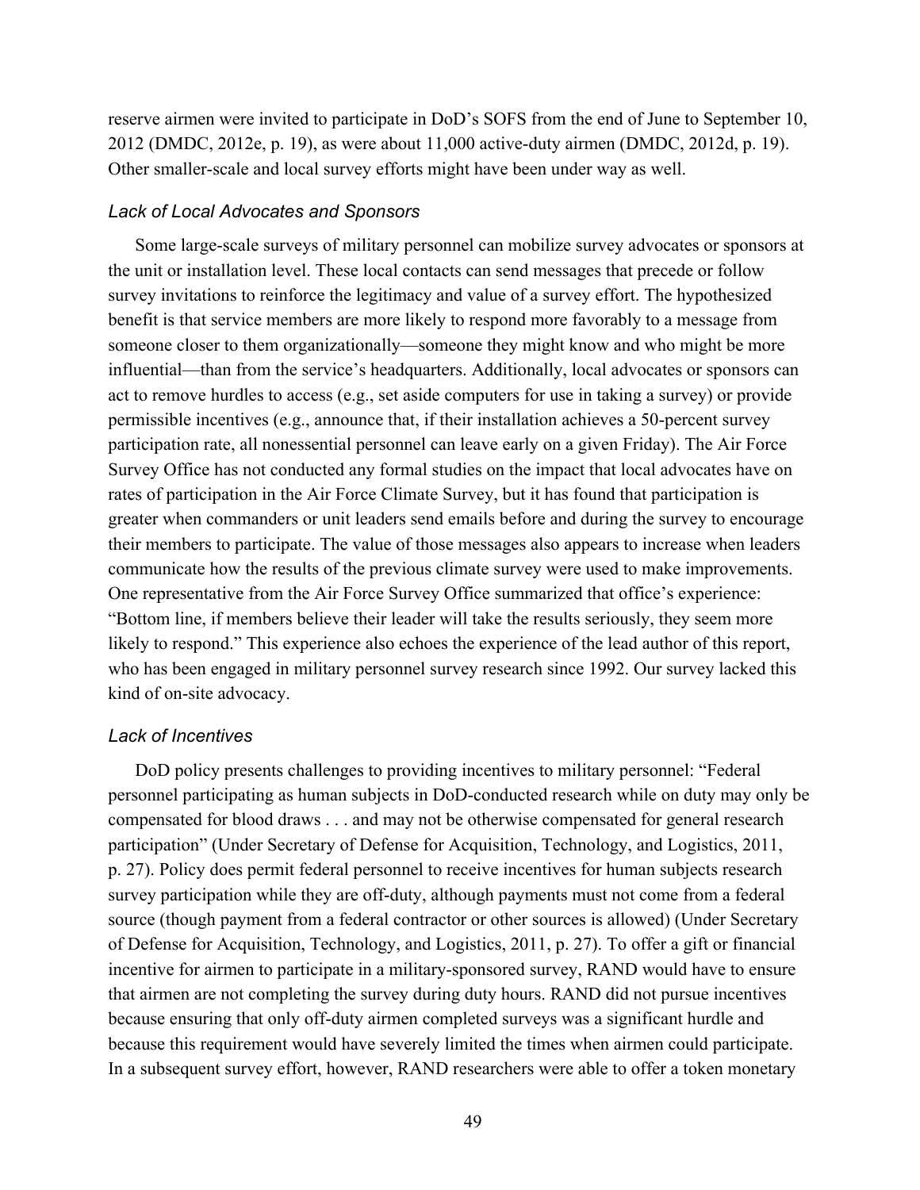reserve airmen were invited to participate in DoD's SOFS from the end of June to September 10, 2012 (DMDC, 2012e, p. 19), as were about 11,000 active-duty airmen (DMDC, 2012d, p. 19). Other smaller-scale and local survey efforts might have been under way as well.

### *Lack of Local Advocates and Sponsors*

Some large-scale surveys of military personnel can mobilize survey advocates or sponsors at the unit or installation level. These local contacts can send messages that precede or follow survey invitations to reinforce the legitimacy and value of a survey effort. The hypothesized benefit is that service members are more likely to respond more favorably to a message from someone closer to them organizationally—someone they might know and who might be more influential—than from the service's headquarters. Additionally, local advocates or sponsors can act to remove hurdles to access (e.g., set aside computers for use in taking a survey) or provide permissible incentives (e.g., announce that, if their installation achieves a 50-percent survey participation rate, all nonessential personnel can leave early on a given Friday). The Air Force Survey Office has not conducted any formal studies on the impact that local advocates have on rates of participation in the Air Force Climate Survey, but it has found that participation is greater when commanders or unit leaders send emails before and during the survey to encourage their members to participate. The value of those messages also appears to increase when leaders communicate how the results of the previous climate survey were used to make improvements. One representative from the Air Force Survey Office summarized that office's experience: "Bottom line, if members believe their leader will take the results seriously, they seem more likely to respond." This experience also echoes the experience of the lead author of this report, who has been engaged in military personnel survey research since 1992. Our survey lacked this kind of on-site advocacy.

### *Lack of Incentives*

DoD policy presents challenges to providing incentives to military personnel: "Federal personnel participating as human subjects in DoD-conducted research while on duty may only be compensated for blood draws . . . and may not be otherwise compensated for general research participation" (Under Secretary of Defense for Acquisition, Technology, and Logistics, 2011, p. 27). Policy does permit federal personnel to receive incentives for human subjects research survey participation while they are off-duty, although payments must not come from a federal source (though payment from a federal contractor or other sources is allowed) (Under Secretary of Defense for Acquisition, Technology, and Logistics, 2011, p. 27). To offer a gift or financial incentive for airmen to participate in a military-sponsored survey, RAND would have to ensure that airmen are not completing the survey during duty hours. RAND did not pursue incentives because ensuring that only off-duty airmen completed surveys was a significant hurdle and because this requirement would have severely limited the times when airmen could participate. In a subsequent survey effort, however, RAND researchers were able to offer a token monetary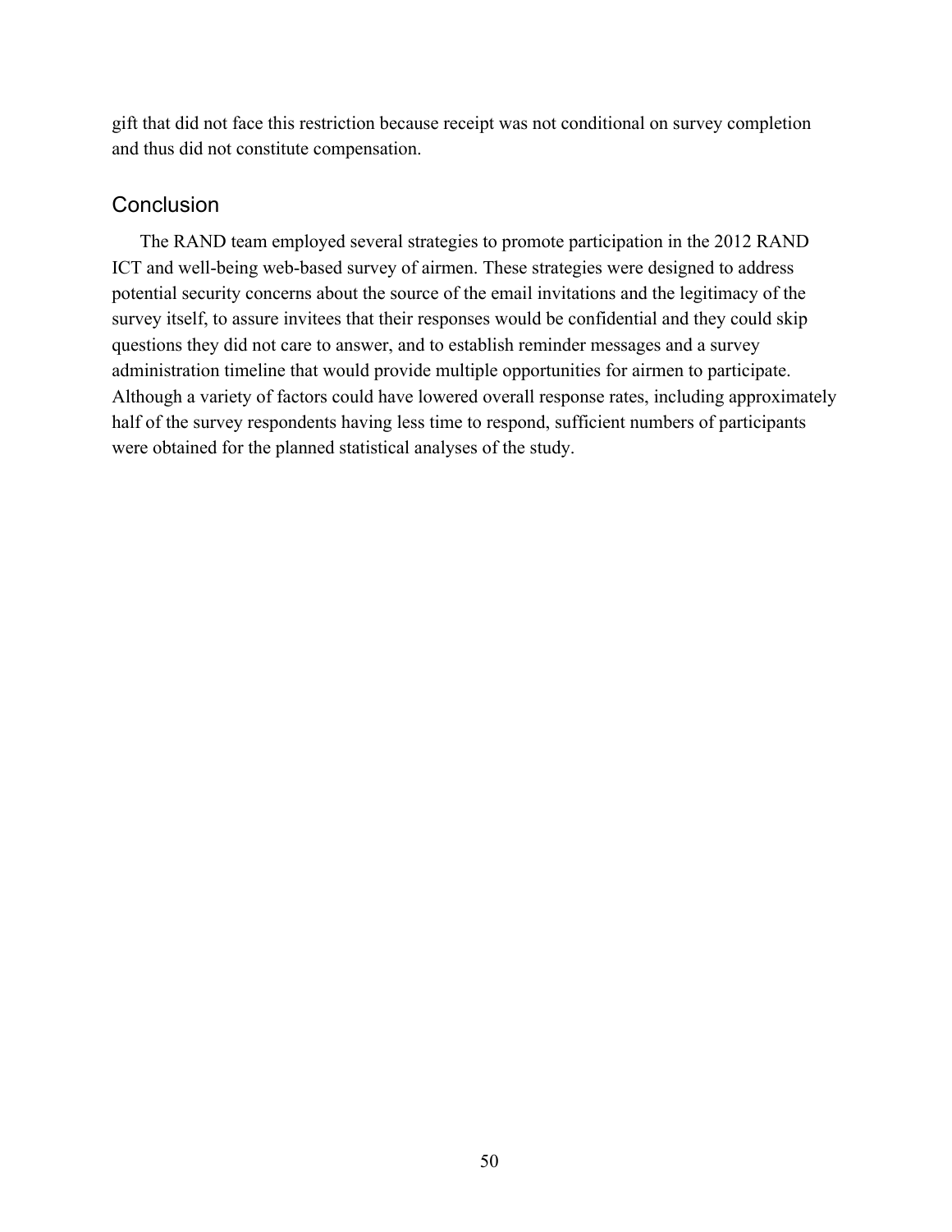gift that did not face this restriction because receipt was not conditional on survey completion and thus did not constitute compensation.

## Conclusion

The RAND team employed several strategies to promote participation in the 2012 RAND ICT and well-being web-based survey of airmen. These strategies were designed to address potential security concerns about the source of the email invitations and the legitimacy of the survey itself, to assure invitees that their responses would be confidential and they could skip questions they did not care to answer, and to establish reminder messages and a survey administration timeline that would provide multiple opportunities for airmen to participate. Although a variety of factors could have lowered overall response rates, including approximately half of the survey respondents having less time to respond, sufficient numbers of participants were obtained for the planned statistical analyses of the study.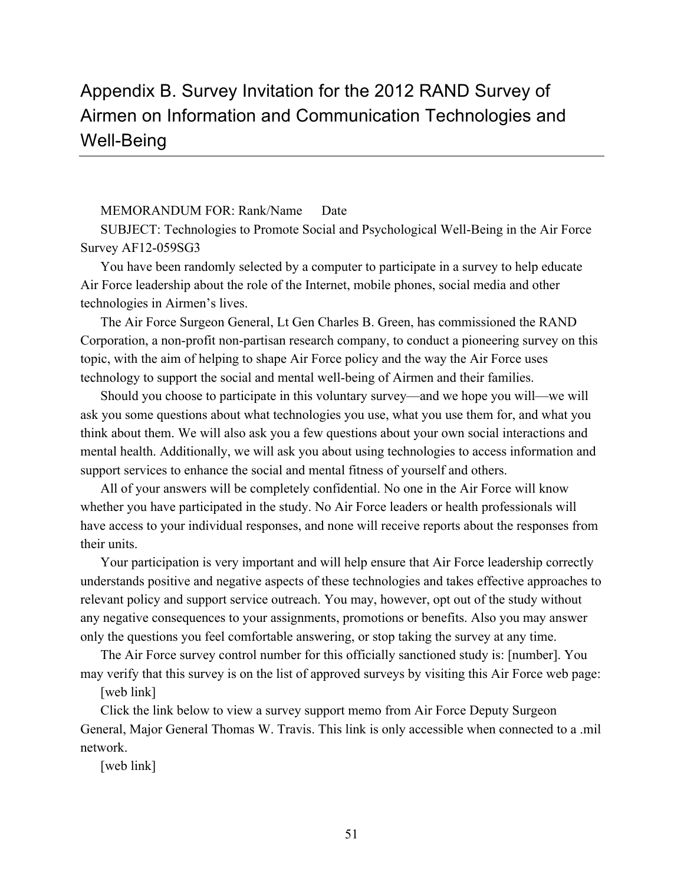# Appendix B. Survey Invitation for the 2012 RAND Survey of Airmen on Information and Communication Technologies and Well-Being

MEMORANDUM FOR: Rank/Name Date

SUBJECT: Technologies to Promote Social and Psychological Well-Being in the Air Force Survey AF12-059SG3

You have been randomly selected by a computer to participate in a survey to help educate Air Force leadership about the role of the Internet, mobile phones, social media and other technologies in Airmen's lives.

The Air Force Surgeon General, Lt Gen Charles B. Green, has commissioned the RAND Corporation, a non-profit non-partisan research company, to conduct a pioneering survey on this topic, with the aim of helping to shape Air Force policy and the way the Air Force uses technology to support the social and mental well-being of Airmen and their families.

Should you choose to participate in this voluntary survey—and we hope you will—we will ask you some questions about what technologies you use, what you use them for, and what you think about them. We will also ask you a few questions about your own social interactions and mental health. Additionally, we will ask you about using technologies to access information and support services to enhance the social and mental fitness of yourself and others.

All of your answers will be completely confidential. No one in the Air Force will know whether you have participated in the study. No Air Force leaders or health professionals will have access to your individual responses, and none will receive reports about the responses from their units.

Your participation is very important and will help ensure that Air Force leadership correctly understands positive and negative aspects of these technologies and takes effective approaches to relevant policy and support service outreach. You may, however, opt out of the study without any negative consequences to your assignments, promotions or benefits. Also you may answer only the questions you feel comfortable answering, or stop taking the survey at any time.

The Air Force survey control number for this officially sanctioned study is: [number]. You may verify that this survey is on the list of approved surveys by visiting this Air Force web page:

[web link]

Click the link below to view a survey support memo from Air Force Deputy Surgeon General, Major General Thomas W. Travis. This link is only accessible when connected to a .mil network.

[web link]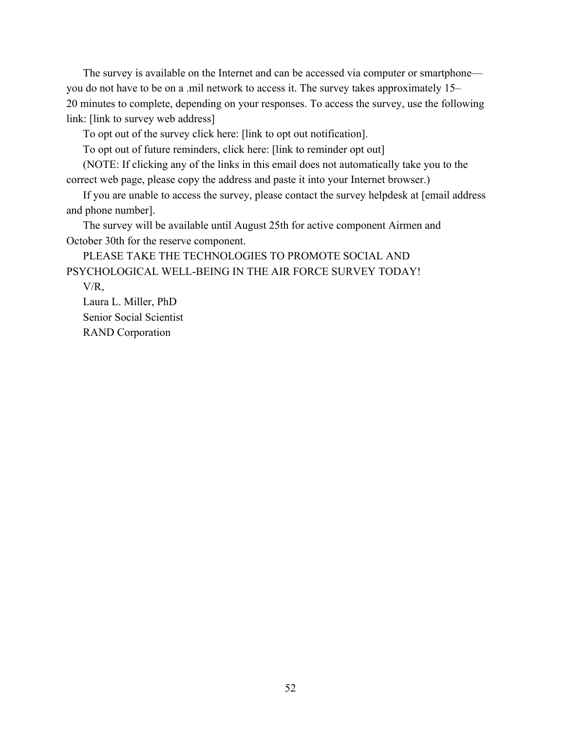The survey is available on the Internet and can be accessed via computer or smartphone—you do not have to be on a .mil network to access it. The survey takes approximately 15–20 minutes to complete, depending on your responses. To access the survey, use the following link: [link to survey web address]

To opt out of the survey click here: [link to opt out notification].

To opt out of future reminders, click here: [link to reminder opt out]

(NOTE: If clicking any of the links in this email does not automatically take you to the correct web page, please copy the address and paste it into your Internet browser.)

If you are unable to access the survey, please contact the survey helpdesk at [email address and phone number].

The survey will be available until August 25th for active component Airmen and October 30th for the reserve component.

PLEASE TAKE THE TECHNOLOGIES TO PROMOTE SOCIAL AND PSYCHOLOGICAL WELL-BEING IN THE AIR FORCE SURVEY TODAY!

V/R,

Laura L. Miller, PhD  
Senior Social Scientist  
RAND Corporation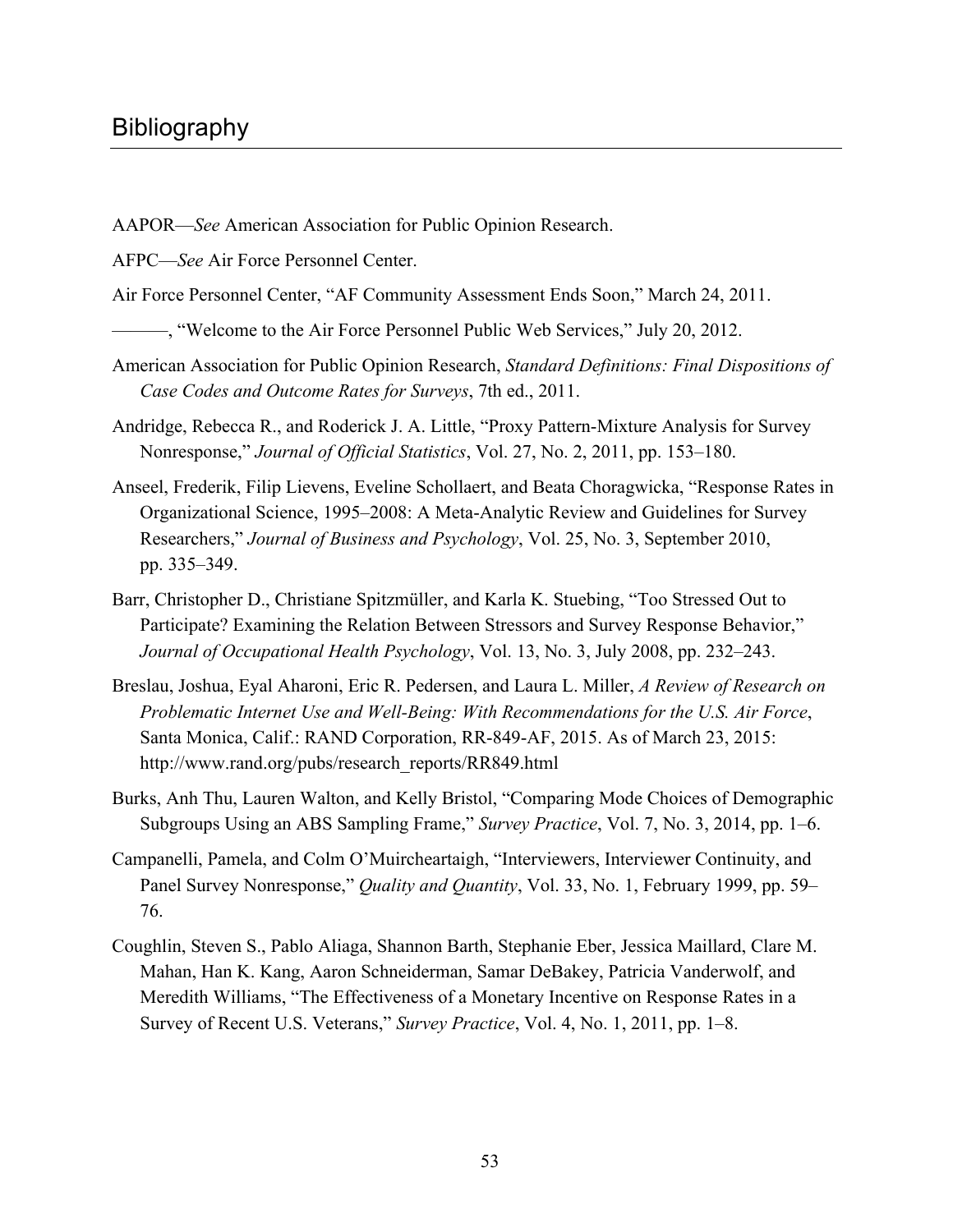# Bibliography

AAPOR—*See* American Association for Public Opinion Research.

AFPC—*See* Air Force Personnel Center.

Air Force Personnel Center, "AF Community Assessment Ends Soon," March 24, 2011.

———, "Welcome to the Air Force Personnel Public Web Services," July 20, 2012.

American Association for Public Opinion Research, *Standard Definitions: Final Dispositions of Case Codes and Outcome Rates for Surveys*, 7th ed., 2011.

Andridge, Rebecca R., and Roderick J. A. Little, "Proxy Pattern-Mixture Analysis for Survey Nonresponse," *Journal of Official Statistics*, Vol. 27, No. 2, 2011, pp. 153–180.

Anseel, Frederik, Filip Lievens, Eveline Schollaert, and Beata Choragwicka, "Response Rates in Organizational Science, 1995–2008: A Meta-Analytic Review and Guidelines for Survey Researchers," *Journal of Business and Psychology*, Vol. 25, No. 3, September 2010, pp. 335–349.

Barr, Christopher D., Christiane Spitzmüller, and Karla K. Stuebing, "Too Stressed Out to Participate? Examining the Relation Between Stressors and Survey Response Behavior," *Journal of Occupational Health Psychology*, Vol. 13, No. 3, July 2008, pp. 232–243.

Breslau, Joshua, Eyal Aharoni, Eric R. Pedersen, and Laura L. Miller, *A Review of Research on Problematic Internet Use and Well-Being: With Recommendations for the U.S. Air Force*, Santa Monica, Calif.: RAND Corporation, RR-849-AF, 2015. As of March 23, 2015: http://www.rand.org/pubs/research_reports/RR849.html

Burks, Anh Thu, Lauren Walton, and Kelly Bristol, "Comparing Mode Choices of Demographic Subgroups Using an ABS Sampling Frame," *Survey Practice*, Vol. 7, No. 3, 2014, pp. 1–6.

Campanelli, Pamela, and Colm O'Muircheartaigh, "Interviewers, Interviewer Continuity, and Panel Survey Nonresponse," *Quality and Quantity*, Vol. 33, No. 1, February 1999, pp. 59–76.

Coughlin, Steven S., Pablo Aliaga, Shannon Barth, Stephanie Eber, Jessica Maillard, Clare M. Mahan, Han K. Kang, Aaron Schneiderman, Samar DeBakey, Patricia Vanderwolf, and Meredith Williams, "The Effectiveness of a Monetary Incentive on Response Rates in a Survey of Recent U.S. Veterans," *Survey Practice*, Vol. 4, No. 1, 2011, pp. 1–8.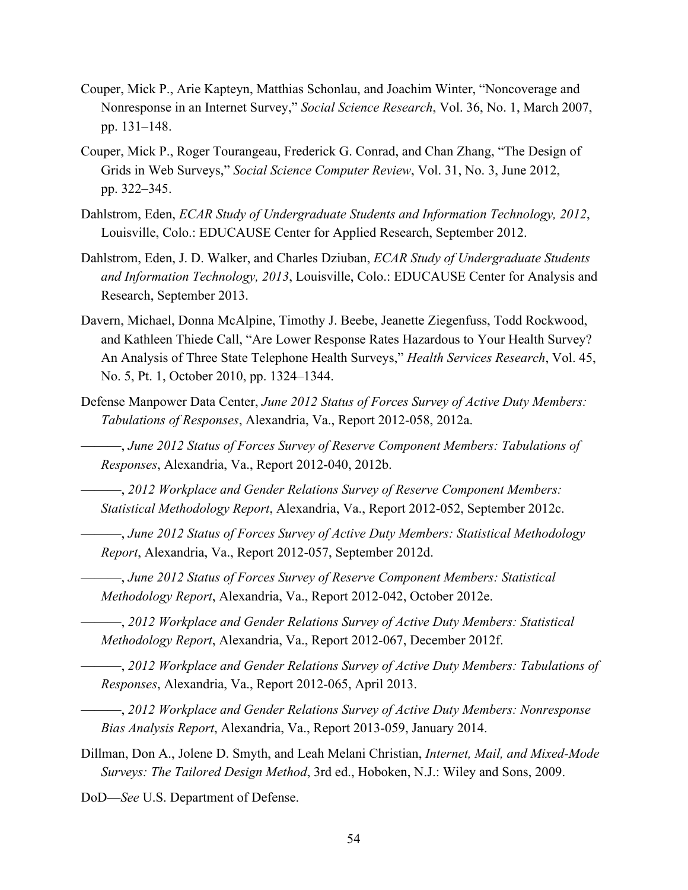Couper, Mick P., Arie Kapteyn, Matthias Schonlau, and Joachim Winter, "Noncoverage and Nonresponse in an Internet Survey," *Social Science Research*, Vol. 36, No. 1, March 2007, pp. 131–148.

Couper, Mick P., Roger Tourangeau, Frederick G. Conrad, and Chan Zhang, "The Design of Grids in Web Surveys," *Social Science Computer Review*, Vol. 31, No. 3, June 2012, pp. 322–345.

Dahlstrom, Eden, *ECAR Study of Undergraduate Students and Information Technology, 2012*, Louisville, Colo.: EDUCAUSE Center for Applied Research, September 2012.

Dahlstrom, Eden, J. D. Walker, and Charles Dziuban, *ECAR Study of Undergraduate Students and Information Technology, 2013*, Louisville, Colo.: EDUCAUSE Center for Analysis and Research, September 2013.

Davern, Michael, Donna McAlpine, Timothy J. Beebe, Jeanette Ziegenfuss, Todd Rockwood, and Kathleen Thiede Call, "Are Lower Response Rates Hazardous to Your Health Survey? An Analysis of Three State Telephone Health Surveys," *Health Services Research*, Vol. 45, No. 5, Pt. 1, October 2010, pp. 1324–1344.

Defense Manpower Data Center, *June 2012 Status of Forces Survey of Active Duty Members: Tabulations of Responses*, Alexandria, Va., Report 2012-058, 2012a.

———, *June 2012 Status of Forces Survey of Reserve Component Members: Tabulations of Responses*, Alexandria, Va., Report 2012-040, 2012b.

———, *2012 Workplace and Gender Relations Survey of Reserve Component Members: Statistical Methodology Report*, Alexandria, Va., Report 2012-052, September 2012c.

———, *June 2012 Status of Forces Survey of Active Duty Members: Statistical Methodology Report*, Alexandria, Va., Report 2012-057, September 2012d.

———, *June 2012 Status of Forces Survey of Reserve Component Members: Statistical Methodology Report*, Alexandria, Va., Report 2012-042, October 2012e.

———, *2012 Workplace and Gender Relations Survey of Active Duty Members: Statistical Methodology Report*, Alexandria, Va., Report 2012-067, December 2012f.

———, *2012 Workplace and Gender Relations Survey of Active Duty Members: Tabulations of Responses*, Alexandria, Va., Report 2012-065, April 2013.

———, *2012 Workplace and Gender Relations Survey of Active Duty Members: Nonresponse Bias Analysis Report*, Alexandria, Va., Report 2013-059, January 2014.

Dillman, Don A., Jolene D. Smyth, and Leah Melani Christian, *Internet, Mail, and Mixed-Mode Surveys: The Tailored Design Method*, 3rd ed., Hoboken, N.J.: Wiley and Sons, 2009.

DoD—*See* U.S. Department of Defense.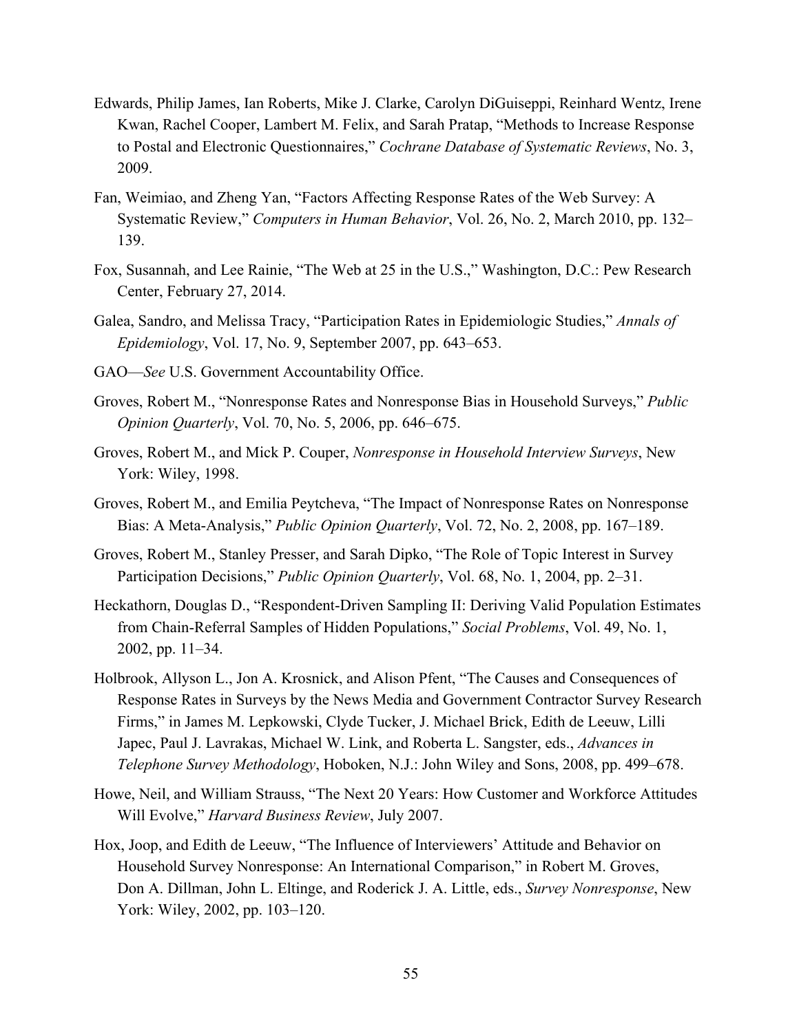Edwards, Philip James, Ian Roberts, Mike J. Clarke, Carolyn DiGuiseppi, Reinhard Wentz, Irene Kwan, Rachel Cooper, Lambert M. Felix, and Sarah Pratap, "Methods to Increase Response to Postal and Electronic Questionnaires," *Cochrane Database of Systematic Reviews*, No. 3, 2009.

Fan, Weimiao, and Zheng Yan, "Factors Affecting Response Rates of the Web Survey: A Systematic Review," *Computers in Human Behavior*, Vol. 26, No. 2, March 2010, pp. 132–139.

Fox, Susannah, and Lee Rainie, "The Web at 25 in the U.S.," Washington, D.C.: Pew Research Center, February 27, 2014.

Galea, Sandro, and Melissa Tracy, "Participation Rates in Epidemiologic Studies," *Annals of Epidemiology*, Vol. 17, No. 9, September 2007, pp. 643–653.

GAO—*See* U.S. Government Accountability Office.

Groves, Robert M., "Nonresponse Rates and Nonresponse Bias in Household Surveys," *Public Opinion Quarterly*, Vol. 70, No. 5, 2006, pp. 646–675.

Groves, Robert M., and Mick P. Couper, *Nonresponse in Household Interview Surveys*, New York: Wiley, 1998.

Groves, Robert M., and Emilia Peytcheva, "The Impact of Nonresponse Rates on Nonresponse Bias: A Meta-Analysis," *Public Opinion Quarterly*, Vol. 72, No. 2, 2008, pp. 167–189.

Groves, Robert M., Stanley Presser, and Sarah Dipko, "The Role of Topic Interest in Survey Participation Decisions," *Public Opinion Quarterly*, Vol. 68, No. 1, 2004, pp. 2–31.

Heckathorn, Douglas D., "Respondent-Driven Sampling II: Deriving Valid Population Estimates from Chain-Referral Samples of Hidden Populations," *Social Problems*, Vol. 49, No. 1, 2002, pp. 11–34.

Holbrook, Allyson L., Jon A. Krosnick, and Alison Pfent, "The Causes and Consequences of Response Rates in Surveys by the News Media and Government Contractor Survey Research Firms," in James M. Lepkowski, Clyde Tucker, J. Michael Brick, Edith de Leeuw, Lilli Japec, Paul J. Lavrakas, Michael W. Link, and Roberta L. Sangster, eds., *Advances in Telephone Survey Methodology*, Hoboken, N.J.: John Wiley and Sons, 2008, pp. 499–678.

Howe, Neil, and William Strauss, "The Next 20 Years: How Customer and Workforce Attitudes Will Evolve," *Harvard Business Review*, July 2007.

Hox, Joop, and Edith de Leeuw, "The Influence of Interviewers' Attitude and Behavior on Household Survey Nonresponse: An International Comparison," in Robert M. Groves, Don A. Dillman, John L. Eltinge, and Roderick J. A. Little, eds., *Survey Nonresponse*, New York: Wiley, 2002, pp. 103–120.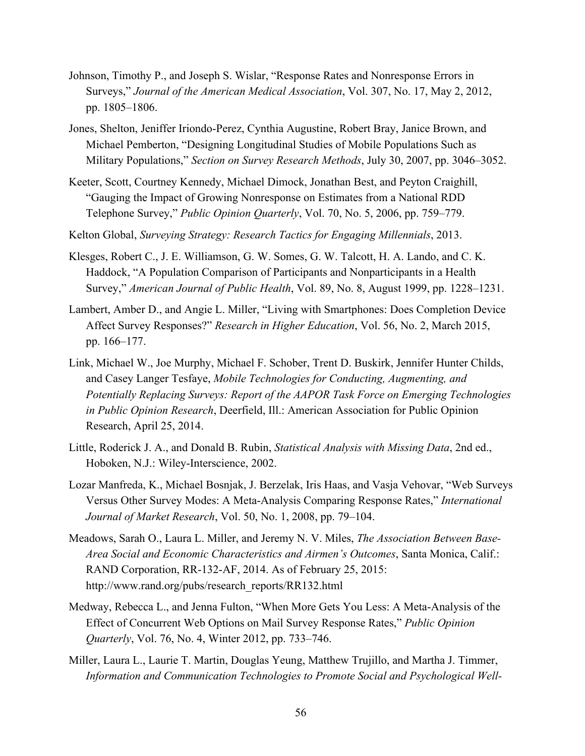Johnson, Timothy P., and Joseph S. Wislar, "Response Rates and Nonresponse Errors in Surveys," *Journal of the American Medical Association*, Vol. 307, No. 17, May 2, 2012, pp. 1805–1806.

Jones, Shelton, Jeniffer Iriondo-Perez, Cynthia Augustine, Robert Bray, Janice Brown, and Michael Pemberton, "Designing Longitudinal Studies of Mobile Populations Such as Military Populations," *Section on Survey Research Methods*, July 30, 2007, pp. 3046–3052.

Keeter, Scott, Courtney Kennedy, Michael Dimock, Jonathan Best, and Peyton Craighill, "Gauging the Impact of Growing Nonresponse on Estimates from a National RDD Telephone Survey," *Public Opinion Quarterly*, Vol. 70, No. 5, 2006, pp. 759–779.

Kelton Global, *Surveying Strategy: Research Tactics for Engaging Millennials*, 2013.

Klesges, Robert C., J. E. Williamson, G. W. Somes, G. W. Talcott, H. A. Lando, and C. K. Haddock, "A Population Comparison of Participants and Nonparticipants in a Health Survey," *American Journal of Public Health*, Vol. 89, No. 8, August 1999, pp. 1228–1231.

Lambert, Amber D., and Angie L. Miller, "Living with Smartphones: Does Completion Device Affect Survey Responses?" *Research in Higher Education*, Vol. 56, No. 2, March 2015, pp. 166–177.

Link, Michael W., Joe Murphy, Michael F. Schober, Trent D. Buskirk, Jennifer Hunter Childs, and Casey Langer Tesfaye, *Mobile Technologies for Conducting, Augmenting, and Potentially Replacing Surveys: Report of the AAPOR Task Force on Emerging Technologies in Public Opinion Research*, Deerfield, Ill.: American Association for Public Opinion Research, April 25, 2014.

Little, Roderick J. A., and Donald B. Rubin, *Statistical Analysis with Missing Data*, 2nd ed., Hoboken, N.J.: Wiley-Interscience, 2002.

Lozar Manfreda, K., Michael Bosnjak, J. Berzelak, Iris Haas, and Vasja Vehovar, "Web Surveys Versus Other Survey Modes: A Meta-Analysis Comparing Response Rates," *International Journal of Market Research*, Vol. 50, No. 1, 2008, pp. 79–104.

Meadows, Sarah O., Laura L. Miller, and Jeremy N. V. Miles, *The Association Between Base-Area Social and Economic Characteristics and Airmen's Outcomes*, Santa Monica, Calif.: RAND Corporation, RR-132-AF, 2014. As of February 25, 2015: http://www.rand.org/pubs/research_reports/RR132.html

Medway, Rebecca L., and Jenna Fulton, "When More Gets You Less: A Meta-Analysis of the Effect of Concurrent Web Options on Mail Survey Response Rates," *Public Opinion Quarterly*, Vol. 76, No. 4, Winter 2012, pp. 733–746.

Miller, Laura L., Laurie T. Martin, Douglas Yeung, Matthew Trujillo, and Martha J. Timmer, *Information and Communication Technologies to Promote Social and Psychological Well-*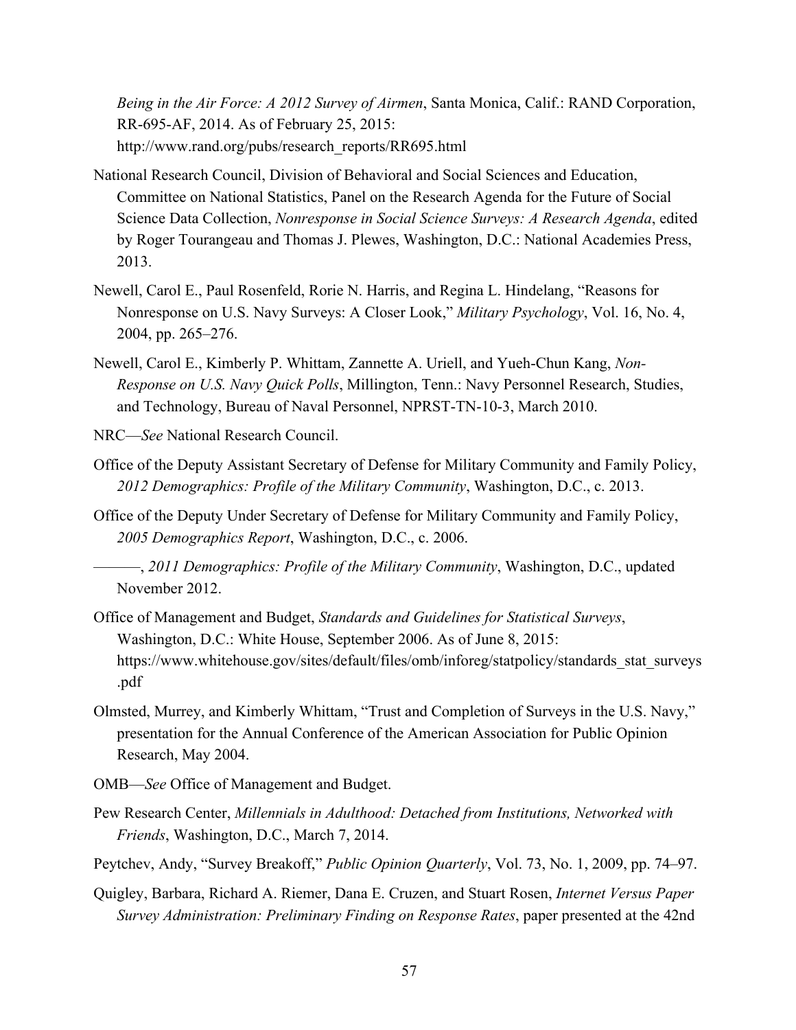*Being in the Air Force: A 2012 Survey of Airmen*, Santa Monica, Calif.: RAND Corporation, RR-695-AF, 2014. As of February 25, 2015: http://www.rand.org/pubs/research_reports/RR695.html

National Research Council, Division of Behavioral and Social Sciences and Education, Committee on National Statistics, Panel on the Research Agenda for the Future of Social Science Data Collection, *Nonresponse in Social Science Surveys: A Research Agenda*, edited by Roger Tourangeau and Thomas J. Plewes, Washington, D.C.: National Academies Press, 2013.

Newell, Carol E., Paul Rosenfeld, Rorie N. Harris, and Regina L. Hindelang, "Reasons for Nonresponse on U.S. Navy Surveys: A Closer Look," *Military Psychology*, Vol. 16, No. 4, 2004, pp. 265–276.

Newell, Carol E., Kimberly P. Whittam, Zannette A. Uriell, and Yueh-Chun Kang, *Non-Response on U.S. Navy Quick Polls*, Millington, Tenn.: Navy Personnel Research, Studies, and Technology, Bureau of Naval Personnel, NPRST-TN-10-3, March 2010.

NRC—*See* National Research Council.

Office of the Deputy Assistant Secretary of Defense for Military Community and Family Policy, *2012 Demographics: Profile of the Military Community*, Washington, D.C., c. 2013.

Office of the Deputy Under Secretary of Defense for Military Community and Family Policy, *2005 Demographics Report*, Washington, D.C., c. 2006.

———, *2011 Demographics: Profile of the Military Community*, Washington, D.C., updated November 2012.

Office of Management and Budget, *Standards and Guidelines for Statistical Surveys*, Washington, D.C.: White House, September 2006. As of June 8, 2015: https://www.whitehouse.gov/sites/default/files/omb/inforeg/statpolicy/standards_stat_surveys.pdf

Olmsted, Murrey, and Kimberly Whittam, "Trust and Completion of Surveys in the U.S. Navy," presentation for the Annual Conference of the American Association for Public Opinion Research, May 2004.

OMB—*See* Office of Management and Budget.

Pew Research Center, *Millennials in Adulthood: Detached from Institutions, Networked with Friends*, Washington, D.C., March 7, 2014.

Peytchev, Andy, "Survey Breakoff," *Public Opinion Quarterly*, Vol. 73, No. 1, 2009, pp. 74–97.

Quigley, Barbara, Richard A. Riemer, Dana E. Cruzen, and Stuart Rosen, *Internet Versus Paper Survey Administration: Preliminary Finding on Response Rates*, paper presented at the 42nd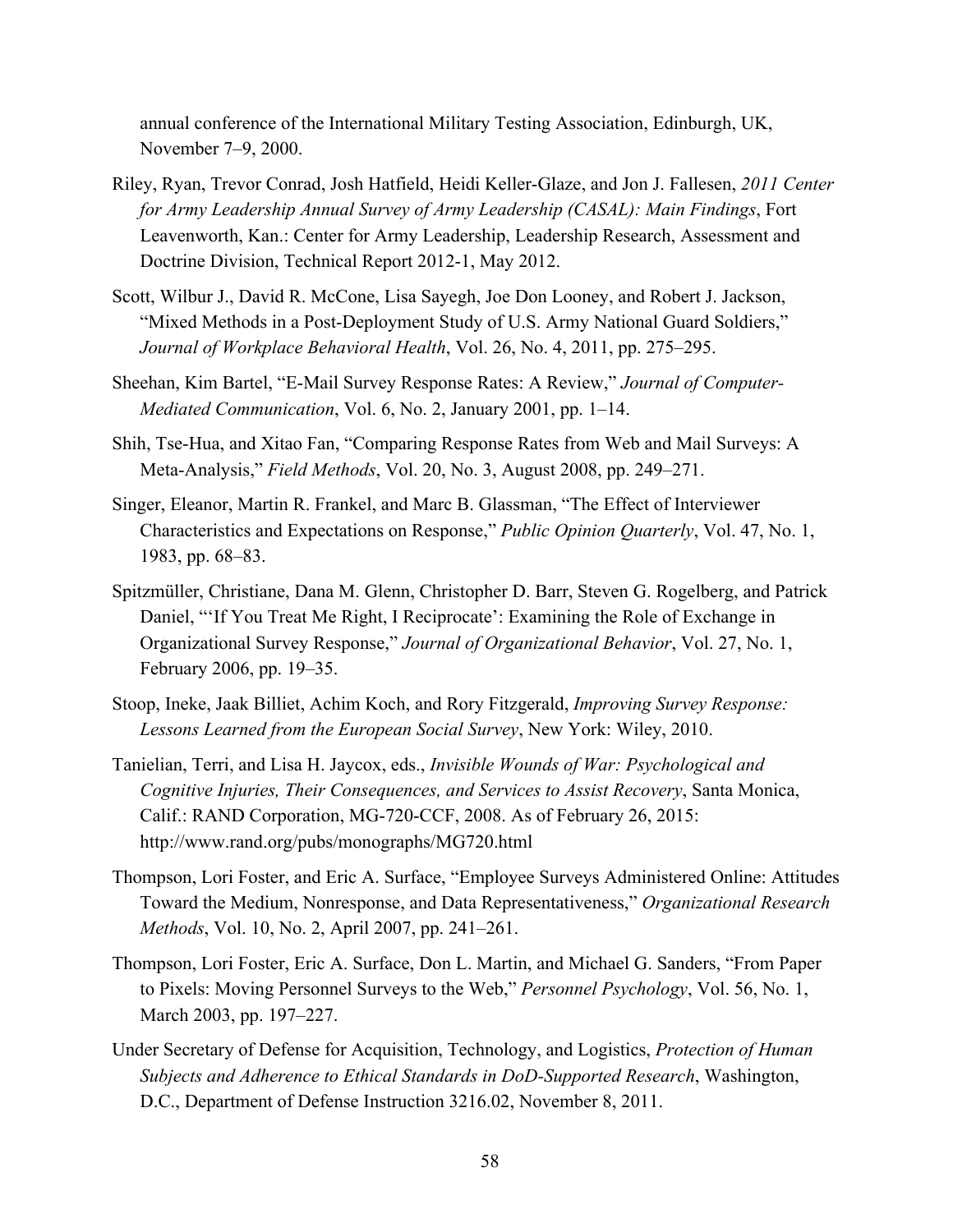annual conference of the International Military Testing Association, Edinburgh, UK, November 7–9, 2000.

Riley, Ryan, Trevor Conrad, Josh Hatfield, Heidi Keller-Glaze, and Jon J. Fallesen, *2011 Center for Army Leadership Annual Survey of Army Leadership (CASAL): Main Findings*, Fort Leavenworth, Kan.: Center for Army Leadership, Leadership Research, Assessment and Doctrine Division, Technical Report 2012-1, May 2012.

Scott, Wilbur J., David R. McCone, Lisa Sayegh, Joe Don Looney, and Robert J. Jackson, "Mixed Methods in a Post-Deployment Study of U.S. Army National Guard Soldiers," *Journal of Workplace Behavioral Health*, Vol. 26, No. 4, 2011, pp. 275–295.

Sheehan, Kim Bartel, "E-Mail Survey Response Rates: A Review," *Journal of Computer-Mediated Communication*, Vol. 6, No. 2, January 2001, pp. 1–14.

Shih, Tse-Hua, and Xitao Fan, "Comparing Response Rates from Web and Mail Surveys: A Meta-Analysis," *Field Methods*, Vol. 20, No. 3, August 2008, pp. 249–271.

Singer, Eleanor, Martin R. Frankel, and Marc B. Glassman, "The Effect of Interviewer Characteristics and Expectations on Response," *Public Opinion Quarterly*, Vol. 47, No. 1, 1983, pp. 68–83.

Spitzmüller, Christiane, Dana M. Glenn, Christopher D. Barr, Steven G. Rogelberg, and Patrick Daniel, "'If You Treat Me Right, I Reciprocate': Examining the Role of Exchange in Organizational Survey Response," *Journal of Organizational Behavior*, Vol. 27, No. 1, February 2006, pp. 19–35.

Stoop, Ineke, Jaak Billiet, Achim Koch, and Rory Fitzgerald, *Improving Survey Response: Lessons Learned from the European Social Survey*, New York: Wiley, 2010.

Tanielian, Terri, and Lisa H. Jaycox, eds., *Invisible Wounds of War: Psychological and Cognitive Injuries, Their Consequences, and Services to Assist Recovery*, Santa Monica, Calif.: RAND Corporation, MG-720-CCF, 2008. As of February 26, 2015: http://www.rand.org/pubs/monographs/MG720.html

Thompson, Lori Foster, and Eric A. Surface, "Employee Surveys Administered Online: Attitudes Toward the Medium, Nonresponse, and Data Representativeness," *Organizational Research Methods*, Vol. 10, No. 2, April 2007, pp. 241–261.

Thompson, Lori Foster, Eric A. Surface, Don L. Martin, and Michael G. Sanders, "From Paper to Pixels: Moving Personnel Surveys to the Web," *Personnel Psychology*, Vol. 56, No. 1, March 2003, pp. 197–227.

Under Secretary of Defense for Acquisition, Technology, and Logistics, *Protection of Human Subjects and Adherence to Ethical Standards in DoD-Supported Research*, Washington, D.C., Department of Defense Instruction 3216.02, November 8, 2011.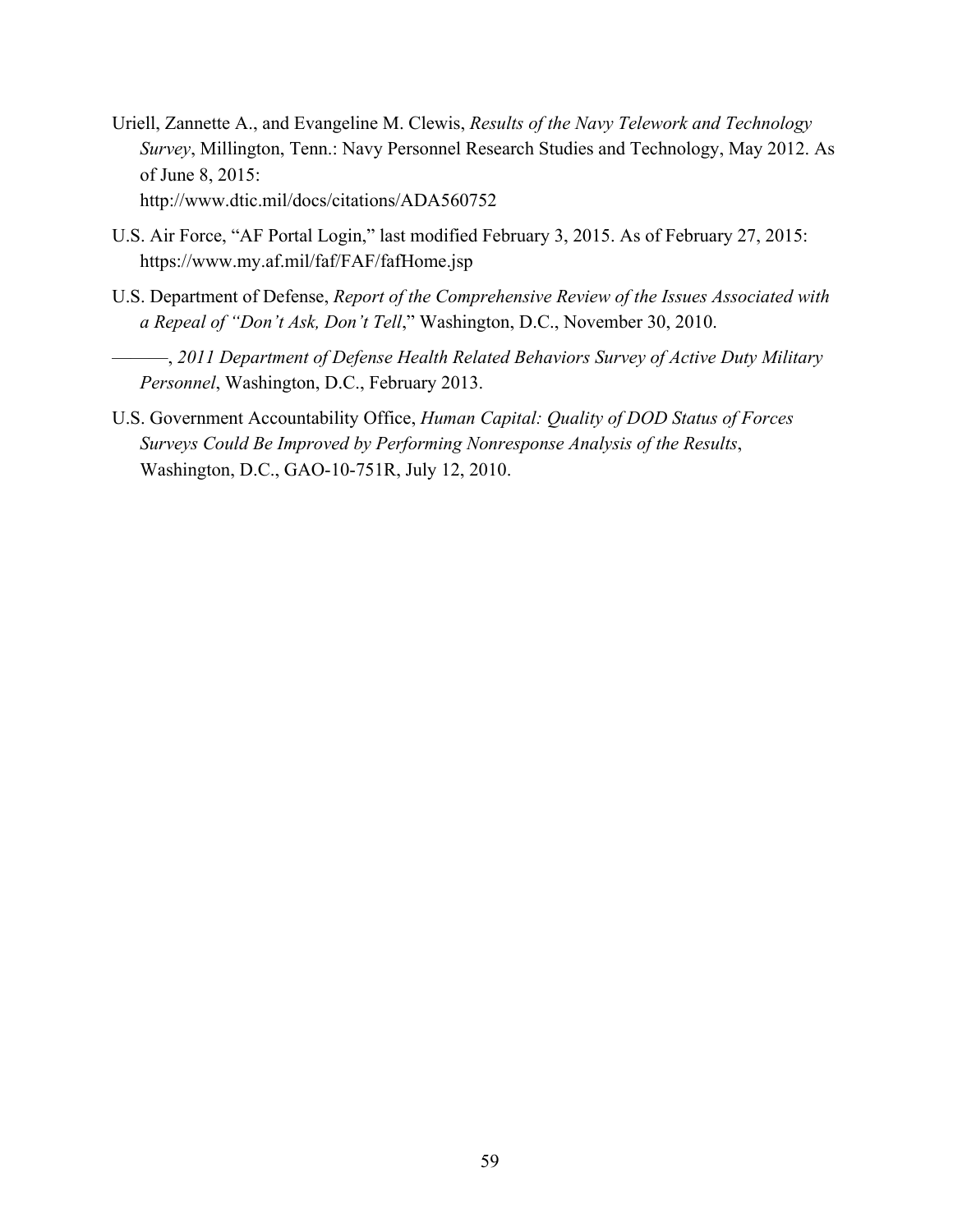Uriell, Zannette A., and Evangeline M. Clewis, *Results of the Navy Telework and Technology Survey*, Millington, Tenn.: Navy Personnel Research Studies and Technology, May 2012. As of June 8, 2015:
http://www.dtic.mil/docs/citations/ADA560752

U.S. Air Force, "AF Portal Login," last modified February 3, 2015. As of February 27, 2015:
https://www.my.af.mil/faf/FAF/fafHome.jsp

U.S. Department of Defense, *Report of the Comprehensive Review of the Issues Associated with a Repeal of "Don't Ask, Don't Tell*," Washington, D.C., November 30, 2010.

———, *2011 Department of Defense Health Related Behaviors Survey of Active Duty Military Personnel*, Washington, D.C., February 2013.

U.S. Government Accountability Office, *Human Capital: Quality of DOD Status of Forces Surveys Could Be Improved by Performing Nonresponse Analysis of the Results*, Washington, D.C., GAO-10-751R, July 12, 2010.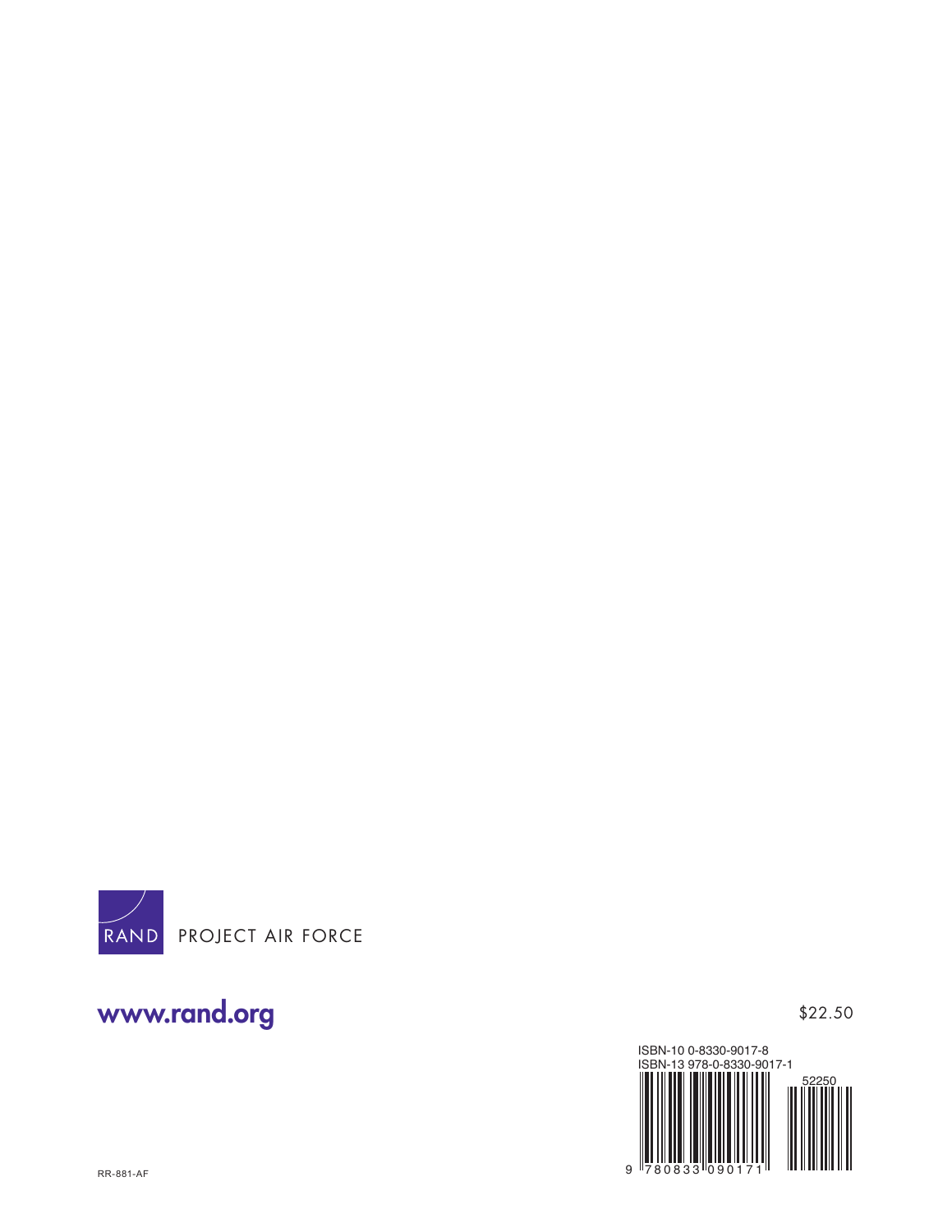RAND PROJECT AIR FORCE

www.rand.org

$22.50

ISBN-10 0-8330-9017-8
ISBN-13 978-0-8330-9017-1

52250

9 780833 090171

RR-881-AF